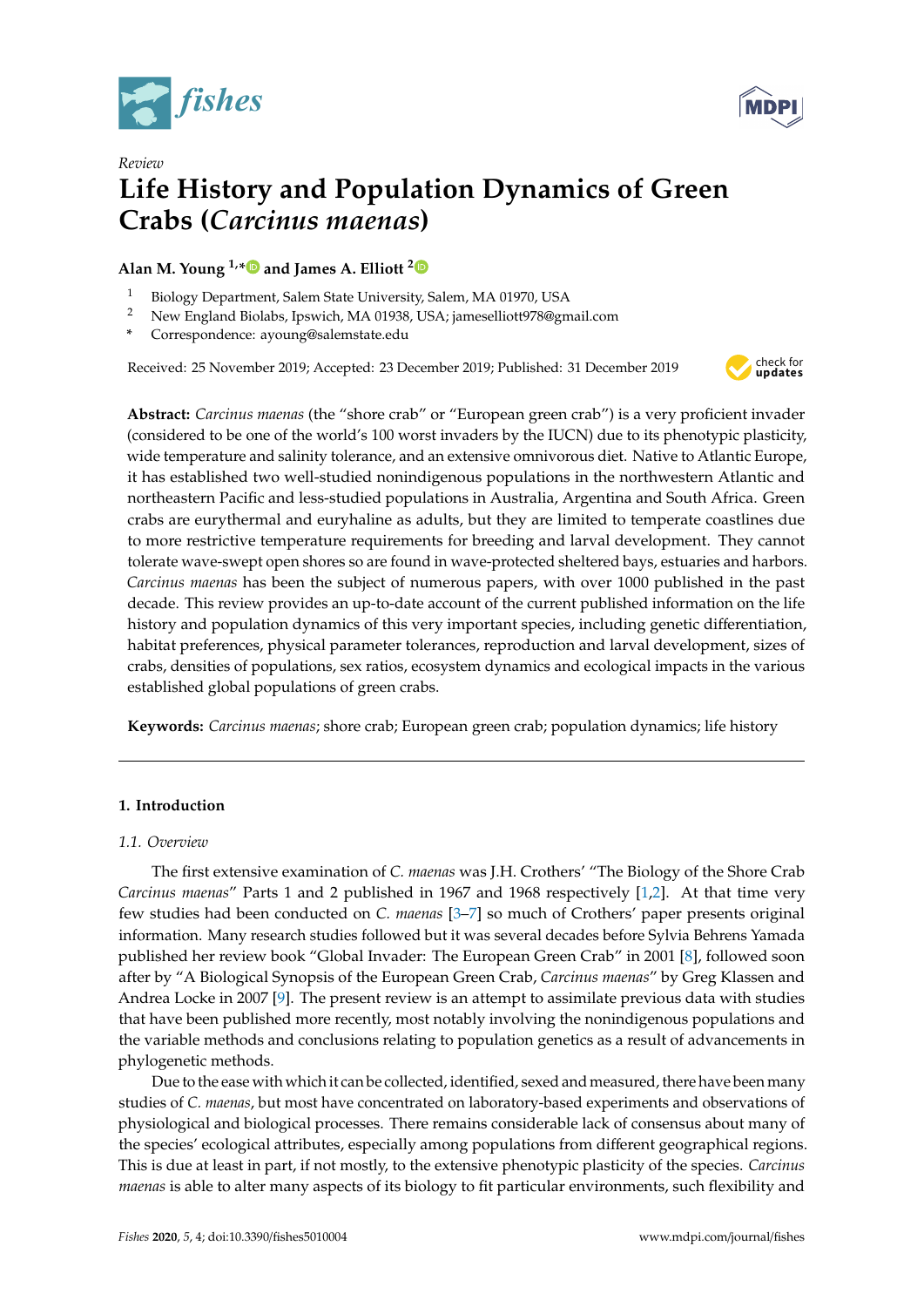Review

# Life History and Population Dynamics of Green Crabs (*Carcinus maenas*)

**Alan M. Young [1,*] and James A. Elliott [2]**

[1] Biology Department, Salem State University, Salem, MA 01970, USA
[2] New England Biolabs, Ipswich, MA 01938, USA; jameselliott978@gmail.com
* Correspondence: ayoung@salemstate.edu

Received: 25 November 2019; Accepted: 23 December 2019; Published: 31 December 2019

**Abstract:** *Carcinus maenas* (the "shore crab" or "European green crab") is a very proficient invader (considered to be one of the world's 100 worst invaders by the IUCN) due to its phenotypic plasticity, wide temperature and salinity tolerance, and an extensive omnivorous diet. Native to Atlantic Europe, it has established two well-studied nonindigenous populations in the northwestern Atlantic and northeastern Pacific and less-studied populations in Australia, Argentina and South Africa. Green crabs are eurythermal and euryhaline as adults, but they are limited to temperate coastlines due to more restrictive temperature requirements for breeding and larval development. They cannot tolerate wave-swept open shores so are found in wave-protected sheltered bays, estuaries and harbors. *Carcinus maenas* has been the subject of numerous papers, with over 1000 published in the past decade. This review provides an up-to-date account of the current published information on the life history and population dynamics of this very important species, including genetic differentiation, habitat preferences, physical parameter tolerances, reproduction and larval development, sizes of crabs, densities of populations, sex ratios, ecosystem dynamics and ecological impacts in the various established global populations of green crabs.

**Keywords:** *Carcinus maenas*; shore crab; European green crab; population dynamics; life history

## 1. Introduction

### 1.1. Overview

The first extensive examination of *C. maenas* was J.H. Crothers' "The Biology of the Shore Crab *Carcinus maenas*" Parts 1 and 2 published in 1967 and 1968 respectively [1,2]. At that time very few studies had been conducted on *C. maenas* [3–7] so much of Crothers' paper presents original information. Many research studies followed but it was several decades before Sylvia Behrens Yamada published her review book "Global Invader: The European Green Crab" in 2001 [8], followed soon after by "A Biological Synopsis of the European Green Crab, *Carcinus maenas*" by Greg Klassen and Andrea Locke in 2007 [9]. The present review is an attempt to assimilate previous data with studies that have been published more recently, most notably involving the nonindigenous populations and the variable methods and conclusions relating to population genetics as a result of advancements in phylogenetic methods.

Due to the ease with which it can be collected, identified, sexed and measured, there have been many studies of *C. maenas*, but most have concentrated on laboratory-based experiments and observations of physiological and biological processes. There remains considerable lack of consensus about many of the species' ecological attributes, especially among populations from different geographical regions. This is due at least in part, if not mostly, to the extensive phenotypic plasticity of the species. *Carcinus maenas* is able to alter many aspects of its biology to fit particular environments, such flexibility and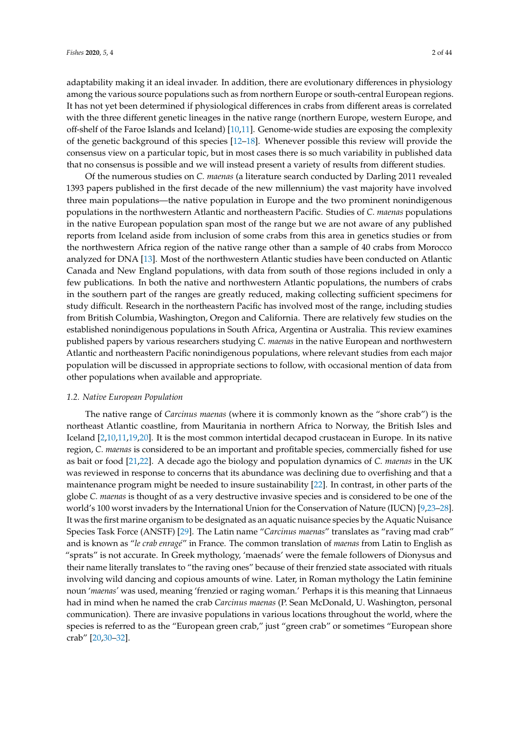adaptability making it an ideal invader. In addition, there are evolutionary differences in physiology among the various source populations such as from northern Europe or south-central European regions. It has not yet been determined if physiological differences in crabs from different areas is correlated with the three different genetic lineages in the native range (northern Europe, western Europe, and off-shelf of the Faroe Islands and Iceland) [10,11]. Genome-wide studies are exposing the complexity of the genetic background of this species [12–18]. Whenever possible this review will provide the consensus view on a particular topic, but in most cases there is so much variability in published data that no consensus is possible and we will instead present a variety of results from different studies.

Of the numerous studies on *C. maenas* (a literature search conducted by Darling 2011 revealed 1393 papers published in the first decade of the new millennium) the vast majority have involved three main populations—the native population in Europe and the two prominent nonindigenous populations in the northwestern Atlantic and northeastern Pacific. Studies of *C. maenas* populations in the native European population span most of the range but we are not aware of any published reports from Iceland aside from inclusion of some crabs from this area in genetics studies or from the northwestern Africa region of the native range other than a sample of 40 crabs from Morocco analyzed for DNA [13]. Most of the northwestern Atlantic studies have been conducted on Atlantic Canada and New England populations, with data from south of those regions included in only a few publications. In both the native and northwestern Atlantic populations, the numbers of crabs in the southern part of the ranges are greatly reduced, making collecting sufficient specimens for study difficult. Research in the northeastern Pacific has involved most of the range, including studies from British Columbia, Washington, Oregon and California. There are relatively few studies on the established nonindigenous populations in South Africa, Argentina or Australia. This review examines published papers by various researchers studying *C. maenas* in the native European and northwestern Atlantic and northeastern Pacific nonindigenous populations, where relevant studies from each major population will be discussed in appropriate sections to follow, with occasional mention of data from other populations when available and appropriate.

### *1.2. Native European Population*

The native range of *Carcinus maenas* (where it is commonly known as the "shore crab") is the northeast Atlantic coastline, from Mauritania in northern Africa to Norway, the British Isles and Iceland [2,10,11,19,20]. It is the most common intertidal decapod crustacean in Europe. In its native region, *C. maenas* is considered to be an important and profitable species, commercially fished for use as bait or food [21,22]. A decade ago the biology and population dynamics of *C. maenas* in the UK was reviewed in response to concerns that its abundance was declining due to overfishing and that a maintenance program might be needed to insure sustainability [22]. In contrast, in other parts of the globe *C. maenas* is thought of as a very destructive invasive species and is considered to be one of the world's 100 worst invaders by the International Union for the Conservation of Nature (IUCN) [9,23–28]. It was the first marine organism to be designated as an aquatic nuisance species by the Aquatic Nuisance Species Task Force (ANSTF) [29]. The Latin name "*Carcinus maenas*" translates as "raving mad crab" and is known as "*le crab enragé*" in France. The common translation of *maenas* from Latin to English as "sprats" is not accurate. In Greek mythology, 'maenads' were the female followers of Dionysus and their name literally translates to "the raving ones" because of their frenzied state associated with rituals involving wild dancing and copious amounts of wine. Later, in Roman mythology the Latin feminine noun '*maenas*' was used, meaning 'frenzied or raging woman.' Perhaps it is this meaning that Linnaeus had in mind when he named the crab *Carcinus maenas* (P. Sean McDonald, U. Washington, personal communication). There are invasive populations in various locations throughout the world, where the species is referred to as the "European green crab," just "green crab" or sometimes "European shore crab" [20,30–32].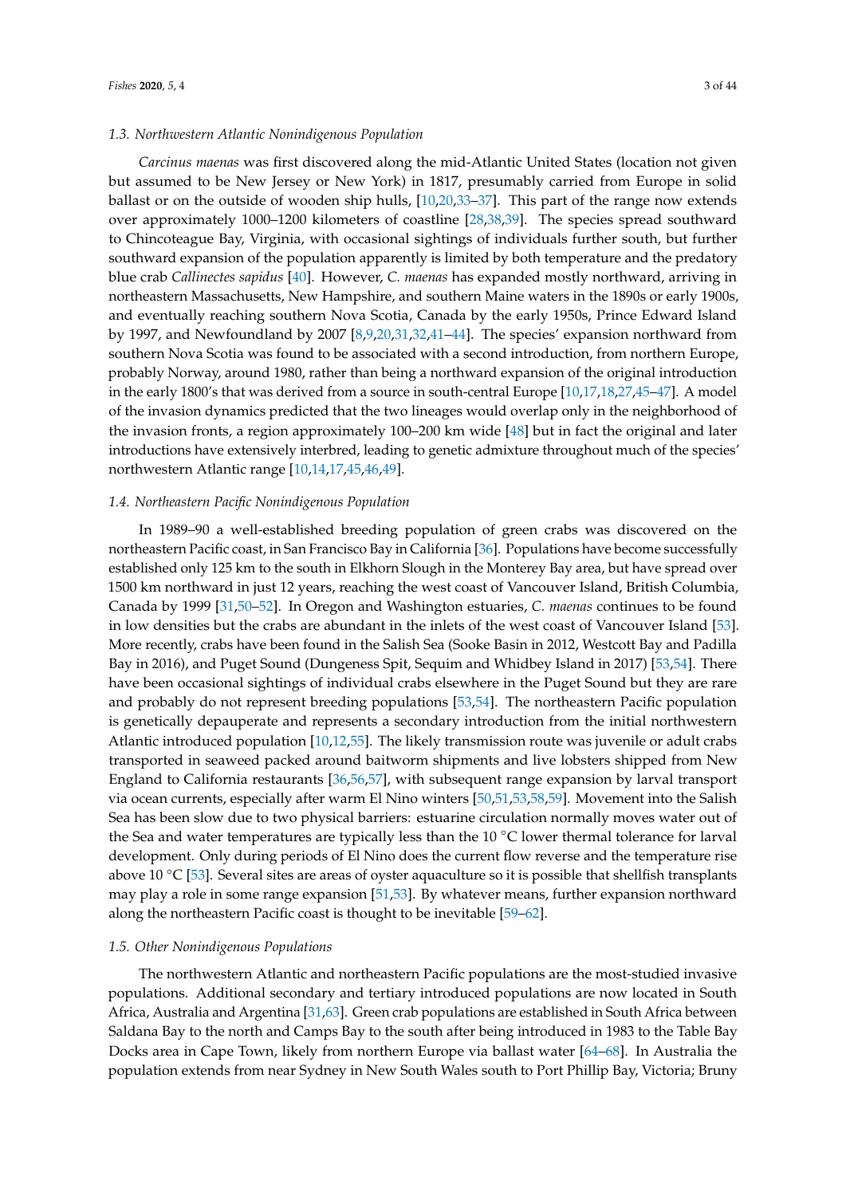### 1.3. Northwestern Atlantic Nonindigenous Population

*Carcinus maenas* was first discovered along the mid-Atlantic United States (location not given but assumed to be New Jersey or New York) in 1817, presumably carried from Europe in solid ballast or on the outside of wooden ship hulls, [10,20,33–37]. This part of the range now extends over approximately 1000–1200 kilometers of coastline [28,38,39]. The species spread southward to Chincoteague Bay, Virginia, with occasional sightings of individuals further south, but further southward expansion of the population apparently is limited by both temperature and the predatory blue crab *Callinectes sapidus* [40]. However, *C. maenas* has expanded mostly northward, arriving in northeastern Massachusetts, New Hampshire, and southern Maine waters in the 1890s or early 1900s, and eventually reaching southern Nova Scotia, Canada by the early 1950s, Prince Edward Island by 1997, and Newfoundland by 2007 [8,9,20,31,32,41–44]. The species' expansion northward from southern Nova Scotia was found to be associated with a second introduction, from northern Europe, probably Norway, around 1980, rather than being a northward expansion of the original introduction in the early 1800's that was derived from a source in south-central Europe [10,17,18,27,45–47]. A model of the invasion dynamics predicted that the two lineages would overlap only in the neighborhood of the invasion fronts, a region approximately 100–200 km wide [48] but in fact the original and later introductions have extensively interbred, leading to genetic admixture throughout much of the species' northwestern Atlantic range [10,14,17,45,46,49].

### 1.4. Northeastern Pacific Nonindigenous Population

In 1989–90 a well-established breeding population of green crabs was discovered on the northeastern Pacific coast, in San Francisco Bay in California [36]. Populations have become successfully established only 125 km to the south in Elkhorn Slough in the Monterey Bay area, but have spread over 1500 km northward in just 12 years, reaching the west coast of Vancouver Island, British Columbia, Canada by 1999 [31,50–52]. In Oregon and Washington estuaries, *C. maenas* continues to be found in low densities but the crabs are abundant in the inlets of the west coast of Vancouver Island [53]. More recently, crabs have been found in the Salish Sea (Sooke Basin in 2012, Westcott Bay and Padilla Bay in 2016), and Puget Sound (Dungeness Spit, Sequim and Whidbey Island in 2017) [53,54]. There have been occasional sightings of individual crabs elsewhere in the Puget Sound but they are rare and probably do not represent breeding populations [53,54]. The northeastern Pacific population is genetically depauperate and represents a secondary introduction from the initial northwestern Atlantic introduced population [10,12,55]. The likely transmission route was juvenile or adult crabs transported in seaweed packed around baitworm shipments and live lobsters shipped from New England to California restaurants [36,56,57], with subsequent range expansion by larval transport via ocean currents, especially after warm El Nino winters [50,51,53,58,59]. Movement into the Salish Sea has been slow due to two physical barriers: estuarine circulation normally moves water out of the Sea and water temperatures are typically less than the 10 °C lower thermal tolerance for larval development. Only during periods of El Nino does the current flow reverse and the temperature rise above 10 °C [53]. Several sites are areas of oyster aquaculture so it is possible that shellfish transplants may play a role in some range expansion [51,53]. By whatever means, further expansion northward along the northeastern Pacific coast is thought to be inevitable [59–62].

### 1.5. Other Nonindigenous Populations

The northwestern Atlantic and northeastern Pacific populations are the most-studied invasive populations. Additional secondary and tertiary introduced populations are now located in South Africa, Australia and Argentina [31,63]. Green crab populations are established in South Africa between Saldana Bay to the north and Camps Bay to the south after being introduced in 1983 to the Table Bay Docks area in Cape Town, likely from northern Europe via ballast water [64–68]. In Australia the population extends from near Sydney in New South Wales south to Port Phillip Bay, Victoria; Bruny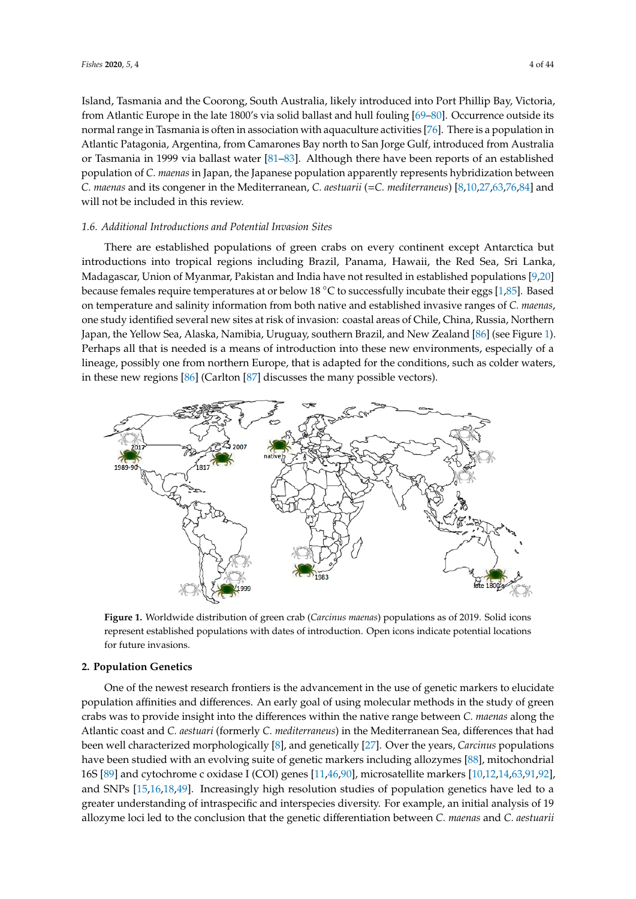Island, Tasmania and the Coorong, South Australia, likely introduced into Port Phillip Bay, Victoria, from Atlantic Europe in the late 1800's via solid ballast and hull fouling [69–80]. Occurrence outside its normal range in Tasmania is often in association with aquaculture activities [76]. There is a population in Atlantic Patagonia, Argentina, from Camarones Bay north to San Jorge Gulf, introduced from Australia or Tasmania in 1999 via ballast water [81–83]. Although there have been reports of an established population of *C. maenas* in Japan, the Japanese population apparently represents hybridization between *C. maenas* and its congener in the Mediterranean, *C. aestuarii* (=*C. mediterraneus*) [8,10,27,63,76,84] and will not be included in this review.

### 1.6. Additional Introductions and Potential Invasion Sites

There are established populations of green crabs on every continent except Antarctica but introductions into tropical regions including Brazil, Panama, Hawaii, the Red Sea, Sri Lanka, Madagascar, Union of Myanmar, Pakistan and India have not resulted in established populations [9,20] because females require temperatures at or below 18 °C to successfully incubate their eggs [1,85]. Based on temperature and salinity information from both native and established invasive ranges of *C. maenas*, one study identified several new sites at risk of invasion: coastal areas of Chile, China, Russia, Northern Japan, the Yellow Sea, Alaska, Namibia, Uruguay, southern Brazil, and New Zealand [86] (see Figure 1). Perhaps all that is needed is a means of introduction into these new environments, especially of a lineage, possibly one from northern Europe, that is adapted for the conditions, such as colder waters, in these new regions [86] (Carlton [87] discusses the many possible vectors).

**Figure 1.** Worldwide distribution of green crab (*Carcinus maenas*) populations as of 2019. Solid icons represent established populations with dates of introduction. Open icons indicate potential locations for future invasions.

## 2. Population Genetics

One of the newest research frontiers is the advancement in the use of genetic markers to elucidate population affinities and differences. An early goal of using molecular methods in the study of green crabs was to provide insight into the differences within the native range between *C. maenas* along the Atlantic coast and *C. aestuari* (formerly *C. mediterraneus*) in the Mediterranean Sea, differences that had been well characterized morphologically [8], and genetically [27]. Over the years, *Carcinus* populations have been studied with an evolving suite of genetic markers including allozymes [88], mitochondrial 16S [89] and cytochrome c oxidase I (COI) genes [11,46,90], microsatellite markers [10,12,14,63,91,92], and SNPs [15,16,18,49]. Increasingly high resolution studies of population genetics have led to a greater understanding of intraspecific and interspecies diversity. For example, an initial analysis of 19 allozyme loci led to the conclusion that the genetic differentiation between *C. maenas* and *C. aestuarii*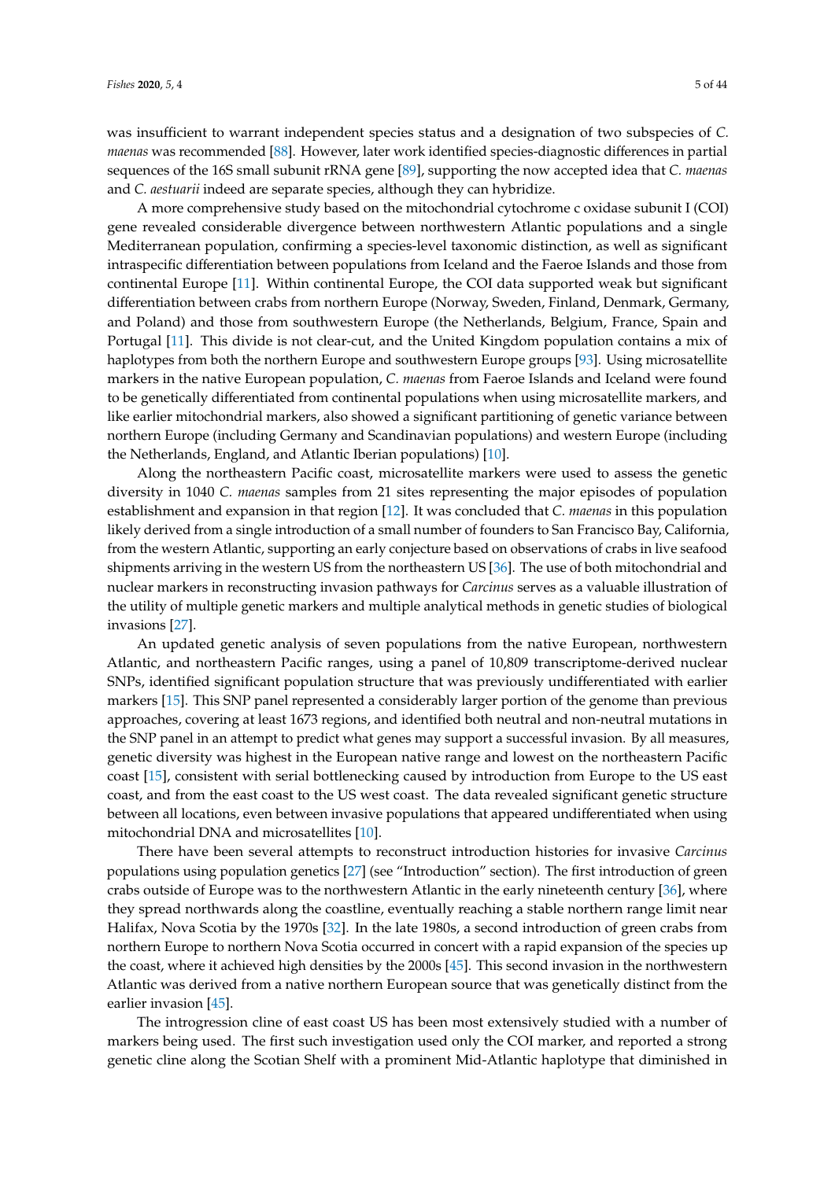was insufficient to warrant independent species status and a designation of two subspecies of *C. maenas* was recommended [88]. However, later work identified species-diagnostic differences in partial sequences of the 16S small subunit rRNA gene [89], supporting the now accepted idea that *C. maenas* and *C. aestuarii* indeed are separate species, although they can hybridize.

A more comprehensive study based on the mitochondrial cytochrome c oxidase subunit I (COI) gene revealed considerable divergence between northwestern Atlantic populations and a single Mediterranean population, confirming a species-level taxonomic distinction, as well as significant intraspecific differentiation between populations from Iceland and the Faeroe Islands and those from continental Europe [11]. Within continental Europe, the COI data supported weak but significant differentiation between crabs from northern Europe (Norway, Sweden, Finland, Denmark, Germany, and Poland) and those from southwestern Europe (the Netherlands, Belgium, France, Spain and Portugal [11]. This divide is not clear-cut, and the United Kingdom population contains a mix of haplotypes from both the northern Europe and southwestern Europe groups [93]. Using microsatellite markers in the native European population, *C. maenas* from Faeroe Islands and Iceland were found to be genetically differentiated from continental populations when using microsatellite markers, and like earlier mitochondrial markers, also showed a significant partitioning of genetic variance between northern Europe (including Germany and Scandinavian populations) and western Europe (including the Netherlands, England, and Atlantic Iberian populations) [10].

Along the northeastern Pacific coast, microsatellite markers were used to assess the genetic diversity in 1040 *C. maenas* samples from 21 sites representing the major episodes of population establishment and expansion in that region [12]. It was concluded that *C. maenas* in this population likely derived from a single introduction of a small number of founders to San Francisco Bay, California, from the western Atlantic, supporting an early conjecture based on observations of crabs in live seafood shipments arriving in the western US from the northeastern US [36]. The use of both mitochondrial and nuclear markers in reconstructing invasion pathways for *Carcinus* serves as a valuable illustration of the utility of multiple genetic markers and multiple analytical methods in genetic studies of biological invasions [27].

An updated genetic analysis of seven populations from the native European, northwestern Atlantic, and northeastern Pacific ranges, using a panel of 10,809 transcriptome-derived nuclear SNPs, identified significant population structure that was previously undifferentiated with earlier markers [15]. This SNP panel represented a considerably larger portion of the genome than previous approaches, covering at least 1673 regions, and identified both neutral and non-neutral mutations in the SNP panel in an attempt to predict what genes may support a successful invasion. By all measures, genetic diversity was highest in the European native range and lowest on the northeastern Pacific coast [15], consistent with serial bottlenecking caused by introduction from Europe to the US east coast, and from the east coast to the US west coast. The data revealed significant genetic structure between all locations, even between invasive populations that appeared undifferentiated when using mitochondrial DNA and microsatellites [10].

There have been several attempts to reconstruct introduction histories for invasive *Carcinus* populations using population genetics [27] (see "Introduction" section). The first introduction of green crabs outside of Europe was to the northwestern Atlantic in the early nineteenth century [36], where they spread northwards along the coastline, eventually reaching a stable northern range limit near Halifax, Nova Scotia by the 1970s [32]. In the late 1980s, a second introduction of green crabs from northern Europe to northern Nova Scotia occurred in concert with a rapid expansion of the species up the coast, where it achieved high densities by the 2000s [45]. This second invasion in the northwestern Atlantic was derived from a native northern European source that was genetically distinct from the earlier invasion [45].

The introgression cline of east coast US has been most extensively studied with a number of markers being used. The first such investigation used only the COI marker, and reported a strong genetic cline along the Scotian Shelf with a prominent Mid-Atlantic haplotype that diminished in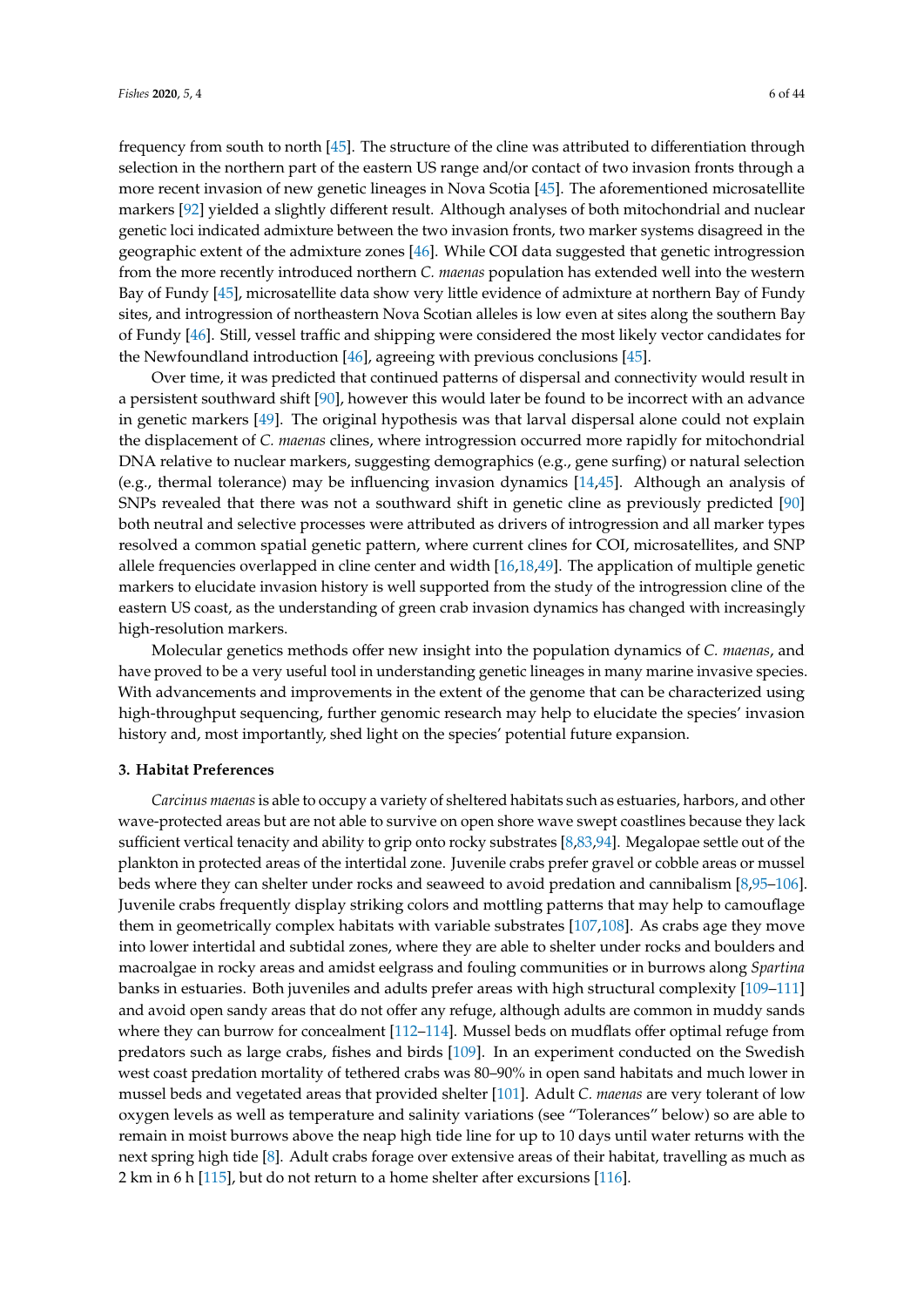frequency from south to north [45]. The structure of the cline was attributed to differentiation through selection in the northern part of the eastern US range and/or contact of two invasion fronts through a more recent invasion of new genetic lineages in Nova Scotia [45]. The aforementioned microsatellite markers [92] yielded a slightly different result. Although analyses of both mitochondrial and nuclear genetic loci indicated admixture between the two invasion fronts, two marker systems disagreed in the geographic extent of the admixture zones [46]. While COI data suggested that genetic introgression from the more recently introduced northern *C. maenas* population has extended well into the western Bay of Fundy [45], microsatellite data show very little evidence of admixture at northern Bay of Fundy sites, and introgression of northeastern Nova Scotian alleles is low even at sites along the southern Bay of Fundy [46]. Still, vessel traffic and shipping were considered the most likely vector candidates for the Newfoundland introduction [46], agreeing with previous conclusions [45].

Over time, it was predicted that continued patterns of dispersal and connectivity would result in a persistent southward shift [90], however this would later be found to be incorrect with an advance in genetic markers [49]. The original hypothesis was that larval dispersal alone could not explain the displacement of *C. maenas* clines, where introgression occurred more rapidly for mitochondrial DNA relative to nuclear markers, suggesting demographics (e.g., gene surfing) or natural selection (e.g., thermal tolerance) may be influencing invasion dynamics [14,45]. Although an analysis of SNPs revealed that there was not a southward shift in genetic cline as previously predicted [90] both neutral and selective processes were attributed as drivers of introgression and all marker types resolved a common spatial genetic pattern, where current clines for COI, microsatellites, and SNP allele frequencies overlapped in cline center and width [16,18,49]. The application of multiple genetic markers to elucidate invasion history is well supported from the study of the introgression cline of the eastern US coast, as the understanding of green crab invasion dynamics has changed with increasingly high-resolution markers.

Molecular genetics methods offer new insight into the population dynamics of *C. maenas*, and have proved to be a very useful tool in understanding genetic lineages in many marine invasive species. With advancements and improvements in the extent of the genome that can be characterized using high-throughput sequencing, further genomic research may help to elucidate the species' invasion history and, most importantly, shed light on the species' potential future expansion.

## 3. Habitat Preferences

*Carcinus maenas* is able to occupy a variety of sheltered habitats such as estuaries, harbors, and other wave-protected areas but are not able to survive on open shore wave swept coastlines because they lack sufficient vertical tenacity and ability to grip onto rocky substrates [8,83,94]. Megalopae settle out of the plankton in protected areas of the intertidal zone. Juvenile crabs prefer gravel or cobble areas or mussel beds where they can shelter under rocks and seaweed to avoid predation and cannibalism [8,95–106]. Juvenile crabs frequently display striking colors and mottling patterns that may help to camouflage them in geometrically complex habitats with variable substrates [107,108]. As crabs age they move into lower intertidal and subtidal zones, where they are able to shelter under rocks and boulders and macroalgae in rocky areas and amidst eelgrass and fouling communities or in burrows along *Spartina* banks in estuaries. Both juveniles and adults prefer areas with high structural complexity [109–111] and avoid open sandy areas that do not offer any refuge, although adults are common in muddy sands where they can burrow for concealment [112–114]. Mussel beds on mudflats offer optimal refuge from predators such as large crabs, fishes and birds [109]. In an experiment conducted on the Swedish west coast predation mortality of tethered crabs was 80–90% in open sand habitats and much lower in mussel beds and vegetated areas that provided shelter [101]. Adult *C. maenas* are very tolerant of low oxygen levels as well as temperature and salinity variations (see "Tolerances" below) so are able to remain in moist burrows above the neap high tide line for up to 10 days until water returns with the next spring high tide [8]. Adult crabs forage over extensive areas of their habitat, travelling as much as 2 km in 6 h [115], but do not return to a home shelter after excursions [116].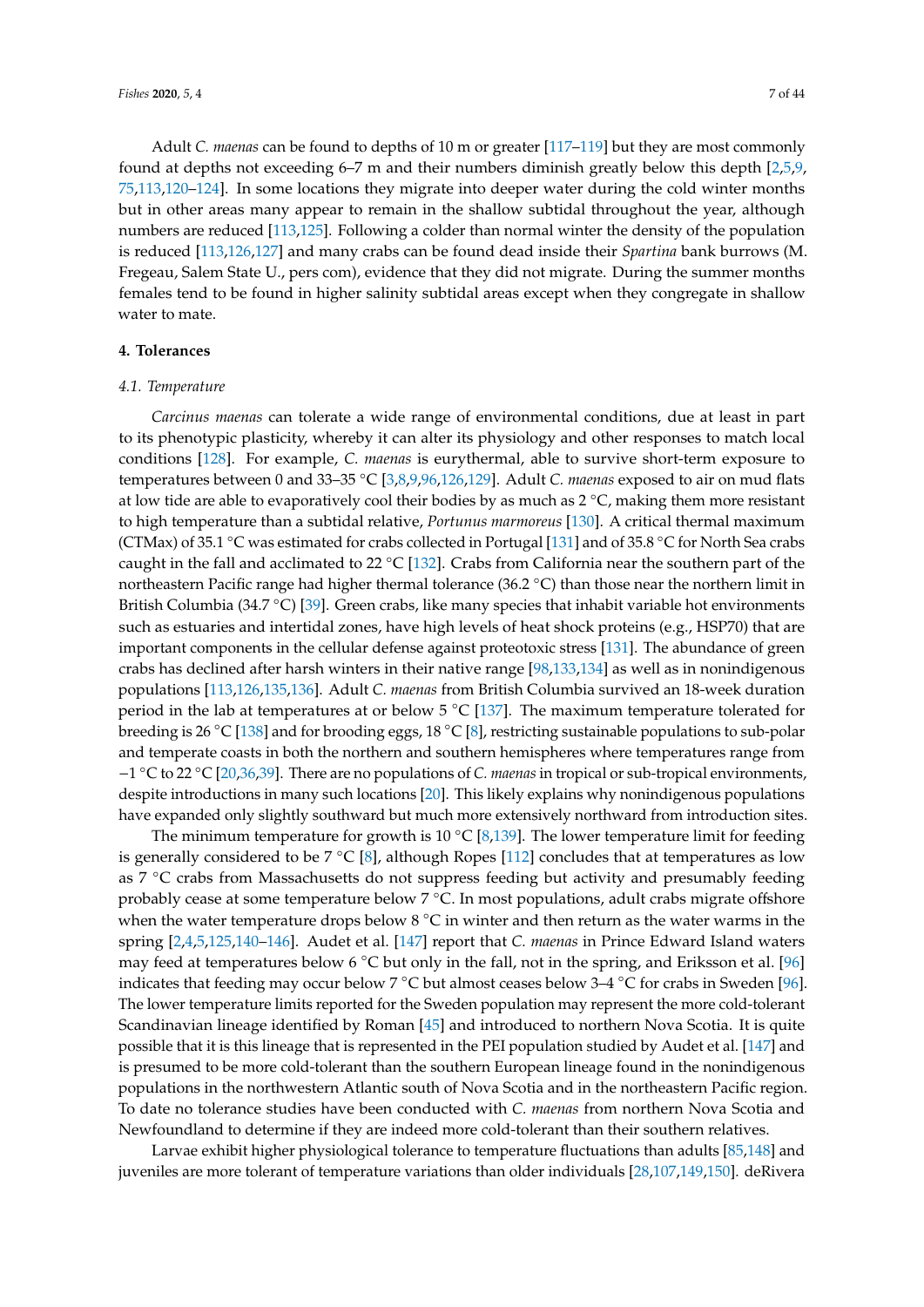Adult *C. maenas* can be found to depths of 10 m or greater [117–119] but they are most commonly found at depths not exceeding 6–7 m and their numbers diminish greatly below this depth [2,5,9,75,113,120–124]. In some locations they migrate into deeper water during the cold winter months but in other areas many appear to remain in the shallow subtidal throughout the year, although numbers are reduced [113,125]. Following a colder than normal winter the density of the population is reduced [113,126,127] and many crabs can be found dead inside their *Spartina* bank burrows (M. Fregeau, Salem State U., pers com), evidence that they did not migrate. During the summer months females tend to be found in higher salinity subtidal areas except when they congregate in shallow water to mate.

## 4. Tolerances

### 4.1. Temperature

*Carcinus maenas* can tolerate a wide range of environmental conditions, due at least in part to its phenotypic plasticity, whereby it can alter its physiology and other responses to match local conditions [128]. For example, *C. maenas* is eurythermal, able to survive short-term exposure to temperatures between 0 and 33–35 °C [3,8,9,96,126,129]. Adult *C. maenas* exposed to air on mud flats at low tide are able to evaporatively cool their bodies by as much as 2 °C, making them more resistant to high temperature than a subtidal relative, *Portunus marmoreus* [130]. A critical thermal maximum (CTMax) of 35.1 °C was estimated for crabs collected in Portugal [131] and of 35.8 °C for North Sea crabs caught in the fall and acclimated to 22 °C [132]. Crabs from California near the southern part of the northeastern Pacific range had higher thermal tolerance (36.2 °C) than those near the northern limit in British Columbia (34.7 °C) [39]. Green crabs, like many species that inhabit variable hot environments such as estuaries and intertidal zones, have high levels of heat shock proteins (e.g., HSP70) that are important components in the cellular defense against proteotoxic stress [131]. The abundance of green crabs has declined after harsh winters in their native range [98,133,134] as well as in nonindigenous populations [113,126,135,136]. Adult *C. maenas* from British Columbia survived an 18-week duration period in the lab at temperatures at or below 5 °C [137]. The maximum temperature tolerated for breeding is 26 °C [138] and for brooding eggs, 18 °C [8], restricting sustainable populations to sub-polar and temperate coasts in both the northern and southern hemispheres where temperatures range from −1 °C to 22 °C [20,36,39]. There are no populations of *C. maenas* in tropical or sub-tropical environments, despite introductions in many such locations [20]. This likely explains why nonindigenous populations have expanded only slightly southward but much more extensively northward from introduction sites.

The minimum temperature for growth is 10 °C [8,139]. The lower temperature limit for feeding is generally considered to be 7 °C [8], although Ropes [112] concludes that at temperatures as low as 7 °C crabs from Massachusetts do not suppress feeding but activity and presumably feeding probably cease at some temperature below 7 °C. In most populations, adult crabs migrate offshore when the water temperature drops below 8 °C in winter and then return as the water warms in the spring [2,4,5,125,140–146]. Audet et al. [147] report that *C. maenas* in Prince Edward Island waters may feed at temperatures below 6 °C but only in the fall, not in the spring, and Eriksson et al. [96] indicates that feeding may occur below 7 °C but almost ceases below 3–4 °C for crabs in Sweden [96]. The lower temperature limits reported for the Sweden population may represent the more cold-tolerant Scandinavian lineage identified by Roman [45] and introduced to northern Nova Scotia. It is quite possible that it is this lineage that is represented in the PEI population studied by Audet et al. [147] and is presumed to be more cold-tolerant than the southern European lineage found in the nonindigenous populations in the northwestern Atlantic south of Nova Scotia and in the northeastern Pacific region. To date no tolerance studies have been conducted with *C. maenas* from northern Nova Scotia and Newfoundland to determine if they are indeed more cold-tolerant than their southern relatives.

Larvae exhibit higher physiological tolerance to temperature fluctuations than adults [85,148] and juveniles are more tolerant of temperature variations than older individuals [28,107,149,150]. deRivera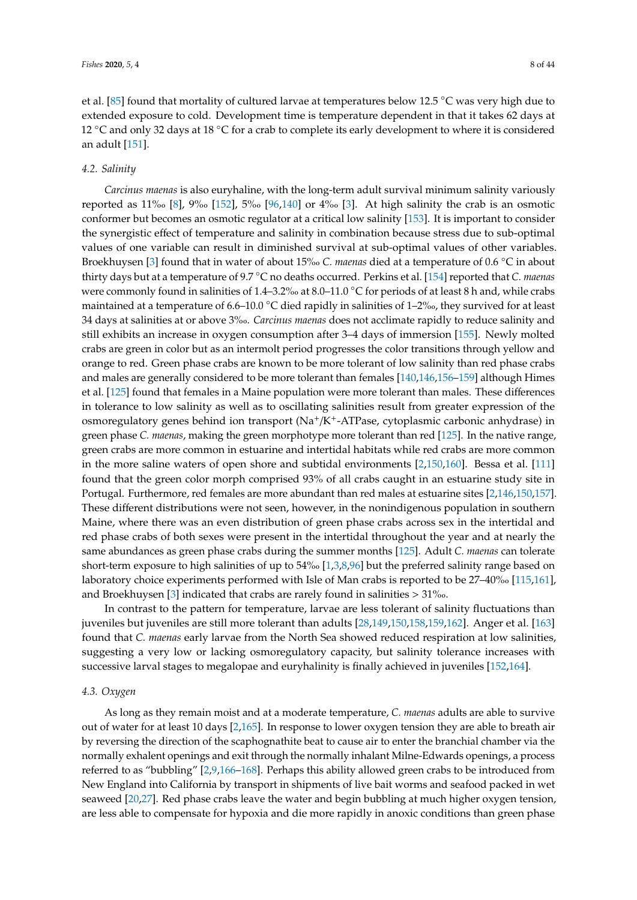et al. [85] found that mortality of cultured larvae at temperatures below 12.5 °C was very high due to extended exposure to cold. Development time is temperature dependent in that it takes 62 days at 12 °C and only 32 days at 18 °C for a crab to complete its early development to where it is considered an adult [151].

### 4.2. Salinity

*Carcinus maenas* is also euryhaline, with the long-term adult survival minimum salinity variously reported as 11‰ [8], 9‰ [152], 5‰ [96,140] or 4‰ [3]. At high salinity the crab is an osmotic conformer but becomes an osmotic regulator at a critical low salinity [153]. It is important to consider the synergistic effect of temperature and salinity in combination because stress due to sub-optimal values of one variable can result in diminished survival at sub-optimal values of other variables. Broekhuysen [3] found that in water of about 15‰ *C. maenas* died at a temperature of 0.6 °C in about thirty days but at a temperature of 9.7 °C no deaths occurred. Perkins et al. [154] reported that *C. maenas* were commonly found in salinities of 1.4–3.2‰ at 8.0–11.0 °C for periods of at least 8 h and, while crabs maintained at a temperature of 6.6–10.0 °C died rapidly in salinities of 1–2‰, they survived for at least 34 days at salinities at or above 3‰. *Carcinus maenas* does not acclimate rapidly to reduce salinity and still exhibits an increase in oxygen consumption after 3–4 days of immersion [155]. Newly molted crabs are green in color but as an intermolt period progresses the color transitions through yellow and orange to red. Green phase crabs are known to be more tolerant of low salinity than red phase crabs and males are generally considered to be more tolerant than females [140,146,156–159] although Himes et al. [125] found that females in a Maine population were more tolerant than males. These differences in tolerance to low salinity as well as to oscillating salinities result from greater expression of the osmoregulatory genes behind ion transport ($Na^+/K^+$-ATPase, cytoplasmic carbonic anhydrase) in green phase *C. maenas*, making the green morphotype more tolerant than red [125]. In the native range, green crabs are more common in estuarine and intertidal habitats while red crabs are more common in the more saline waters of open shore and subtidal environments [2,150,160]. Bessa et al. [111] found that the green color morph comprised 93% of all crabs caught in an estuarine study site in Portugal. Furthermore, red females are more abundant than red males at estuarine sites [2,146,150,157]. These different distributions were not seen, however, in the nonindigenous population in southern Maine, where there was an even distribution of green phase crabs across sex in the intertidal and red phase crabs of both sexes were present in the intertidal throughout the year and at nearly the same abundances as green phase crabs during the summer months [125]. Adult *C. maenas* can tolerate short-term exposure to high salinities of up to 54‰ [1,3,8,96] but the preferred salinity range based on laboratory choice experiments performed with Isle of Man crabs is reported to be 27–40‰ [115,161], and Broekhuysen [3] indicated that crabs are rarely found in salinities > 31‰.

In contrast to the pattern for temperature, larvae are less tolerant of salinity fluctuations than juveniles but juveniles are still more tolerant than adults [28,149,150,158,159,162]. Anger et al. [163] found that *C. maenas* early larvae from the North Sea showed reduced respiration at low salinities, suggesting a very low or lacking osmoregulatory capacity, but salinity tolerance increases with successive larval stages to megalopae and euryhalinity is finally achieved in juveniles [152,164].

### 4.3. Oxygen

As long as they remain moist and at a moderate temperature, *C. maenas* adults are able to survive out of water for at least 10 days [2,165]. In response to lower oxygen tension they are able to breath air by reversing the direction of the scaphognathite beat to cause air to enter the branchial chamber via the normally exhalent openings and exit through the normally inhalant Milne-Edwards openings, a process referred to as "bubbling" [2,9,166–168]. Perhaps this ability allowed green crabs to be introduced from New England into California by transport in shipments of live bait worms and seafood packed in wet seaweed [20,27]. Red phase crabs leave the water and begin bubbling at much higher oxygen tension, are less able to compensate for hypoxia and die more rapidly in anoxic conditions than green phase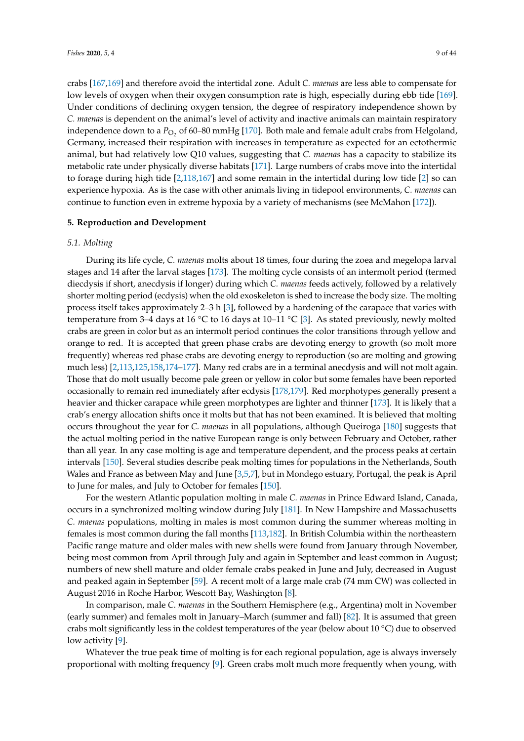crabs [167,169] and therefore avoid the intertidal zone. Adult *C. maenas* are less able to compensate for low levels of oxygen when their oxygen consumption rate is high, especially during ebb tide [169]. Under conditions of declining oxygen tension, the degree of respiratory independence shown by *C. maenas* is dependent on the animal's level of activity and inactive animals can maintain respiratory independence down to a $P_{O_2}$ of 60–80 mmHg [170]. Both male and female adult crabs from Helgoland, Germany, increased their respiration with increases in temperature as expected for an ectothermic animal, but had relatively low Q10 values, suggesting that *C. maenas* has a capacity to stabilize its metabolic rate under physically diverse habitats [171]. Large numbers of crabs move into the intertidal to forage during high tide [2,118,167] and some remain in the intertidal during low tide [2] so can experience hypoxia. As is the case with other animals living in tidepool environments, *C. maenas* can continue to function even in extreme hypoxia by a variety of mechanisms (see McMahon [172]).

## 5. Reproduction and Development

### 5.1. Molting

During its life cycle, *C. maenas* molts about 18 times, four during the zoea and megelopa larval stages and 14 after the larval stages [173]. The molting cycle consists of an intermolt period (termed diecdysis if short, anecdysis if longer) during which *C. maenas* feeds actively, followed by a relatively shorter molting period (ecdysis) when the old exoskeleton is shed to increase the body size. The molting process itself takes approximately 2–3 h [3], followed by a hardening of the carapace that varies with temperature from 3–4 days at 16 °C to 16 days at 10–11 °C [3]. As stated previously, newly molted crabs are green in color but as an intermolt period continues the color transitions through yellow and orange to red. It is accepted that green phase crabs are devoting energy to growth (so molt more frequently) whereas red phase crabs are devoting energy to reproduction (so are molting and growing much less) [2,113,125,158,174–177]. Many red crabs are in a terminal anecdysis and will not molt again. Those that do molt usually become pale green or yellow in color but some females have been reported occasionally to remain red immediately after ecdysis [178,179]. Red morphotypes generally present a heavier and thicker carapace while green morphotypes are lighter and thinner [173]. It is likely that a crab's energy allocation shifts once it molts but that has not been examined. It is believed that molting occurs throughout the year for *C. maenas* in all populations, although Queiroga [180] suggests that the actual molting period in the native European range is only between February and October, rather than all year. In any case molting is age and temperature dependent, and the process peaks at certain intervals [150]. Several studies describe peak molting times for populations in the Netherlands, South Wales and France as between May and June [3,5,7], but in Mondego estuary, Portugal, the peak is April to June for males, and July to October for females [150].

For the western Atlantic population molting in male *C. maenas* in Prince Edward Island, Canada, occurs in a synchronized molting window during July [181]. In New Hampshire and Massachusetts *C. maenas* populations, molting in males is most common during the summer whereas molting in females is most common during the fall months [113,182]. In British Columbia within the northeastern Pacific range mature and older males with new shells were found from January through November, being most common from April through July and again in September and least common in August; numbers of new shell mature and older female crabs peaked in June and July, decreased in August and peaked again in September [59]. A recent molt of a large male crab (74 mm CW) was collected in August 2016 in Roche Harbor, Wescott Bay, Washington [8].

In comparison, male *C. maenas* in the Southern Hemisphere (e.g., Argentina) molt in November (early summer) and females molt in January–March (summer and fall) [82]. It is assumed that green crabs molt significantly less in the coldest temperatures of the year (below about 10 °C) due to observed low activity [9].

Whatever the true peak time of molting is for each regional population, age is always inversely proportional with molting frequency [9]. Green crabs molt much more frequently when young, with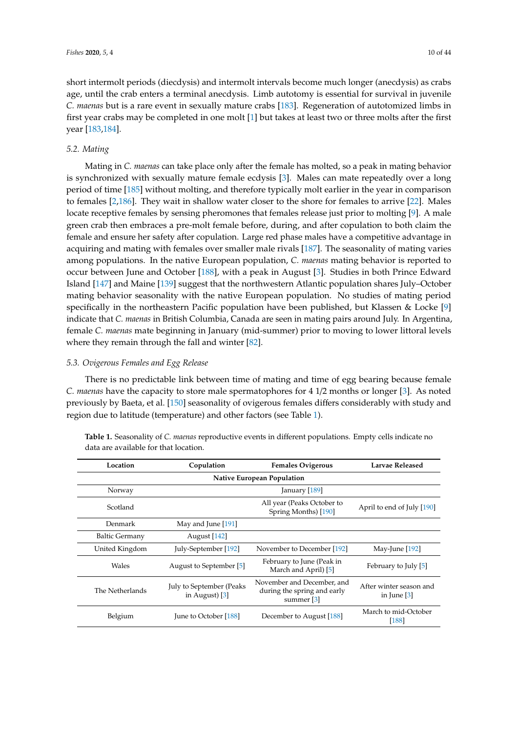short intermolt periods (diecdysis) and intermolt intervals become much longer (anecdysis) as crabs age, until the crab enters a terminal anecdysis. Limb autotomy is essential for survival in juvenile *C. maenas* but is a rare event in sexually mature crabs [183]. Regeneration of autotomized limbs in first year crabs may be completed in one molt [1] but takes at least two or three molts after the first year [183,184].

### 5.2. Mating

Mating in *C. maenas* can take place only after the female has molted, so a peak in mating behavior is synchronized with sexually mature female ecdysis [3]. Males can mate repeatedly over a long period of time [185] without molting, and therefore typically molt earlier in the year in comparison to females [2,186]. They wait in shallow water closer to the shore for females to arrive [22]. Males locate receptive females by sensing pheromones that females release just prior to molting [9]. A male green crab then embraces a pre-molt female before, during, and after copulation to both claim the female and ensure her safety after copulation. Large red phase males have a competitive advantage in acquiring and mating with females over smaller male rivals [187]. The seasonality of mating varies among populations. In the native European population, *C. maenas* mating behavior is reported to occur between June and October [188], with a peak in August [3]. Studies in both Prince Edward Island [147] and Maine [139] suggest that the northwestern Atlantic population shares July–October mating behavior seasonality with the native European population. No studies of mating period specifically in the northeastern Pacific population have been published, but Klassen & Locke [9] indicate that *C. maenas* in British Columbia, Canada are seen in mating pairs around July. In Argentina, female *C. maenas* mate beginning in January (mid-summer) prior to moving to lower littoral levels where they remain through the fall and winter [82].

### 5.3. Ovigerous Females and Egg Release

There is no predictable link between time of mating and time of egg bearing because female *C. maenas* have the capacity to store male spermatophores for 4 1/2 months or longer [3]. As noted previously by Baeta, et al. [150] seasonality of ovigerous females differs considerably with study and region due to latitude (temperature) and other factors (see Table 1).

**Table 1.** Seasonality of *C. maenas* reproductive events in different populations. Empty cells indicate no data are available for that location.

| Location | Copulation | Females Ovigerous | Larvae Released |
|---|---|---|---|
| **Native European Population** | | | |
| Norway | | January [189] | |
| Scotland | | All year (Peaks October to Spring Months) [190] | April to end of July [190] |
| Denmark | May and June [191] | | |
| Baltic Germany | August [142] | | |
| United Kingdom | July-September [192] | November to December [192] | May-June [192] |
| Wales | August to September [5] | February to June (Peak in March and April) [5] | February to July [5] |
| The Netherlands | July to September (Peaks in August) [3] | November and December, and during the spring and early summer [3] | After winter season and in June [3] |
| Belgium | June to October [188] | December to August [188] | March to mid-October [188] |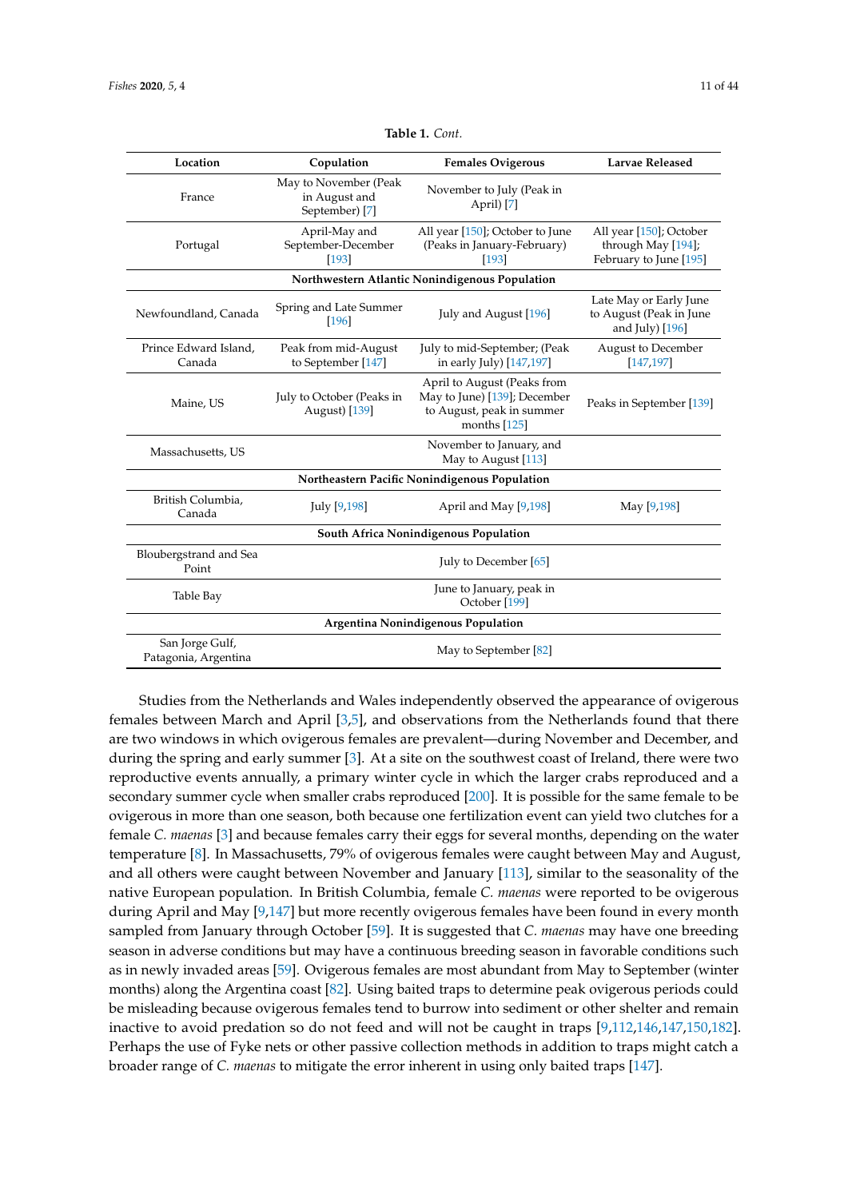**Table 1.** *Cont.*

| Location | Copulation | Females Ovigerous | Larvae Released |
|---|---|---|---|
| France | May to November (Peak in August and September) [7] | November to July (Peak in April) [7] | |
| Portugal | April-May and September-December [193] | All year [150]; October to June (Peaks in January-February) [193] | All year [150]; October through May [194]; February to June [195] |
| **Northwestern Atlantic Nonindigenous Population** | | | |
| Newfoundland, Canada | Spring and Late Summer [196] | July and August [196] | Late May or Early June to August (Peak in June and July) [196] |
| Prince Edward Island, Canada | Peak from mid-August to September [147] | July to mid-September; (Peak in early July) [147,197] | August to December [147,197] |
| Maine, US | July to October (Peaks in August) [139] | April to August (Peaks from May to June) [139]; December to August, peak in summer months [125] | Peaks in September [139] |
| Massachusetts, US | | November to January, and May to August [113] | |
| **Northeastern Pacific Nonindigenous Population** | | | |
| British Columbia, Canada | July [9,198] | April and May [9,198] | May [9,198] |
| **South Africa Nonindigenous Population** | | | |
| Bloubergstrand and Sea Point | | July to December [65] | |
| Table Bay | | June to January, peak in October [199] | |
| **Argentina Nonindigenous Population** | | | |
| San Jorge Gulf, Patagonia, Argentina | | May to September [82] | |

Studies from the Netherlands and Wales independently observed the appearance of ovigerous females between March and April [3,5], and observations from the Netherlands found that there are two windows in which ovigerous females are prevalent—during November and December, and during the spring and early summer [3]. At a site on the southwest coast of Ireland, there were two reproductive events annually, a primary winter cycle in which the larger crabs reproduced and a secondary summer cycle when smaller crabs reproduced [200]. It is possible for the same female to be ovigerous in more than one season, both because one fertilization event can yield two clutches for a female *C. maenas* [3] and because females carry their eggs for several months, depending on the water temperature [8]. In Massachusetts, 79% of ovigerous females were caught between May and August, and all others were caught between November and January [113], similar to the seasonality of the native European population. In British Columbia, female *C. maenas* were reported to be ovigerous during April and May [9,147] but more recently ovigerous females have been found in every month sampled from January through October [59]. It is suggested that *C. maenas* may have one breeding season in adverse conditions but may have a continuous breeding season in favorable conditions such as in newly invaded areas [59]. Ovigerous females are most abundant from May to September (winter months) along the Argentina coast [82]. Using baited traps to determine peak ovigerous periods could be misleading because ovigerous females tend to burrow into sediment or other shelter and remain inactive to avoid predation so do not feed and will not be caught in traps [9,112,146,147,150,182]. Perhaps the use of Fyke nets or other passive collection methods in addition to traps might catch a broader range of *C. maenas* to mitigate the error inherent in using only baited traps [147].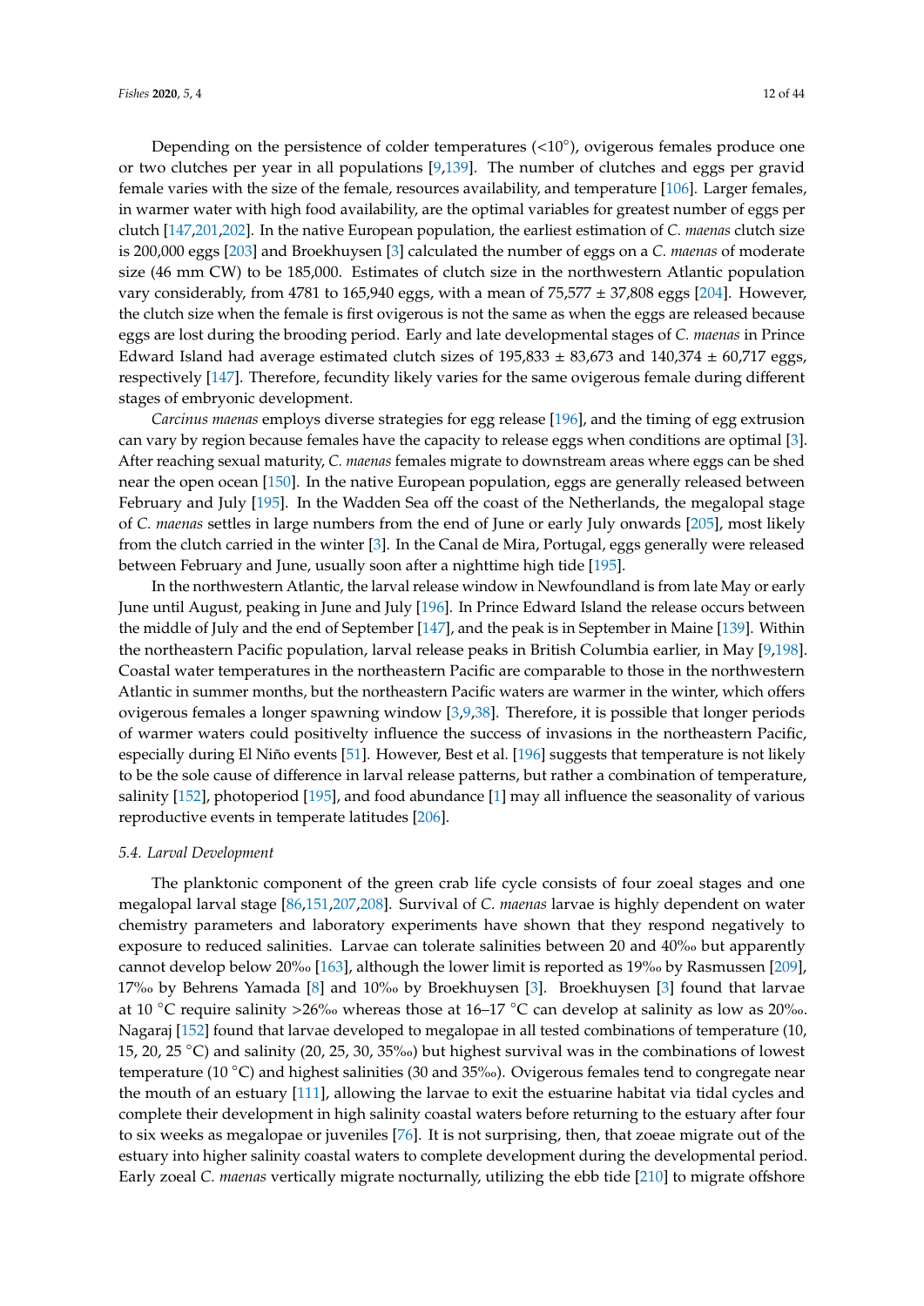Depending on the persistence of colder temperatures (<10°), ovigerous females produce one or two clutches per year in all populations [9,139]. The number of clutches and eggs per gravid female varies with the size of the female, resources availability, and temperature [106]. Larger females, in warmer water with high food availability, are the optimal variables for greatest number of eggs per clutch [147,201,202]. In the native European population, the earliest estimation of *C. maenas* clutch size is 200,000 eggs [203] and Broekhuysen [3] calculated the number of eggs on a *C. maenas* of moderate size (46 mm CW) to be 185,000. Estimates of clutch size in the northwestern Atlantic population vary considerably, from 4781 to 165,940 eggs, with a mean of 75,577 ± 37,808 eggs [204]. However, the clutch size when the female is first ovigerous is not the same as when the eggs are released because eggs are lost during the brooding period. Early and late developmental stages of *C. maenas* in Prince Edward Island had average estimated clutch sizes of 195,833 ± 83,673 and 140,374 ± 60,717 eggs, respectively [147]. Therefore, fecundity likely varies for the same ovigerous female during different stages of embryonic development.

*Carcinus maenas* employs diverse strategies for egg release [196], and the timing of egg extrusion can vary by region because females have the capacity to release eggs when conditions are optimal [3]. After reaching sexual maturity, *C. maenas* females migrate to downstream areas where eggs can be shed near the open ocean [150]. In the native European population, eggs are generally released between February and July [195]. In the Wadden Sea off the coast of the Netherlands, the megalopal stage of *C. maenas* settles in large numbers from the end of June or early July onwards [205], most likely from the clutch carried in the winter [3]. In the Canal de Mira, Portugal, eggs generally were released between February and June, usually soon after a nighttime high tide [195].

In the northwestern Atlantic, the larval release window in Newfoundland is from late May or early June until August, peaking in June and July [196]. In Prince Edward Island the release occurs between the middle of July and the end of September [147], and the peak is in September in Maine [139]. Within the northeastern Pacific population, larval release peaks in British Columbia earlier, in May [9,198]. Coastal water temperatures in the northeastern Pacific are comparable to those in the northwestern Atlantic in summer months, but the northeastern Pacific waters are warmer in the winter, which offers ovigerous females a longer spawning window [3,9,38]. Therefore, it is possible that longer periods of warmer waters could positivelty influence the success of invasions in the northeastern Pacific, especially during El Niño events [51]. However, Best et al. [196] suggests that temperature is not likely to be the sole cause of difference in larval release patterns, but rather a combination of temperature, salinity [152], photoperiod [195], and food abundance [1] may all influence the seasonality of various reproductive events in temperate latitudes [206].

### 5.4. Larval Development

The planktonic component of the green crab life cycle consists of four zoeal stages and one megalopal larval stage [86,151,207,208]. Survival of *C. maenas* larvae is highly dependent on water chemistry parameters and laboratory experiments have shown that they respond negatively to exposure to reduced salinities. Larvae can tolerate salinities between 20 and 40‰ but apparently cannot develop below 20‰ [163], although the lower limit is reported as 19‰ by Rasmussen [209], 17‰ by Behrens Yamada [8] and 10‰ by Broekhuysen [3]. Broekhuysen [3] found that larvae at 10 °C require salinity >26‰ whereas those at 16–17 °C can develop at salinity as low as 20‰. Nagaraj [152] found that larvae developed to megalopae in all tested combinations of temperature (10, 15, 20, 25 °C) and salinity (20, 25, 30, 35‰) but highest survival was in the combinations of lowest temperature (10 °C) and highest salinities (30 and 35‰). Ovigerous females tend to congregate near the mouth of an estuary [111], allowing the larvae to exit the estuarine habitat via tidal cycles and complete their development in high salinity coastal waters before returning to the estuary after four to six weeks as megalopae or juveniles [76]. It is not surprising, then, that zoeae migrate out of the estuary into higher salinity coastal waters to complete development during the developmental period. Early zoeal *C. maenas* vertically migrate nocturnally, utilizing the ebb tide [210] to migrate offshore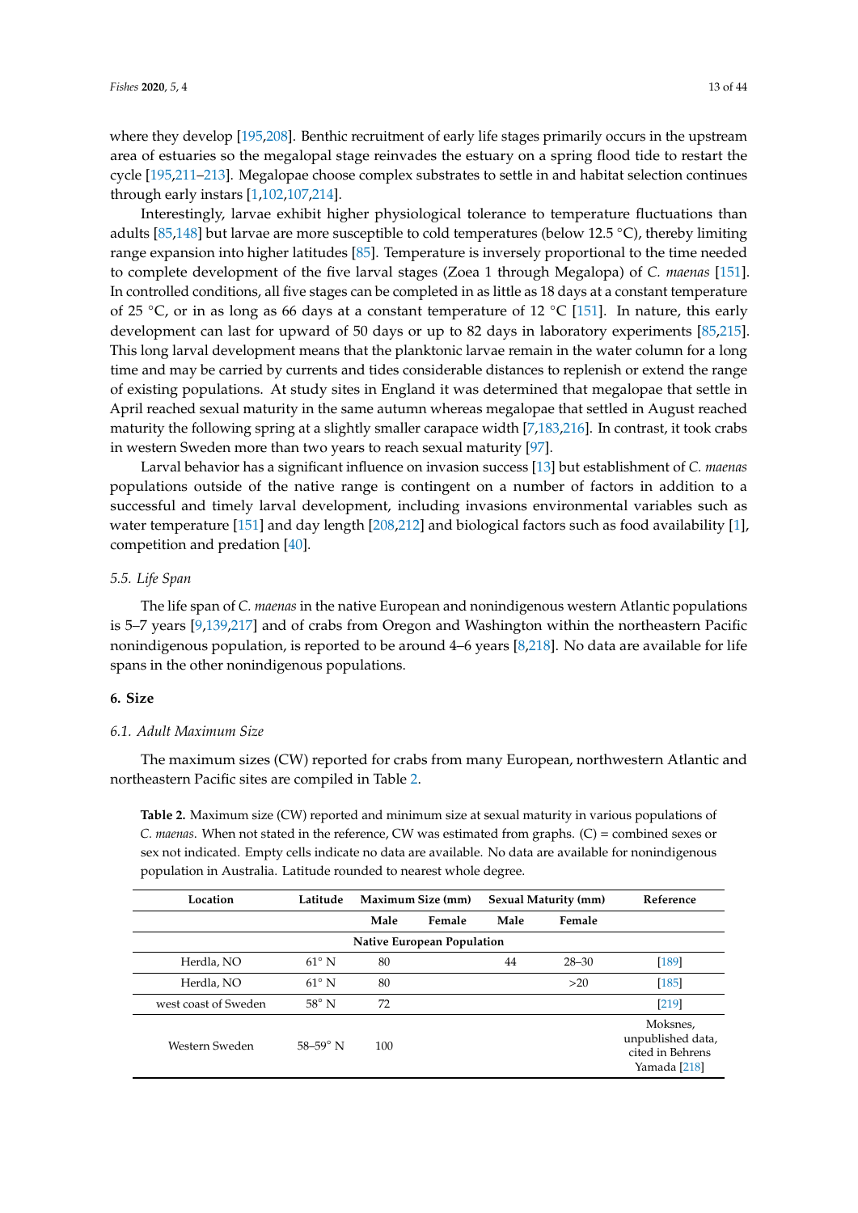where they develop [195,208]. Benthic recruitment of early life stages primarily occurs in the upstream area of estuaries so the megalopal stage reinvades the estuary on a spring flood tide to restart the cycle [195,211–213]. Megalopae choose complex substrates to settle in and habitat selection continues through early instars [1,102,107,214].

Interestingly, larvae exhibit higher physiological tolerance to temperature fluctuations than adults [85,148] but larvae are more susceptible to cold temperatures (below 12.5 °C), thereby limiting range expansion into higher latitudes [85]. Temperature is inversely proportional to the time needed to complete development of the five larval stages (Zoea 1 through Megalopa) of *C. maenas* [151]. In controlled conditions, all five stages can be completed in as little as 18 days at a constant temperature of 25 °C, or in as long as 66 days at a constant temperature of 12 °C [151]. In nature, this early development can last for upward of 50 days or up to 82 days in laboratory experiments [85,215]. This long larval development means that the planktonic larvae remain in the water column for a long time and may be carried by currents and tides considerable distances to replenish or extend the range of existing populations. At study sites in England it was determined that megalopae that settle in April reached sexual maturity in the same autumn whereas megalopae that settled in August reached maturity the following spring at a slightly smaller carapace width [7,183,216]. In contrast, it took crabs in western Sweden more than two years to reach sexual maturity [97].

Larval behavior has a significant influence on invasion success [13] but establishment of *C. maenas* populations outside of the native range is contingent on a number of factors in addition to a successful and timely larval development, including invasions environmental variables such as water temperature [151] and day length [208,212] and biological factors such as food availability [1], competition and predation [40].

### 5.5. Life Span

The life span of *C. maenas* in the native European and nonindigenous western Atlantic populations is 5–7 years [9,139,217] and of crabs from Oregon and Washington within the northeastern Pacific nonindigenous population, is reported to be around 4–6 years [8,218]. No data are available for life spans in the other nonindigenous populations.

## 6. Size

### 6.1. Adult Maximum Size

The maximum sizes (CW) reported for crabs from many European, northwestern Atlantic and northeastern Pacific sites are compiled in Table 2.

**Table 2.** Maximum size (CW) reported and minimum size at sexual maturity in various populations of *C. maenas*. When not stated in the reference, CW was estimated from graphs. (C) = combined sexes or sex not indicated. Empty cells indicate no data are available. No data are available for nonindigenous population in Australia. Latitude rounded to nearest whole degree.

| Location | Latitude | Maximum Size (mm) | | Sexual Maturity (mm) | | Reference |
|---|---|---|---|---|---|---|
| | | Male | Female | Male | Female | |
| Native European Population | | | | | | |
| Herdla, NO | 61° N | 80 | | 44 | 28–30 | [189] |
| Herdla, NO | 61° N | 80 | | | >20 | [185] |
| west coast of Sweden | 58° N | 72 | | | | [219] |
| Western Sweden | 58–59° N | 100 | | | | Moksnes, unpublished data, cited in Behrens Yamada [218] |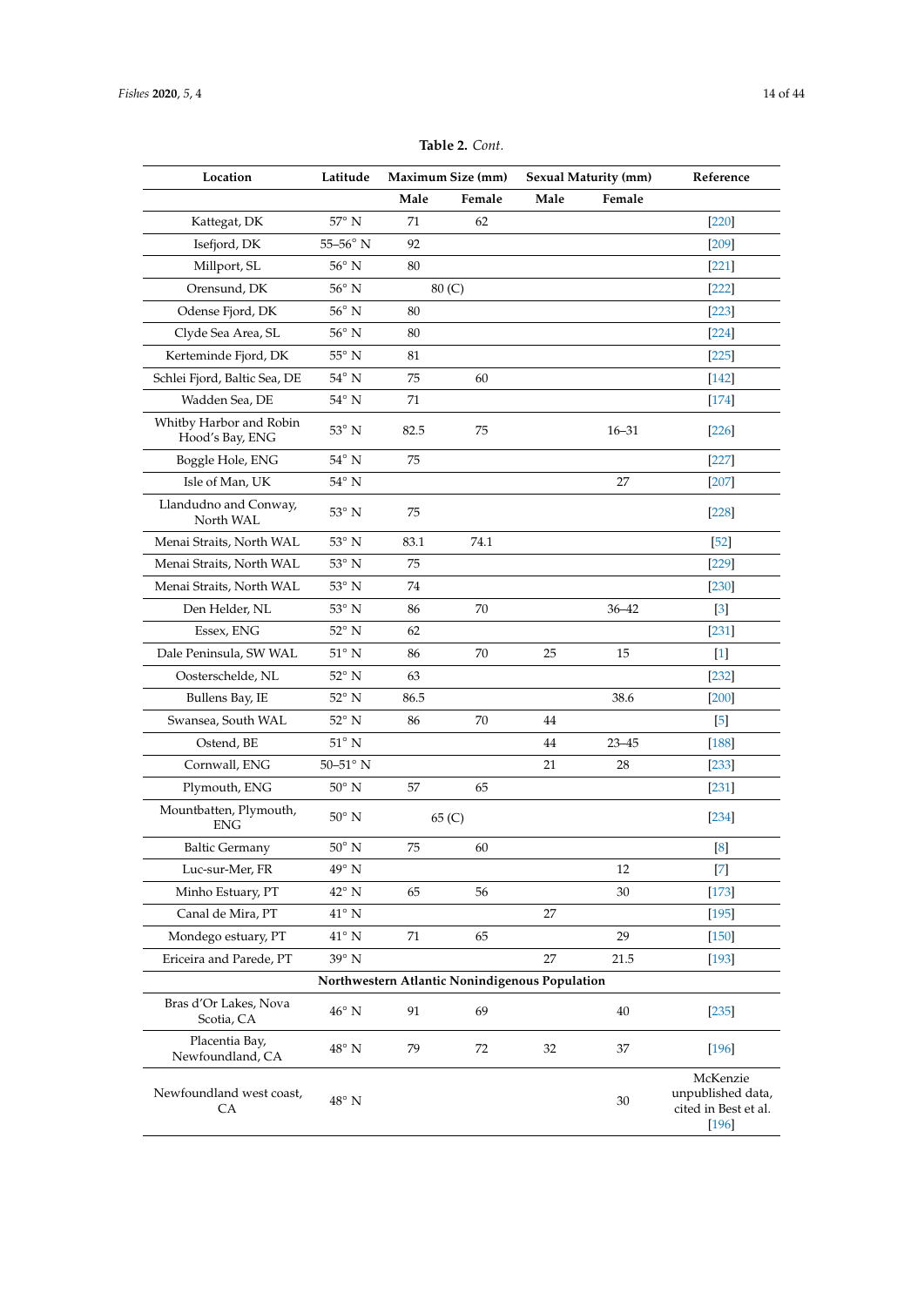**Table 2.** *Cont.*

| Location | Latitude | Maximum Size (mm) | | Sexual Maturity (mm) | | Reference |
|---|---|---|---|---|---|---|
| | | Male | Female | Male | Female | |
| Kattegat, DK | 57° N | 71 | 62 | | | [220] |
| Isefjord, DK | 55–56° N | 92 | | | | [209] |
| Millport, SL | 56° N | 80 | | | | [221] |
| Orensund, DK | 56° N | 80 (C) | | | | [222] |
| Odense Fjord, DK | 56° N | 80 | | | | [223] |
| Clyde Sea Area, SL | 56° N | 80 | | | | [224] |
| Kerteminde Fjord, DK | 55° N | 81 | | | | [225] |
| Schlei Fjord, Baltic Sea, DE | 54° N | 75 | 60 | | | [142] |
| Wadden Sea, DE | 54° N | 71 | | | | [174] |
| Whitby Harbor and Robin Hood's Bay, ENG | 53° N | 82.5 | 75 | | 16–31 | [226] |
| Boggle Hole, ENG | 54° N | 75 | | | | [227] |
| Isle of Man, UK | 54° N | | | | 27 | [207] |
| Llandudno and Conway, North WAL | 53° N | 75 | | | | [228] |
| Menai Straits, North WAL | 53° N | 83.1 | 74.1 | | | [52] |
| Menai Straits, North WAL | 53° N | 75 | | | | [229] |
| Menai Straits, North WAL | 53° N | 74 | | | | [230] |
| Den Helder, NL | 53° N | 86 | 70 | | 36–42 | [3] |
| Essex, ENG | 52° N | 62 | | | | [231] |
| Dale Peninsula, SW WAL | 51° N | 86 | 70 | 25 | 15 | [1] |
| Oosterschelde, NL | 52° N | 63 | | | | [232] |
| Bullens Bay, IE | 52° N | 86.5 | | | 38.6 | [200] |
| Swansea, South WAL | 52° N | 86 | 70 | 44 | | [5] |
| Ostend, BE | 51° N | | | 44 | 23–45 | [188] |
| Cornwall, ENG | 50–51° N | | | 21 | 28 | [233] |
| Plymouth, ENG | 50° N | 57 | 65 | | | [231] |
| Mountbatten, Plymouth, ENG | 50° N | 65 (C) | | | | [234] |
| Baltic Germany | 50° N | 75 | 60 | | | [8] |
| Luc-sur-Mer, FR | 49° N | | | | 12 | [7] |
| Minho Estuary, PT | 42° N | 65 | 56 | | 30 | [173] |
| Canal de Mira, PT | 41° N | | | 27 | | [195] |
| Mondego estuary, PT | 41° N | 71 | 65 | | 29 | [150] |
| Ericeira and Parede, PT | 39° N | | | 27 | 21.5 | [193] |
| **Northwestern Atlantic Nonindigenous Population** | | | | | | |
| Bras d'Or Lakes, Nova Scotia, CA | 46° N | 91 | 69 | | 40 | [235] |
| Placentia Bay, Newfoundland, CA | 48° N | 79 | 72 | 32 | 37 | [196] |
| Newfoundland west coast, CA | 48° N | | | | 30 | McKenzie unpublished data, cited in Best et al. [196] |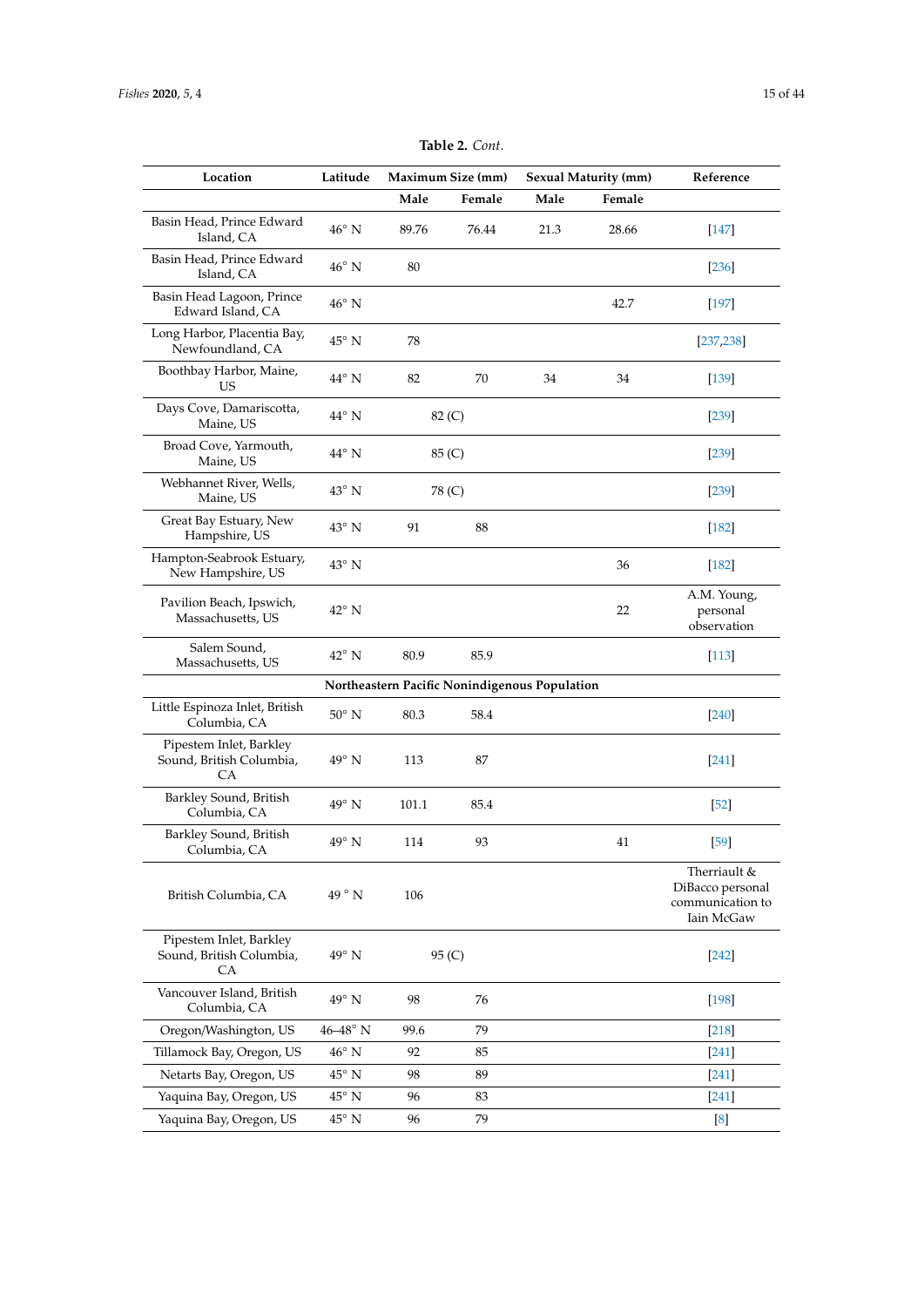**Table 2.** *Cont.*

| Location | Latitude | Maximum Size (mm) | | Sexual Maturity (mm) | | Reference |
|---|---|---|---|---|---|---|
| | | Male | Female | Male | Female | |
| Basin Head, Prince Edward Island, CA | 46° N | 89.76 | 76.44 | 21.3 | 28.66 | [147] |
| Basin Head, Prince Edward Island, CA | 46° N | 80 | | | | [236] |
| Basin Head Lagoon, Prince Edward Island, CA | 46° N | | | | 42.7 | [197] |
| Long Harbor, Placentia Bay, Newfoundland, CA | 45° N | 78 | | | | [237,238] |
| Boothbay Harbor, Maine, US | 44° N | 82 | 70 | 34 | 34 | [139] |
| Days Cove, Damariscotta, Maine, US | 44° N | 82 (C) | | | | [239] |
| Broad Cove, Yarmouth, Maine, US | 44° N | 85 (C) | | | | [239] |
| Webhannet River, Wells, Maine, US | 43° N | 78 (C) | | | | [239] |
| Great Bay Estuary, New Hampshire, US | 43° N | 91 | 88 | | | [182] |
| Hampton-Seabrook Estuary, New Hampshire, US | 43° N | | | | 36 | [182] |
| Pavilion Beach, Ipswich, Massachusetts, US | 42° N | | | | 22 | A.M. Young, personal observation |
| Salem Sound, Massachusetts, US | 42° N | 80.9 | 85.9 | | | [113] |
| **Northeastern Pacific Nonindigenous Population** | | | | | | |
| Little Espinoza Inlet, British Columbia, CA | 50° N | 80.3 | 58.4 | | | [240] |
| Pipestem Inlet, Barkley Sound, British Columbia, CA | 49° N | 113 | 87 | | | [241] |
| Barkley Sound, British Columbia, CA | 49° N | 101.1 | 85.4 | | | [52] |
| Barkley Sound, British Columbia, CA | 49° N | 114 | 93 | | 41 | [59] |
| British Columbia, CA | 49 ° N | 106 | | | | Therriault & DiBacco personal communication to Iain McGaw |
| Pipestem Inlet, Barkley Sound, British Columbia, CA | 49° N | 95 (C) | | | | [242] |
| Vancouver Island, British Columbia, CA | 49° N | 98 | 76 | | | [198] |
| Oregon/Washington, US | 46–48° N | 99.6 | 79 | | | [218] |
| Tillamock Bay, Oregon, US | 46° N | 92 | 85 | | | [241] |
| Netarts Bay, Oregon, US | 45° N | 98 | 89 | | | [241] |
| Yaquina Bay, Oregon, US | 45° N | 96 | 83 | | | [241] |
| Yaquina Bay, Oregon, US | 45° N | 96 | 79 | | | [8] |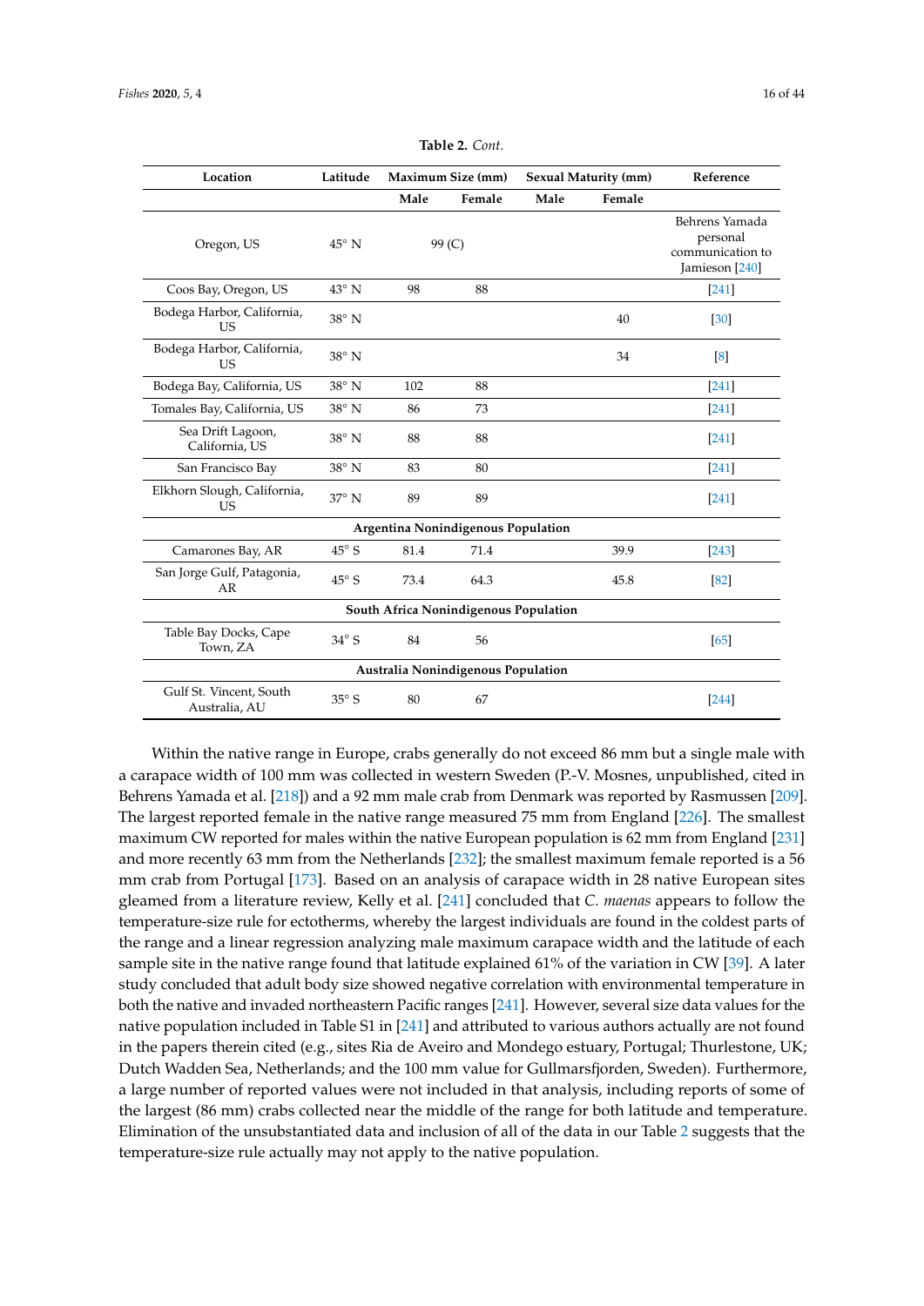**Table 2.** *Cont.*

| Location | Latitude | Maximum Size (mm) | | Sexual Maturity (mm) | | Reference |
|---|---|---|---|---|---|---|
| | | Male | Female | Male | Female | |
| Oregon, US | 45° N | 99 (C) | | | | Behrens Yamada personal communication to Jamieson [240] |
| Coos Bay, Oregon, US | 43° N | 98 | 88 | | | [241] |
| Bodega Harbor, California, US | 38° N | | | | 40 | [30] |
| Bodega Harbor, California, US | 38° N | | | | 34 | [8] |
| Bodega Bay, California, US | 38° N | 102 | 88 | | | [241] |
| Tomales Bay, California, US | 38° N | 86 | 73 | | | [241] |
| Sea Drift Lagoon, California, US | 38° N | 88 | 88 | | | [241] |
| San Francisco Bay | 38° N | 83 | 80 | | | [241] |
| Elkhorn Slough, California, US | 37° N | 89 | 89 | | | [241] |
| **Argentina Nonindigenous Population** | | | | | | |
| Camarones Bay, AR | 45° S | 81.4 | 71.4 | | 39.9 | [243] |
| San Jorge Gulf, Patagonia, AR | 45° S | 73.4 | 64.3 | | 45.8 | [82] |
| **South Africa Nonindigenous Population** | | | | | | |
| Table Bay Docks, Cape Town, ZA | 34° S | 84 | 56 | | | [65] |
| **Australia Nonindigenous Population** | | | | | | |
| Gulf St. Vincent, South Australia, AU | 35° S | 80 | 67 | | | [244] |

Within the native range in Europe, crabs generally do not exceed 86 mm but a single male with a carapace width of 100 mm was collected in western Sweden (P.-V. Mosnes, unpublished, cited in Behrens Yamada et al. [218]) and a 92 mm male crab from Denmark was reported by Rasmussen [209]. The largest reported female in the native range measured 75 mm from England [226]. The smallest maximum CW reported for males within the native European population is 62 mm from England [231] and more recently 63 mm from the Netherlands [232]; the smallest maximum female reported is a 56 mm crab from Portugal [173]. Based on an analysis of carapace width in 28 native European sites gleamed from a literature review, Kelly et al. [241] concluded that *C. maenas* appears to follow the temperature-size rule for ectotherms, whereby the largest individuals are found in the coldest parts of the range and a linear regression analyzing male maximum carapace width and the latitude of each sample site in the native range found that latitude explained 61% of the variation in CW [39]. A later study concluded that adult body size showed negative correlation with environmental temperature in both the native and invaded northeastern Pacific ranges [241]. However, several size data values for the native population included in Table S1 in [241] and attributed to various authors actually are not found in the papers therein cited (e.g., sites Ria de Aveiro and Mondego estuary, Portugal; Thurlestone, UK; Dutch Wadden Sea, Netherlands; and the 100 mm value for Gullmarsfjorden, Sweden). Furthermore, a large number of reported values were not included in that analysis, including reports of some of the largest (86 mm) crabs collected near the middle of the range for both latitude and temperature. Elimination of the unsubstantiated data and inclusion of all of the data in our Table 2 suggests that the temperature-size rule actually may not apply to the native population.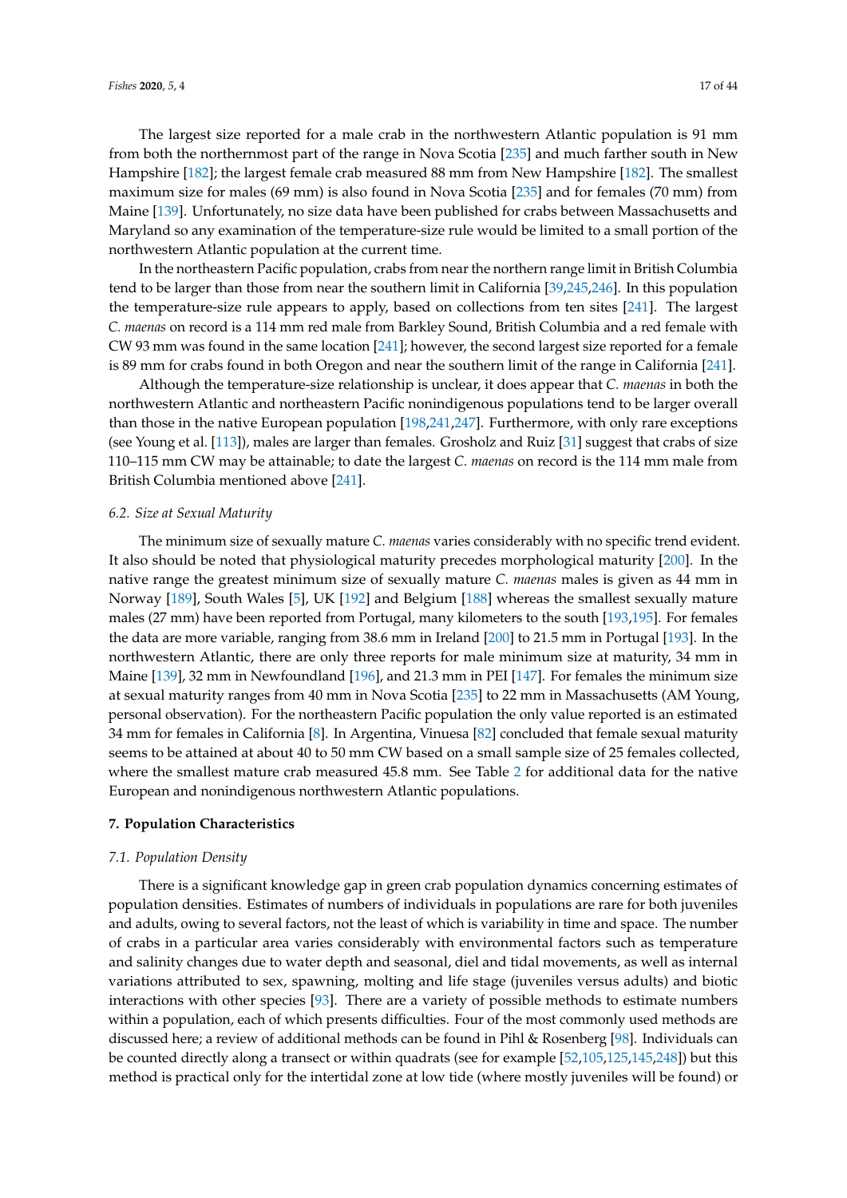The largest size reported for a male crab in the northwestern Atlantic population is 91 mm from both the northernmost part of the range in Nova Scotia [235] and much farther south in New Hampshire [182]; the largest female crab measured 88 mm from New Hampshire [182]. The smallest maximum size for males (69 mm) is also found in Nova Scotia [235] and for females (70 mm) from Maine [139]. Unfortunately, no size data have been published for crabs between Massachusetts and Maryland so any examination of the temperature-size rule would be limited to a small portion of the northwestern Atlantic population at the current time.

In the northeastern Pacific population, crabs from near the northern range limit in British Columbia tend to be larger than those from near the southern limit in California [39,245,246]. In this population the temperature-size rule appears to apply, based on collections from ten sites [241]. The largest *C. maenas* on record is a 114 mm red male from Barkley Sound, British Columbia and a red female with CW 93 mm was found in the same location [241]; however, the second largest size reported for a female is 89 mm for crabs found in both Oregon and near the southern limit of the range in California [241].

Although the temperature-size relationship is unclear, it does appear that *C. maenas* in both the northwestern Atlantic and northeastern Pacific nonindigenous populations tend to be larger overall than those in the native European population [198,241,247]. Furthermore, with only rare exceptions (see Young et al. [113]), males are larger than females. Grosholz and Ruiz [31] suggest that crabs of size 110–115 mm CW may be attainable; to date the largest *C. maenas* on record is the 114 mm male from British Columbia mentioned above [241].

### 6.2. Size at Sexual Maturity

The minimum size of sexually mature *C. maenas* varies considerably with no specific trend evident. It also should be noted that physiological maturity precedes morphological maturity [200]. In the native range the greatest minimum size of sexually mature *C. maenas* males is given as 44 mm in Norway [189], South Wales [5], UK [192] and Belgium [188] whereas the smallest sexually mature males (27 mm) have been reported from Portugal, many kilometers to the south [193,195]. For females the data are more variable, ranging from 38.6 mm in Ireland [200] to 21.5 mm in Portugal [193]. In the northwestern Atlantic, there are only three reports for male minimum size at maturity, 34 mm in Maine [139], 32 mm in Newfoundland [196], and 21.3 mm in PEI [147]. For females the minimum size at sexual maturity ranges from 40 mm in Nova Scotia [235] to 22 mm in Massachusetts (AM Young, personal observation). For the northeastern Pacific population the only value reported is an estimated 34 mm for females in California [8]. In Argentina, Vinuesa [82] concluded that female sexual maturity seems to be attained at about 40 to 50 mm CW based on a small sample size of 25 females collected, where the smallest mature crab measured 45.8 mm. See Table 2 for additional data for the native European and nonindigenous northwestern Atlantic populations.

## 7. Population Characteristics

### 7.1. Population Density

There is a significant knowledge gap in green crab population dynamics concerning estimates of population densities. Estimates of numbers of individuals in populations are rare for both juveniles and adults, owing to several factors, not the least of which is variability in time and space. The number of crabs in a particular area varies considerably with environmental factors such as temperature and salinity changes due to water depth and seasonal, diel and tidal movements, as well as internal variations attributed to sex, spawning, molting and life stage (juveniles versus adults) and biotic interactions with other species [93]. There are a variety of possible methods to estimate numbers within a population, each of which presents difficulties. Four of the most commonly used methods are discussed here; a review of additional methods can be found in Pihl & Rosenberg [98]. Individuals can be counted directly along a transect or within quadrats (see for example [52,105,125,145,248]) but this method is practical only for the intertidal zone at low tide (where mostly juveniles will be found) or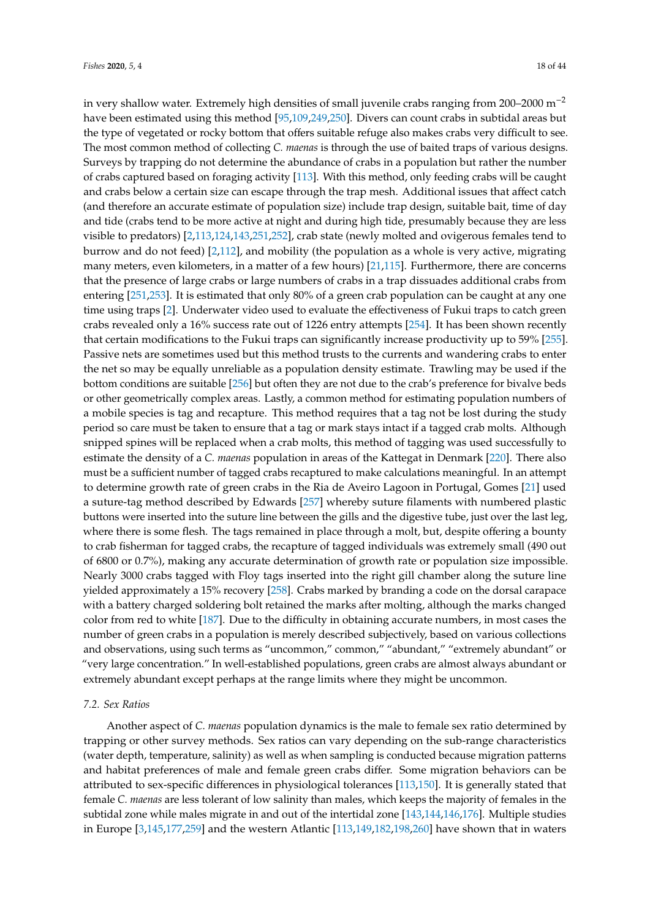in very shallow water. Extremely high densities of small juvenile crabs ranging from 200–2000 $m^{-2}$ have been estimated using this method [95,109,249,250]. Divers can count crabs in subtidal areas but the type of vegetated or rocky bottom that offers suitable refuge also makes crabs very difficult to see. The most common method of collecting *C. maenas* is through the use of baited traps of various designs. Surveys by trapping do not determine the abundance of crabs in a population but rather the number of crabs captured based on foraging activity [113]. With this method, only feeding crabs will be caught and crabs below a certain size can escape through the trap mesh. Additional issues that affect catch (and therefore an accurate estimate of population size) include trap design, suitable bait, time of day and tide (crabs tend to be more active at night and during high tide, presumably because they are less visible to predators) [2,113,124,143,251,252], crab state (newly molted and ovigerous females tend to burrow and do not feed) [2,112], and mobility (the population as a whole is very active, migrating many meters, even kilometers, in a matter of a few hours) [21,115]. Furthermore, there are concerns that the presence of large crabs or large numbers of crabs in a trap dissuades additional crabs from entering [251,253]. It is estimated that only 80% of a green crab population can be caught at any one time using traps [2]. Underwater video used to evaluate the effectiveness of Fukui traps to catch green crabs revealed only a 16% success rate out of 1226 entry attempts [254]. It has been shown recently that certain modifications to the Fukui traps can significantly increase productivity up to 59% [255]. Passive nets are sometimes used but this method trusts to the currents and wandering crabs to enter the net so may be equally unreliable as a population density estimate. Trawling may be used if the bottom conditions are suitable [256] but often they are not due to the crab's preference for bivalve beds or other geometrically complex areas. Lastly, a common method for estimating population numbers of a mobile species is tag and recapture. This method requires that a tag not be lost during the study period so care must be taken to ensure that a tag or mark stays intact if a tagged crab molts. Although snipped spines will be replaced when a crab molts, this method of tagging was used successfully to estimate the density of a *C. maenas* population in areas of the Kattegat in Denmark [220]. There also must be a sufficient number of tagged crabs recaptured to make calculations meaningful. In an attempt to determine growth rate of green crabs in the Ria de Aveiro Lagoon in Portugal, Gomes [21] used a suture-tag method described by Edwards [257] whereby suture filaments with numbered plastic buttons were inserted into the suture line between the gills and the digestive tube, just over the last leg, where there is some flesh. The tags remained in place through a molt, but, despite offering a bounty to crab fisherman for tagged crabs, the recapture of tagged individuals was extremely small (490 out of 6800 or 0.7%), making any accurate determination of growth rate or population size impossible. Nearly 3000 crabs tagged with Floy tags inserted into the right gill chamber along the suture line yielded approximately a 15% recovery [258]. Crabs marked by branding a code on the dorsal carapace with a battery charged soldering bolt retained the marks after molting, although the marks changed color from red to white [187]. Due to the difficulty in obtaining accurate numbers, in most cases the number of green crabs in a population is merely described subjectively, based on various collections and observations, using such terms as "uncommon," common," "abundant," "extremely abundant" or "very large concentration." In well-established populations, green crabs are almost always abundant or extremely abundant except perhaps at the range limits where they might be uncommon.

### 7.2. Sex Ratios

Another aspect of *C. maenas* population dynamics is the male to female sex ratio determined by trapping or other survey methods. Sex ratios can vary depending on the sub-range characteristics (water depth, temperature, salinity) as well as when sampling is conducted because migration patterns and habitat preferences of male and female green crabs differ. Some migration behaviors can be attributed to sex-specific differences in physiological tolerances [113,150]. It is generally stated that female *C. maenas* are less tolerant of low salinity than males, which keeps the majority of females in the subtidal zone while males migrate in and out of the intertidal zone [143,144,146,176]. Multiple studies in Europe [3,145,177,259] and the western Atlantic [113,149,182,198,260] have shown that in waters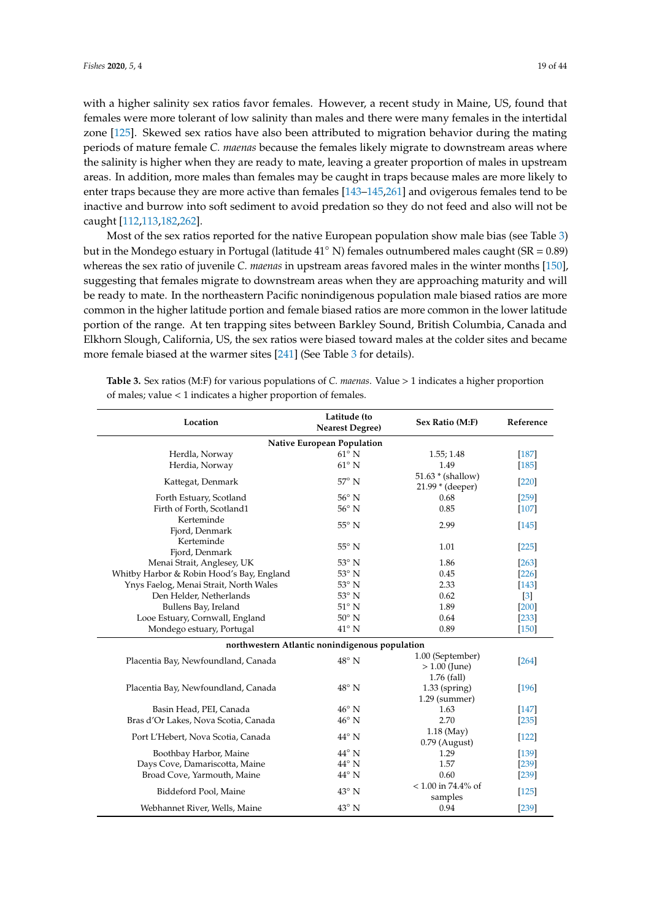with a higher salinity sex ratios favor females. However, a recent study in Maine, US, found that females were more tolerant of low salinity than males and there were many females in the intertidal zone [125]. Skewed sex ratios have also been attributed to migration behavior during the mating periods of mature female *C. maenas* because the females likely migrate to downstream areas where the salinity is higher when they are ready to mate, leaving a greater proportion of males in upstream areas. In addition, more males than females may be caught in traps because males are more likely to enter traps because they are more active than females [143–145,261] and ovigerous females tend to be inactive and burrow into soft sediment to avoid predation so they do not feed and also will not be caught [112,113,182,262].

Most of the sex ratios reported for the native European population show male bias (see Table 3) but in the Mondego estuary in Portugal (latitude 41° N) females outnumbered males caught (SR = 0.89) whereas the sex ratio of juvenile *C. maenas* in upstream areas favored males in the winter months [150], suggesting that females migrate to downstream areas when they are approaching maturity and will be ready to mate. In the northeastern Pacific nonindigenous population male biased ratios are more common in the higher latitude portion and female biased ratios are more common in the lower latitude portion of the range. At ten trapping sites between Barkley Sound, British Columbia, Canada and Elkhorn Slough, California, US, the sex ratios were biased toward males at the colder sites and became more female biased at the warmer sites [241] (See Table 3 for details).

**Table 3.** Sex ratios (M:F) for various populations of *C. maenas*. Value > 1 indicates a higher proportion of males; value < 1 indicates a higher proportion of females.

| Location | Latitude (to Nearest Degree) | Sex Ratio (M:F) | Reference |
|---|---|---|---|
| **Native European Population** | | | |
| Herdla, Norway | 61° N | 1.55; 1.48 | [187] |
| Herdla, Norway | 61° N | 1.49 | [185] |
| Kattegat, Denmark | 57° N | 51.63 * (shallow) 21.99 * (deeper) | [220] |
| Forth Estuary, Scotland | 56° N | 0.68 | [259] |
| Firth of Forth, Scotland1 | 56° N | 0.85 | [107] |
| Kerteminde Fjord, Denmark | 55° N | 2.99 | [145] |
| Kerteminde Fjord, Denmark | 55° N | 1.01 | [225] |
| Menai Strait, Anglesey, UK | 53° N | 1.86 | [263] |
| Whitby Harbor & Robin Hood's Bay, England | 53° N | 0.45 | [226] |
| Ynys Faelog, Menai Strait, North Wales | 53° N | 2.33 | [143] |
| Den Helder, Netherlands | 53° N | 0.62 | [3] |
| Bullens Bay, Ireland | 51° N | 1.89 | [200] |
| Looe Estuary, Cornwall, England | 50° N | 0.64 | [233] |
| Mondego estuary, Portugal | 41° N | 0.89 | [150] |
| **northwestern Atlantic nonindigenous population** | | | |
| Placentia Bay, Newfoundland, Canada | 48° N | 1.00 (September) > 1.00 (June) | [264] |
| Placentia Bay, Newfoundland, Canada | 48° N | 1.76 (fall) 1.33 (spring) 1.29 (summer) | [196] |
| Basin Head, PEI, Canada | 46° N | 1.63 | [147] |
| Bras d'Or Lakes, Nova Scotia, Canada | 46° N | 2.70 | [235] |
| Port L'Hebert, Nova Scotia, Canada | 44° N | 1.18 (May) 0.79 (August) | [122] |
| Boothbay Harbor, Maine | 44° N | 1.29 | [139] |
| Days Cove, Damariscotta, Maine | 44° N | 1.57 | [239] |
| Broad Cove, Yarmouth, Maine | 44° N | 0.60 | [239] |
| Biddeford Pool, Maine | 43° N | < 1.00 in 74.4% of samples | [125] |
| Webhannet River, Wells, Maine | 43° N | 0.94 | [239] |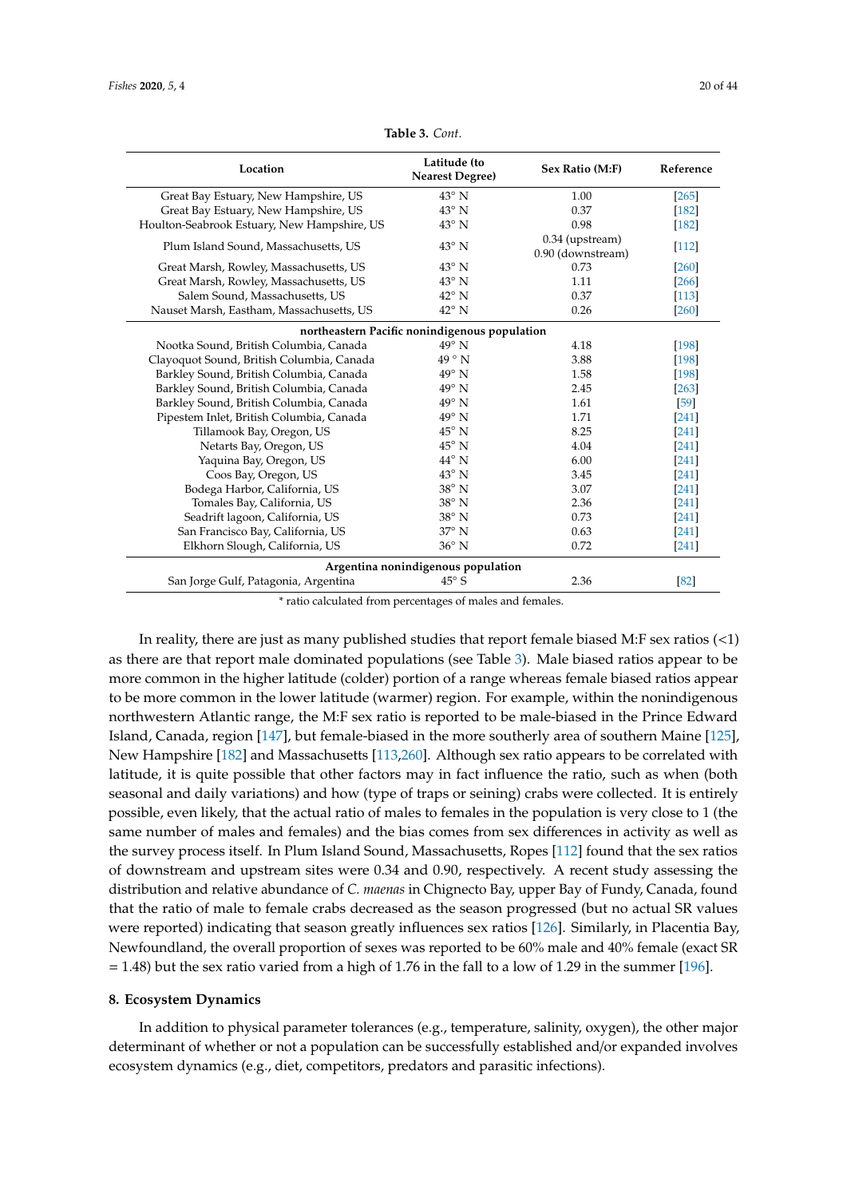**Table 3.** *Cont.*

| Location | Latitude (to Nearest Degree) | Sex Ratio (M:F) | Reference |
|---|---|---|---|
| Great Bay Estuary, New Hampshire, US | 43° N | 1.00 | [265] |
| Great Bay Estuary, New Hampshire, US | 43° N | 0.37 | [182] |
| Houlton-Seabrook Estuary, New Hampshire, US | 43° N | 0.98 | [182] |
| Plum Island Sound, Massachusetts, US | 43° N | 0.34 (upstream) 0.90 (downstream) | [112] |
| Great Marsh, Rowley, Massachusetts, US | 43° N | 0.73 | [260] |
| Great Marsh, Rowley, Massachusetts, US | 43° N | 1.11 | [266] |
| Salem Sound, Massachusetts, US | 42° N | 0.37 | [113] |
| Nauset Marsh, Eastham, Massachusetts, US | 42° N | 0.26 | [260] |
| **northeastern Pacific nonindigenous population** | | | |
| Nootka Sound, British Columbia, Canada | 49° N | 4.18 | [198] |
| Clayoquot Sound, British Columbia, Canada | 49 ° N | 3.88 | [198] |
| Barkley Sound, British Columbia, Canada | 49° N | 1.58 | [198] |
| Barkley Sound, British Columbia, Canada | 49° N | 2.45 | [263] |
| Barkley Sound, British Columbia, Canada | 49° N | 1.61 | [59] |
| Pipestem Inlet, British Columbia, Canada | 49° N | 1.71 | [241] |
| Tillamook Bay, Oregon, US | 45° N | 8.25 | [241] |
| Netarts Bay, Oregon, US | 45° N | 4.04 | [241] |
| Yaquina Bay, Oregon, US | 44° N | 6.00 | [241] |
| Coos Bay, Oregon, US | 43° N | 3.45 | [241] |
| Bodega Harbor, California, US | 38° N | 3.07 | [241] |
| Tomales Bay, California, US | 38° N | 2.36 | [241] |
| Seadrift lagoon, California, US | 38° N | 0.73 | [241] |
| San Francisco Bay, California, US | 37° N | 0.63 | [241] |
| Elkhorn Slough, California, US | 36° N | 0.72 | [241] |
| **Argentina nonindigenous population** | | | |
| San Jorge Gulf, Patagonia, Argentina | 45° S | 2.36 | [82] |

\* ratio calculated from percentages of males and females.

In reality, there are just as many published studies that report female biased M:F sex ratios (<1) as there are that report male dominated populations (see Table 3). Male biased ratios appear to be more common in the higher latitude (colder) portion of a range whereas female biased ratios appear to be more common in the lower latitude (warmer) region. For example, within the nonindigenous northwestern Atlantic range, the M:F sex ratio is reported to be male-biased in the Prince Edward Island, Canada, region [147], but female-biased in the more southerly area of southern Maine [125], New Hampshire [182] and Massachusetts [113,260]. Although sex ratio appears to be correlated with latitude, it is quite possible that other factors may in fact influence the ratio, such as when (both seasonal and daily variations) and how (type of traps or seining) crabs were collected. It is entirely possible, even likely, that the actual ratio of males to females in the population is very close to 1 (the same number of males and females) and the bias comes from sex differences in activity as well as the survey process itself. In Plum Island Sound, Massachusetts, Ropes [112] found that the sex ratios of downstream and upstream sites were 0.34 and 0.90, respectively. A recent study assessing the distribution and relative abundance of *C. maenas* in Chignecto Bay, upper Bay of Fundy, Canada, found that the ratio of male to female crabs decreased as the season progressed (but no actual SR values were reported) indicating that season greatly influences sex ratios [126]. Similarly, in Placentia Bay, Newfoundland, the overall proportion of sexes was reported to be 60% male and 40% female (exact SR = 1.48) but the sex ratio varied from a high of 1.76 in the fall to a low of 1.29 in the summer [196].

## 8. Ecosystem Dynamics

In addition to physical parameter tolerances (e.g., temperature, salinity, oxygen), the other major determinant of whether or not a population can be successfully established and/or expanded involves ecosystem dynamics (e.g., diet, competitors, predators and parasitic infections).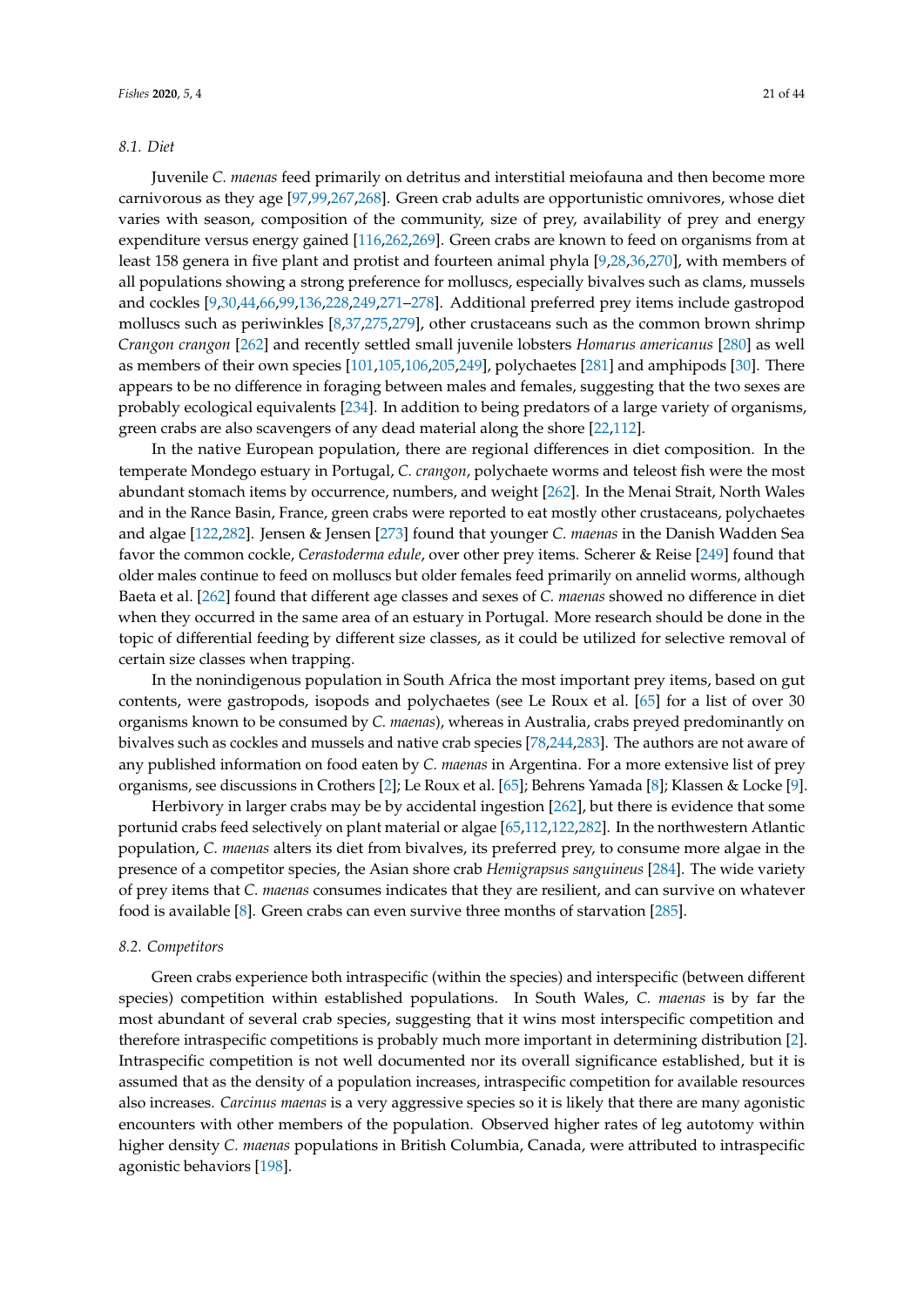### 8.1. Diet

Juvenile *C. maenas* feed primarily on detritus and interstitial meiofauna and then become more carnivorous as they age [97,99,267,268]. Green crab adults are opportunistic omnivores, whose diet varies with season, composition of the community, size of prey, availability of prey and energy expenditure versus energy gained [116,262,269]. Green crabs are known to feed on organisms from at least 158 genera in five plant and protist and fourteen animal phyla [9,28,36,270], with members of all populations showing a strong preference for molluscs, especially bivalves such as clams, mussels and cockles [9,30,44,66,99,136,228,249,271–278]. Additional preferred prey items include gastropod molluscs such as periwinkles [8,37,275,279], other crustaceans such as the common brown shrimp *Crangon crangon* [262] and recently settled small juvenile lobsters *Homarus americanus* [280] as well as members of their own species [101,105,106,205,249], polychaetes [281] and amphipods [30]. There appears to be no difference in foraging between males and females, suggesting that the two sexes are probably ecological equivalents [234]. In addition to being predators of a large variety of organisms, green crabs are also scavengers of any dead material along the shore [22,112].

In the native European population, there are regional differences in diet composition. In the temperate Mondego estuary in Portugal, *C. crangon*, polychaete worms and teleost fish were the most abundant stomach items by occurrence, numbers, and weight [262]. In the Menai Strait, North Wales and in the Rance Basin, France, green crabs were reported to eat mostly other crustaceans, polychaetes and algae [122,282]. Jensen & Jensen [273] found that younger *C. maenas* in the Danish Wadden Sea favor the common cockle, *Cerastoderma edule*, over other prey items. Scherer & Reise [249] found that older males continue to feed on molluscs but older females feed primarily on annelid worms, although Baeta et al. [262] found that different age classes and sexes of *C. maenas* showed no difference in diet when they occurred in the same area of an estuary in Portugal. More research should be done in the topic of differential feeding by different size classes, as it could be utilized for selective removal of certain size classes when trapping.

In the nonindigenous population in South Africa the most important prey items, based on gut contents, were gastropods, isopods and polychaetes (see Le Roux et al. [65] for a list of over 30 organisms known to be consumed by *C. maenas*), whereas in Australia, crabs preyed predominantly on bivalves such as cockles and mussels and native crab species [78,244,283]. The authors are not aware of any published information on food eaten by *C. maenas* in Argentina. For a more extensive list of prey organisms, see discussions in Crothers [2]; Le Roux et al. [65]; Behrens Yamada [8]; Klassen & Locke [9].

Herbivory in larger crabs may be by accidental ingestion [262], but there is evidence that some portunid crabs feed selectively on plant material or algae [65,112,122,282]. In the northwestern Atlantic population, *C. maenas* alters its diet from bivalves, its preferred prey, to consume more algae in the presence of a competitor species, the Asian shore crab *Hemigrapsus sanguineus* [284]. The wide variety of prey items that *C. maenas* consumes indicates that they are resilient, and can survive on whatever food is available [8]. Green crabs can even survive three months of starvation [285].

### 8.2. Competitors

Green crabs experience both intraspecific (within the species) and interspecific (between different species) competition within established populations. In South Wales, *C. maenas* is by far the most abundant of several crab species, suggesting that it wins most interspecific competition and therefore intraspecific competitions is probably much more important in determining distribution [2]. Intraspecific competition is not well documented nor its overall significance established, but it is assumed that as the density of a population increases, intraspecific competition for available resources also increases. *Carcinus maenas* is a very aggressive species so it is likely that there are many agonistic encounters with other members of the population. Observed higher rates of leg autotomy within higher density *C. maenas* populations in British Columbia, Canada, were attributed to intraspecific agonistic behaviors [198].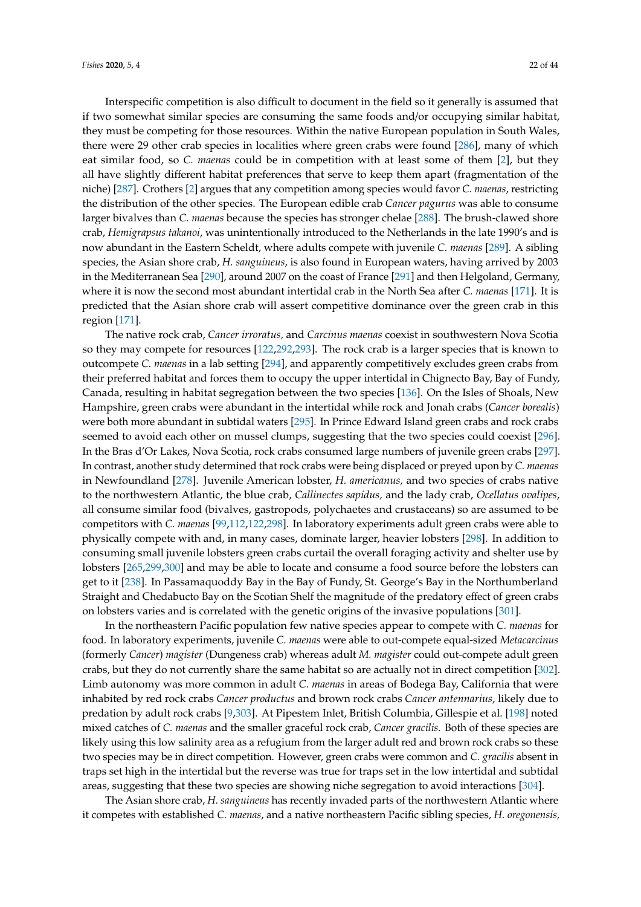Interspecific competition is also difficult to document in the field so it generally is assumed that if two somewhat similar species are consuming the same foods and/or occupying similar habitat, they must be competing for those resources. Within the native European population in South Wales, there were 29 other crab species in localities where green crabs were found [286], many of which eat similar food, so *C. maenas* could be in competition with at least some of them [2], but they all have slightly different habitat preferences that serve to keep them apart (fragmentation of the niche) [287]. Crothers [2] argues that any competition among species would favor *C. maenas*, restricting the distribution of the other species. The European edible crab *Cancer pagurus* was able to consume larger bivalves than *C. maenas* because the species has stronger chelae [288]. The brush-clawed shore crab, *Hemigrapsus takanoi*, was unintentionally introduced to the Netherlands in the late 1990's and is now abundant in the Eastern Scheldt, where adults compete with juvenile *C. maenas* [289]. A sibling species, the Asian shore crab, *H. sanguineus*, is also found in European waters, having arrived by 2003 in the Mediterranean Sea [290], around 2007 on the coast of France [291] and then Helgoland, Germany, where it is now the second most abundant intertidal crab in the North Sea after *C. maenas* [171]. It is predicted that the Asian shore crab will assert competitive dominance over the green crab in this region [171].

The native rock crab, *Cancer irroratus,* and *Carcinus maenas* coexist in southwestern Nova Scotia so they may compete for resources [122,292,293]. The rock crab is a larger species that is known to outcompete *C. maenas* in a lab setting [294], and apparently competitively excludes green crabs from their preferred habitat and forces them to occupy the upper intertidal in Chignecto Bay, Bay of Fundy, Canada, resulting in habitat segregation between the two species [136]. On the Isles of Shoals, New Hampshire, green crabs were abundant in the intertidal while rock and Jonah crabs (*Cancer borealis*) were both more abundant in subtidal waters [295]. In Prince Edward Island green crabs and rock crabs seemed to avoid each other on mussel clumps, suggesting that the two species could coexist [296]. In the Bras d'Or Lakes, Nova Scotia, rock crabs consumed large numbers of juvenile green crabs [297]. In contrast, another study determined that rock crabs were being displaced or preyed upon by *C. maenas* in Newfoundland [278]. Juvenile American lobster, *H. americanus,* and two species of crabs native to the northwestern Atlantic, the blue crab, *Callinectes sapidus,* and the lady crab, *Ocellatus ovalipes*, all consume similar food (bivalves, gastropods, polychaetes and crustaceans) so are assumed to be competitors with *C. maenas* [99,112,122,298]. In laboratory experiments adult green crabs were able to physically compete with and, in many cases, dominate larger, heavier lobsters [298]. In addition to consuming small juvenile lobsters green crabs curtail the overall foraging activity and shelter use by lobsters [265,299,300] and may be able to locate and consume a food source before the lobsters can get to it [238]. In Passamaquoddy Bay in the Bay of Fundy, St. George's Bay in the Northumberland Straight and Chedabucto Bay on the Scotian Shelf the magnitude of the predatory effect of green crabs on lobsters varies and is correlated with the genetic origins of the invasive populations [301].

In the northeastern Pacific population few native species appear to compete with *C. maenas* for food. In laboratory experiments, juvenile *C. maenas* were able to out-compete equal-sized *Metacarcinus* (formerly *Cancer*) *magister* (Dungeness crab) whereas adult *M. magister* could out-compete adult green crabs, but they do not currently share the same habitat so are actually not in direct competition [302]. Limb autonomy was more common in adult *C. maenas* in areas of Bodega Bay, California that were inhabited by red rock crabs *Cancer productus* and brown rock crabs *Cancer antennarius*, likely due to predation by adult rock crabs [9,303]. At Pipestem Inlet, British Columbia, Gillespie et al. [198] noted mixed catches of *C. maenas* and the smaller graceful rock crab, *Cancer gracilis*. Both of these species are likely using this low salinity area as a refugium from the larger adult red and brown rock crabs so these two species may be in direct competition. However, green crabs were common and *C. gracilis* absent in traps set high in the intertidal but the reverse was true for traps set in the low intertidal and subtidal areas, suggesting that these two species are showing niche segregation to avoid interactions [304].

The Asian shore crab, *H. sanguineus* has recently invaded parts of the northwestern Atlantic where it competes with established *C. maenas*, and a native northeastern Pacific sibling species, *H. oregonensis,*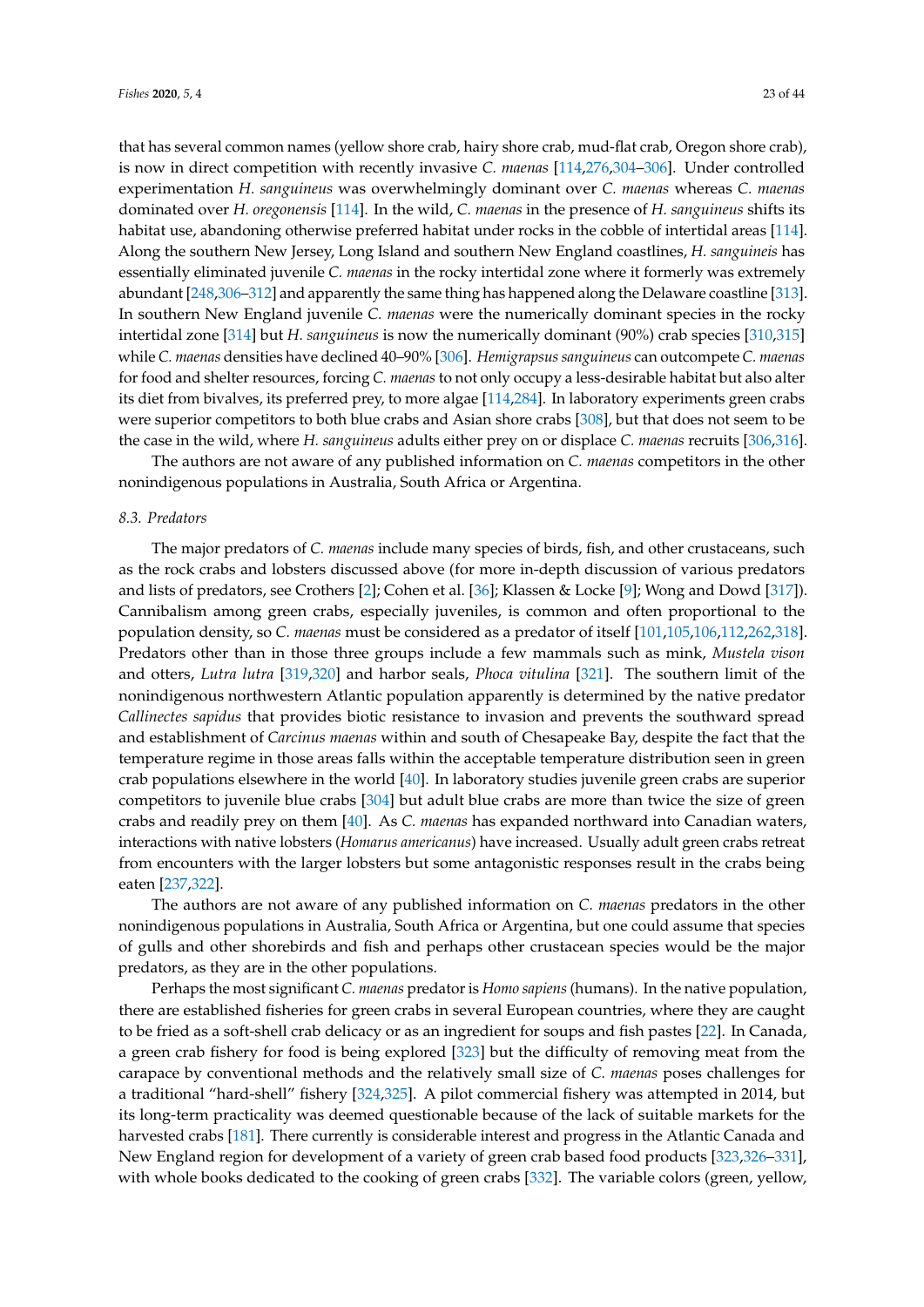that has several common names (yellow shore crab, hairy shore crab, mud-flat crab, Oregon shore crab), is now in direct competition with recently invasive *C. maenas* [114,276,304–306]. Under controlled experimentation *H. sanguineus* was overwhelmingly dominant over *C. maenas* whereas *C. maenas* dominated over *H. oregonensis* [114]. In the wild, *C. maenas* in the presence of *H. sanguineus* shifts its habitat use, abandoning otherwise preferred habitat under rocks in the cobble of intertidal areas [114]. Along the southern New Jersey, Long Island and southern New England coastlines, *H. sanguineis* has essentially eliminated juvenile *C. maenas* in the rocky intertidal zone where it formerly was extremely abundant [248,306–312] and apparently the same thing has happened along the Delaware coastline [313]. In southern New England juvenile *C. maenas* were the numerically dominant species in the rocky intertidal zone [314] but *H. sanguineus* is now the numerically dominant (90%) crab species [310,315] while *C. maenas* densities have declined 40–90% [306]. *Hemigrapsus sanguineus* can outcompete *C. maenas* for food and shelter resources, forcing *C. maenas* to not only occupy a less-desirable habitat but also alter its diet from bivalves, its preferred prey, to more algae [114,284]. In laboratory experiments green crabs were superior competitors to both blue crabs and Asian shore crabs [308], but that does not seem to be the case in the wild, where *H. sanguineus* adults either prey on or displace *C. maenas* recruits [306,316].

The authors are not aware of any published information on *C. maenas* competitors in the other nonindigenous populations in Australia, South Africa or Argentina.

### *8.3. Predators*

The major predators of *C. maenas* include many species of birds, fish, and other crustaceans, such as the rock crabs and lobsters discussed above (for more in-depth discussion of various predators and lists of predators, see Crothers [2]; Cohen et al. [36]; Klassen & Locke [9]; Wong and Dowd [317]). Cannibalism among green crabs, especially juveniles, is common and often proportional to the population density, so *C. maenas* must be considered as a predator of itself [101,105,106,112,262,318]. Predators other than in those three groups include a few mammals such as mink, *Mustela vison* and otters, *Lutra lutra* [319,320] and harbor seals, *Phoca vitulina* [321]. The southern limit of the nonindigenous northwestern Atlantic population apparently is determined by the native predator *Callinectes sapidus* that provides biotic resistance to invasion and prevents the southward spread and establishment of *Carcinus maenas* within and south of Chesapeake Bay, despite the fact that the temperature regime in those areas falls within the acceptable temperature distribution seen in green crab populations elsewhere in the world [40]. In laboratory studies juvenile green crabs are superior competitors to juvenile blue crabs [304] but adult blue crabs are more than twice the size of green crabs and readily prey on them [40]. As *C. maenas* has expanded northward into Canadian waters, interactions with native lobsters (*Homarus americanus*) have increased. Usually adult green crabs retreat from encounters with the larger lobsters but some antagonistic responses result in the crabs being eaten [237,322].

The authors are not aware of any published information on *C. maenas* predators in the other nonindigenous populations in Australia, South Africa or Argentina, but one could assume that species of gulls and other shorebirds and fish and perhaps other crustacean species would be the major predators, as they are in the other populations.

Perhaps the most significant *C. maenas* predator is *Homo sapiens* (humans). In the native population, there are established fisheries for green crabs in several European countries, where they are caught to be fried as a soft-shell crab delicacy or as an ingredient for soups and fish pastes [22]. In Canada, a green crab fishery for food is being explored [323] but the difficulty of removing meat from the carapace by conventional methods and the relatively small size of *C. maenas* poses challenges for a traditional "hard-shell" fishery [324,325]. A pilot commercial fishery was attempted in 2014, but its long-term practicality was deemed questionable because of the lack of suitable markets for the harvested crabs [181]. There currently is considerable interest and progress in the Atlantic Canada and New England region for development of a variety of green crab based food products [323,326–331], with whole books dedicated to the cooking of green crabs [332]. The variable colors (green, yellow,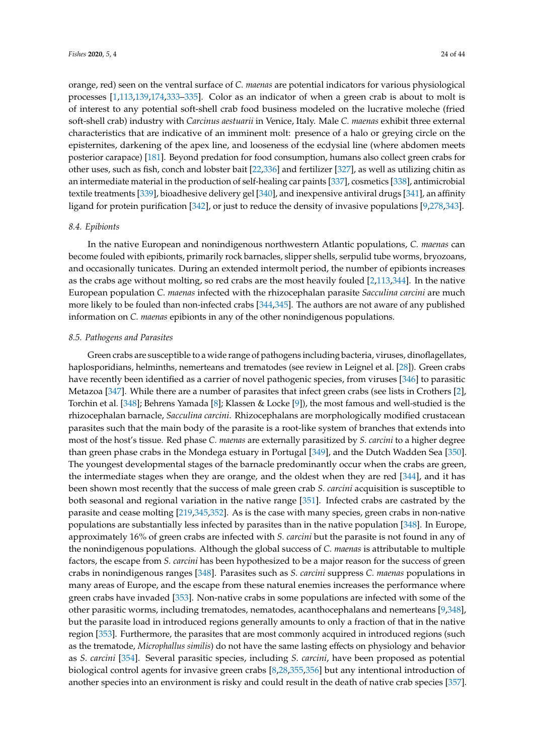orange, red) seen on the ventral surface of *C. maenas* are potential indicators for various physiological processes [1,113,139,174,333–335]. Color as an indicator of when a green crab is about to molt is of interest to any potential soft-shell crab food business modeled on the lucrative moleche (fried soft-shell crab) industry with *Carcinus aestuarii* in Venice, Italy. Male *C. maenas* exhibit three external characteristics that are indicative of an imminent molt: presence of a halo or greying circle on the episternites, darkening of the apex line, and looseness of the ecdysial line (where abdomen meets posterior carapace) [181]. Beyond predation for food consumption, humans also collect green crabs for other uses, such as fish, conch and lobster bait [22,336] and fertilizer [327], as well as utilizing chitin as an intermediate material in the production of self-healing car paints [337], cosmetics [338], antimicrobial textile treatments [339], bioadhesive delivery gel [340], and inexpensive antiviral drugs [341], an affinity ligand for protein purification [342], or just to reduce the density of invasive populations [9,278,343].

### 8.4. Epibionts

In the native European and nonindigenous northwestern Atlantic populations, *C. maenas* can become fouled with epibionts, primarily rock barnacles, slipper shells, serpulid tube worms, bryozoans, and occasionally tunicates. During an extended intermolt period, the number of epibionts increases as the crabs age without molting, so red crabs are the most heavily fouled [2,113,344]. In the native European population *C. maenas* infected with the rhizocephalan parasite *Sacculina carcini* are much more likely to be fouled than non-infected crabs [344,345]. The authors are not aware of any published information on *C. maenas* epibionts in any of the other nonindigenous populations.

### 8.5. Pathogens and Parasites

Green crabs are susceptible to a wide range of pathogens including bacteria, viruses, dinoflagellates, haplosporidians, helminths, nemerteans and trematodes (see review in Leignel et al. [28]). Green crabs have recently been identified as a carrier of novel pathogenic species, from viruses [346] to parasitic Metazoa [347]. While there are a number of parasites that infect green crabs (see lists in Crothers [2], Torchin et al. [348]; Behrens Yamada [8]; Klassen & Locke [9]), the most famous and well-studied is the rhizocephalan barnacle, *Sacculina carcini*. Rhizocephalans are morphologically modified crustacean parasites such that the main body of the parasite is a root-like system of branches that extends into most of the host's tissue. Red phase *C. maenas* are externally parasitized by *S. carcini* to a higher degree than green phase crabs in the Mondega estuary in Portugal [349], and the Dutch Wadden Sea [350]. The youngest developmental stages of the barnacle predominantly occur when the crabs are green, the intermediate stages when they are orange, and the oldest when they are red [344], and it has been shown most recently that the success of male green crab *S. carcini* acquisition is susceptible to both seasonal and regional variation in the native range [351]. Infected crabs are castrated by the parasite and cease molting [219,345,352]. As is the case with many species, green crabs in non-native populations are substantially less infected by parasites than in the native population [348]. In Europe, approximately 16% of green crabs are infected with *S. carcini* but the parasite is not found in any of the nonindigenous populations. Although the global success of *C. maenas* is attributable to multiple factors, the escape from *S. carcini* has been hypothesized to be a major reason for the success of green crabs in nonindigenous ranges [348]. Parasites such as *S. carcini* suppress *C. maenas* populations in many areas of Europe, and the escape from these natural enemies increases the performance where green crabs have invaded [353]. Non-native crabs in some populations are infected with some of the other parasitic worms, including trematodes, nematodes, acanthocephalans and nemerteans [9,348], but the parasite load in introduced regions generally amounts to only a fraction of that in the native region [353]. Furthermore, the parasites that are most commonly acquired in introduced regions (such as the trematode, *Microphallus similis*) do not have the same lasting effects on physiology and behavior as *S. carcini* [354]. Several parasitic species, including *S. carcini*, have been proposed as potential biological control agents for invasive green crabs [8,28,355,356] but any intentional introduction of another species into an environment is risky and could result in the death of native crab species [357].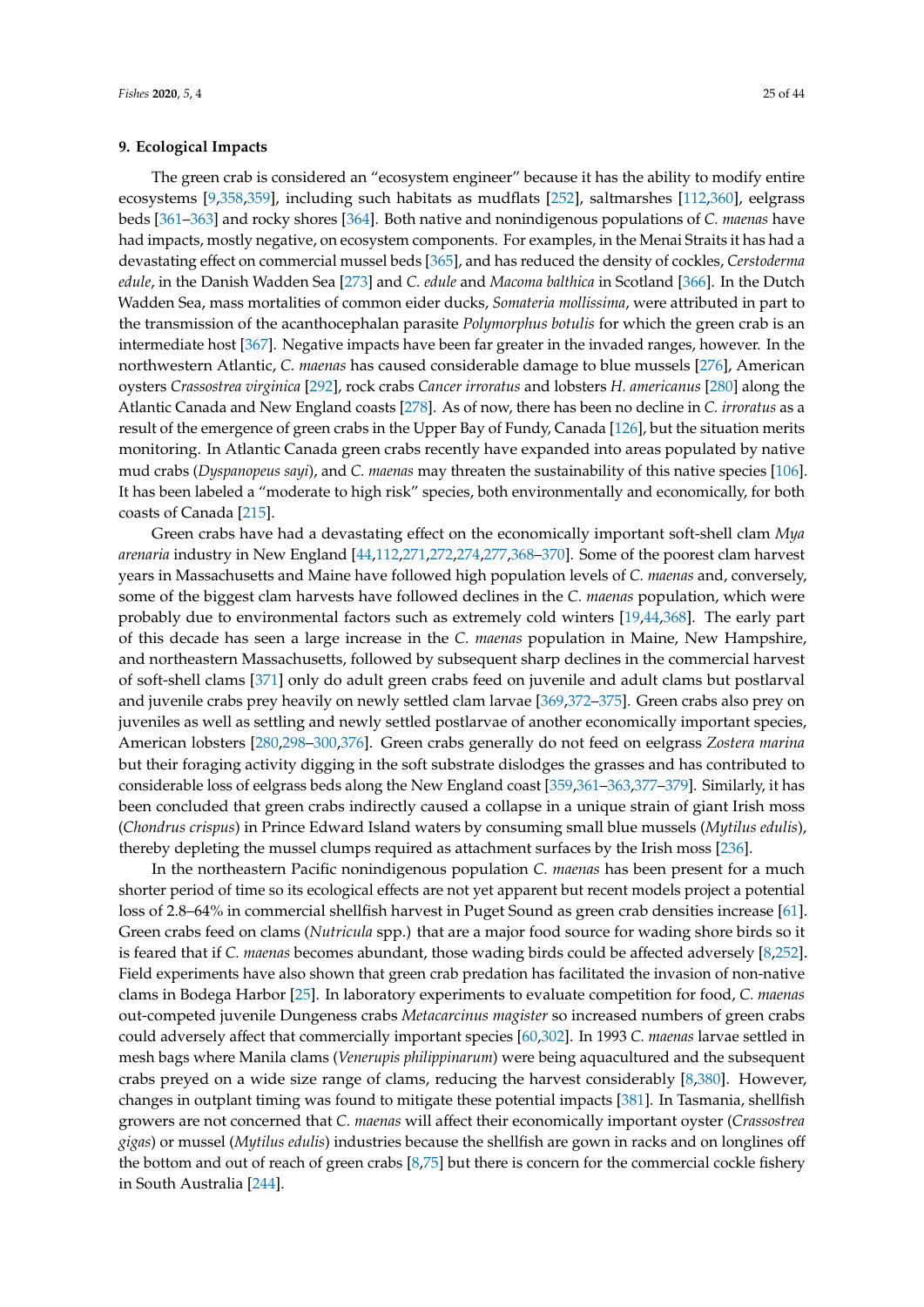## 9. Ecological Impacts

The green crab is considered an "ecosystem engineer" because it has the ability to modify entire ecosystems [9,358,359], including such habitats as mudflats [252], saltmarshes [112,360], eelgrass beds [361–363] and rocky shores [364]. Both native and nonindigenous populations of *C. maenas* have had impacts, mostly negative, on ecosystem components. For examples, in the Menai Straits it has had a devastating effect on commercial mussel beds [365], and has reduced the density of cockles, *Cerstoderma edule*, in the Danish Wadden Sea [273] and *C. edule* and *Macoma balthica* in Scotland [366]. In the Dutch Wadden Sea, mass mortalities of common eider ducks, *Somateria mollissima*, were attributed in part to the transmission of the acanthocephalan parasite *Polymorphus botulis* for which the green crab is an intermediate host [367]. Negative impacts have been far greater in the invaded ranges, however. In the northwestern Atlantic, *C. maenas* has caused considerable damage to blue mussels [276], American oysters *Crassostrea virginica* [292], rock crabs *Cancer irroratus* and lobsters *H. americanus* [280] along the Atlantic Canada and New England coasts [278]. As of now, there has been no decline in *C. irroratus* as a result of the emergence of green crabs in the Upper Bay of Fundy, Canada [126], but the situation merits monitoring. In Atlantic Canada green crabs recently have expanded into areas populated by native mud crabs (*Dyspanopeus sayi*), and *C. maenas* may threaten the sustainability of this native species [106]. It has been labeled a "moderate to high risk" species, both environmentally and economically, for both coasts of Canada [215].

Green crabs have had a devastating effect on the economically important soft-shell clam *Mya arenaria* industry in New England [44,112,271,272,274,277,368–370]. Some of the poorest clam harvest years in Massachusetts and Maine have followed high population levels of *C. maenas* and, conversely, some of the biggest clam harvests have followed declines in the *C. maenas* population, which were probably due to environmental factors such as extremely cold winters [19,44,368]. The early part of this decade has seen a large increase in the *C. maenas* population in Maine, New Hampshire, and northeastern Massachusetts, followed by subsequent sharp declines in the commercial harvest of soft-shell clams [371] only do adult green crabs feed on juvenile and adult clams but postlarval and juvenile crabs prey heavily on newly settled clam larvae [369,372–375]. Green crabs also prey on juveniles as well as settling and newly settled postlarvae of another economically important species, American lobsters [280,298–300,376]. Green crabs generally do not feed on eelgrass *Zostera marina* but their foraging activity digging in the soft substrate dislodges the grasses and has contributed to considerable loss of eelgrass beds along the New England coast [359,361–363,377–379]. Similarly, it has been concluded that green crabs indirectly caused a collapse in a unique strain of giant Irish moss (*Chondrus crispus*) in Prince Edward Island waters by consuming small blue mussels (*Mytilus edulis*), thereby depleting the mussel clumps required as attachment surfaces by the Irish moss [236].

In the northeastern Pacific nonindigenous population *C. maenas* has been present for a much shorter period of time so its ecological effects are not yet apparent but recent models project a potential loss of 2.8–64% in commercial shellfish harvest in Puget Sound as green crab densities increase [61]. Green crabs feed on clams (*Nutricula* spp.) that are a major food source for wading shore birds so it is feared that if *C. maenas* becomes abundant, those wading birds could be affected adversely [8,252]. Field experiments have also shown that green crab predation has facilitated the invasion of non-native clams in Bodega Harbor [25]. In laboratory experiments to evaluate competition for food, *C. maenas* out-competed juvenile Dungeness crabs *Metacarcinus magister* so increased numbers of green crabs could adversely affect that commercially important species [60,302]. In 1993 *C. maenas* larvae settled in mesh bags where Manila clams (*Venerupis philippinarum*) were being aquacultured and the subsequent crabs preyed on a wide size range of clams, reducing the harvest considerably [8,380]. However, changes in outplant timing was found to mitigate these potential impacts [381]. In Tasmania, shellfish growers are not concerned that *C. maenas* will affect their economically important oyster (*Crassostrea gigas*) or mussel (*Mytilus edulis*) industries because the shellfish are gown in racks and on longlines off the bottom and out of reach of green crabs [8,75] but there is concern for the commercial cockle fishery in South Australia [244].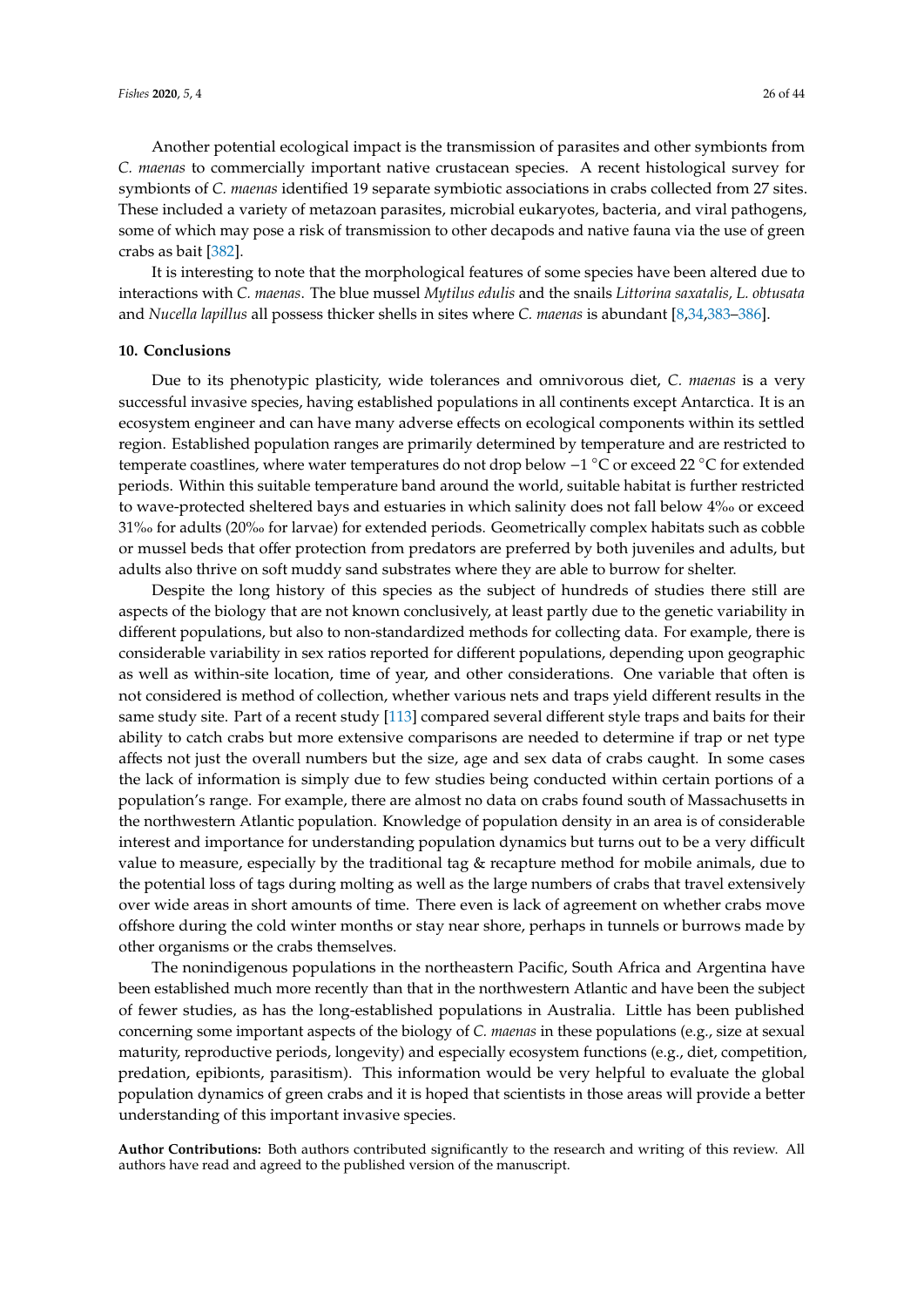Another potential ecological impact is the transmission of parasites and other symbionts from *C. maenas* to commercially important native crustacean species. A recent histological survey for symbionts of *C. maenas* identified 19 separate symbiotic associations in crabs collected from 27 sites. These included a variety of metazoan parasites, microbial eukaryotes, bacteria, and viral pathogens, some of which may pose a risk of transmission to other decapods and native fauna via the use of green crabs as bait [382].

It is interesting to note that the morphological features of some species have been altered due to interactions with *C. maenas*. The blue mussel *Mytilus edulis* and the snails *Littorina saxatalis, L. obtusata* and *Nucella lapillus* all possess thicker shells in sites where *C. maenas* is abundant [8,34,383–386].

## 10. Conclusions

Due to its phenotypic plasticity, wide tolerances and omnivorous diet, *C. maenas* is a very successful invasive species, having established populations in all continents except Antarctica. It is an ecosystem engineer and can have many adverse effects on ecological components within its settled region. Established population ranges are primarily determined by temperature and are restricted to temperate coastlines, where water temperatures do not drop below −1 °C or exceed 22 °C for extended periods. Within this suitable temperature band around the world, suitable habitat is further restricted to wave-protected sheltered bays and estuaries in which salinity does not fall below 4‰ or exceed 31‰ for adults (20‰ for larvae) for extended periods. Geometrically complex habitats such as cobble or mussel beds that offer protection from predators are preferred by both juveniles and adults, but adults also thrive on soft muddy sand substrates where they are able to burrow for shelter.

Despite the long history of this species as the subject of hundreds of studies there still are aspects of the biology that are not known conclusively, at least partly due to the genetic variability in different populations, but also to non-standardized methods for collecting data. For example, there is considerable variability in sex ratios reported for different populations, depending upon geographic as well as within-site location, time of year, and other considerations. One variable that often is not considered is method of collection, whether various nets and traps yield different results in the same study site. Part of a recent study [113] compared several different style traps and baits for their ability to catch crabs but more extensive comparisons are needed to determine if trap or net type affects not just the overall numbers but the size, age and sex data of crabs caught. In some cases the lack of information is simply due to few studies being conducted within certain portions of a population's range. For example, there are almost no data on crabs found south of Massachusetts in the northwestern Atlantic population. Knowledge of population density in an area is of considerable interest and importance for understanding population dynamics but turns out to be a very difficult value to measure, especially by the traditional tag & recapture method for mobile animals, due to the potential loss of tags during molting as well as the large numbers of crabs that travel extensively over wide areas in short amounts of time. There even is lack of agreement on whether crabs move offshore during the cold winter months or stay near shore, perhaps in tunnels or burrows made by other organisms or the crabs themselves.

The nonindigenous populations in the northeastern Pacific, South Africa and Argentina have been established much more recently than that in the northwestern Atlantic and have been the subject of fewer studies, as has the long-established populations in Australia. Little has been published concerning some important aspects of the biology of *C. maenas* in these populations (e.g., size at sexual maturity, reproductive periods, longevity) and especially ecosystem functions (e.g., diet, competition, predation, epibionts, parasitism). This information would be very helpful to evaluate the global population dynamics of green crabs and it is hoped that scientists in those areas will provide a better understanding of this important invasive species.

**Author Contributions:** Both authors contributed significantly to the research and writing of this review. All authors have read and agreed to the published version of the manuscript.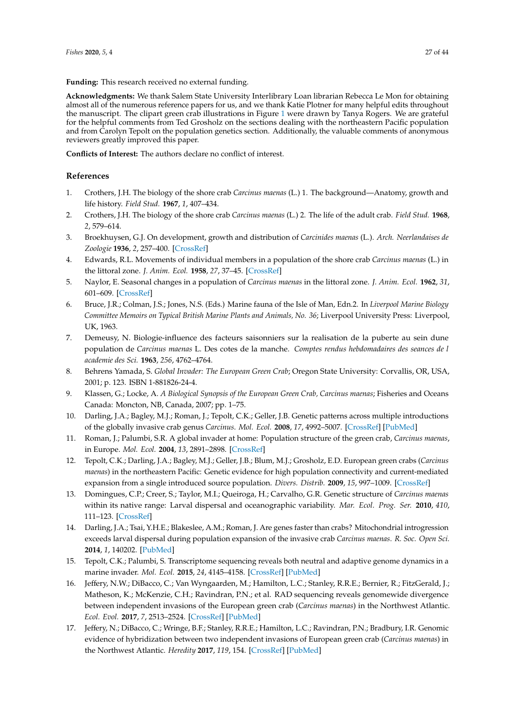**Funding:** This research received no external funding.

**Acknowledgments:** We thank Salem State University Interlibrary Loan librarian Rebecca Le Mon for obtaining almost all of the numerous reference papers for us, and we thank Katie Plotner for many helpful edits throughout the manuscript. The clipart green crab illustrations in Figure 1 were drawn by Tanya Rogers. We are grateful for the helpful comments from Ted Grosholz on the sections dealing with the northeastern Pacific population and from Carolyn Tepolt on the population genetics section. Additionally, the valuable comments of anonymous reviewers greatly improved this paper.

**Conflicts of Interest:** The authors declare no conflict of interest.

## References

1. Crothers, J.H. The biology of the shore crab *Carcinus maenas* (L.) 1. The background—Anatomy, growth and life history. *Field Stud.* **1967**, *1*, 407–434.
2. Crothers, J.H. The biology of the shore crab *Carcinus maenas* (L.) 2. The life of the adult crab. *Field Stud.* **1968**, *2*, 579–614.
3. Broekhuysen, G.J. On development, growth and distribution of *Carcinides maenas* (L.). *Arch. Neerlandaises de Zoologie* **1936**, *2*, 257–400. [CrossRef]
4. Edwards, R.L. Movements of individual members in a population of the shore crab *Carcinus maenas* (L.) in the littoral zone. *J. Anim. Ecol.* **1958**, *27*, 37–45. [CrossRef]
5. Naylor, E. Seasonal changes in a population of *Carcinus maenas* in the littoral zone. *J. Anim. Ecol.* **1962**, *31*, 601–609. [CrossRef]
6. Bruce, J.R.; Colman, J.S.; Jones, N.S. (Eds.) Marine fauna of the Isle of Man, Edn.2. In *Liverpool Marine Biology Committee Memoirs on Typical British Marine Plants and Animals, No. 36*; Liverpool University Press: Liverpool, UK, 1963.
7. Demeusy, N. Biologie-influence des facteurs saisonniers sur la realisation de la puberte au sein dune population de *Carcinus maenas* L. Des cotes de la manche. *Comptes rendus hebdomadaires des seances de l academie des Sci.* **1963**, *256*, 4762–4764.
8. Behrens Yamada, S. *Global Invader: The European Green Crab*; Oregon State University: Corvallis, OR, USA, 2001; p. 123. ISBN 1-881826-24-4.
9. Klassen, G.; Locke, A. *A Biological Synopsis of the European Green Crab, Carcinus maenas*; Fisheries and Oceans Canada: Moncton, NB, Canada, 2007; pp. 1–75.
10. Darling, J.A.; Bagley, M.J.; Roman, J.; Tepolt, C.K.; Geller, J.B. Genetic patterns across multiple introductions of the globally invasive crab genus *Carcinus*. *Mol. Ecol.* **2008**, *17*, 4992–5007. [CrossRef] [PubMed]
11. Roman, J.; Palumbi, S.R. A global invader at home: Population structure of the green crab, *Carcinus maenas*, in Europe. *Mol. Ecol.* **2004**, *13*, 2891–2898. [CrossRef]
12. Tepolt, C.K.; Darling, J.A.; Bagley, M.J.; Geller, J.B.; Blum, M.J.; Grosholz, E.D. European green crabs (*Carcinus maenas*) in the northeastern Pacific: Genetic evidence for high population connectivity and current-mediated expansion from a single introduced source population. *Divers. Distrib.* **2009**, *15*, 997–1009. [CrossRef]
13. Domingues, C.P.; Creer, S.; Taylor, M.I.; Queiroga, H.; Carvalho, G.R. Genetic structure of *Carcinus maenas* within its native range: Larval dispersal and oceanographic variability. *Mar. Ecol. Prog. Ser.* **2010**, *410*, 111–123. [CrossRef]
14. Darling, J.A.; Tsai, Y.H.E.; Blakeslee, A.M.; Roman, J. Are genes faster than crabs? Mitochondrial introgression exceeds larval dispersal during population expansion of the invasive crab *Carcinus maenas*. *R. Soc. Open Sci.* **2014**, *1*, 140202. [PubMed]
15. Tepolt, C.K.; Palumbi, S. Transcriptome sequencing reveals both neutral and adaptive genome dynamics in a marine invader. *Mol. Ecol.* **2015**, *24*, 4145–4158. [CrossRef] [PubMed]
16. Jeffery, N.W.; DiBacco, C.; Van Wyngaarden, M.; Hamilton, L.C.; Stanley, R.R.E.; Bernier, R.; FitzGerald, J.; Matheson, K.; McKenzie, C.H.; Ravindran, P.N.; et al. RAD sequencing reveals genomewide divergence between independent invasions of the European green crab (*Carcinus maenas*) in the Northwest Atlantic. *Ecol. Evol.* **2017**, *7*, 2513–2524. [CrossRef] [PubMed]
17. Jeffery, N.; DiBacco, C.; Wringe, B.F.; Stanley, R.R.E.; Hamilton, L.C.; Ravindran, P.N.; Bradbury, I.R. Genomic evidence of hybridization between two independent invasions of European green crab (*Carcinus maenas*) in the Northwest Atlantic. *Heredity* **2017**, *119*, 154. [CrossRef] [PubMed]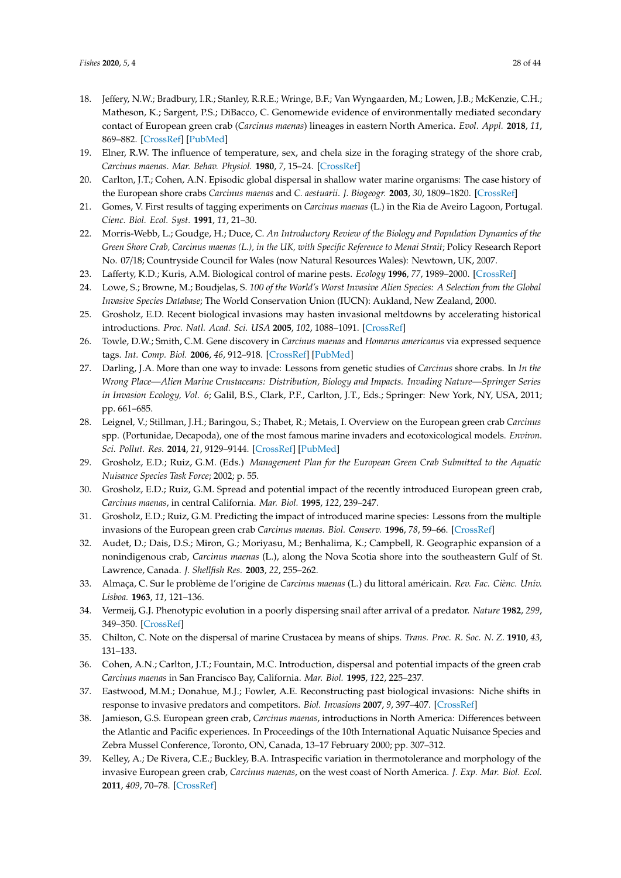18. Jeffery, N.W.; Bradbury, I.R.; Stanley, R.R.E.; Wringe, B.F.; Van Wyngaarden, M.; Lowen, J.B.; McKenzie, C.H.; Matheson, K.; Sargent, P.S.; DiBacco, C. Genomewide evidence of environmentally mediated secondary contact of European green crab (*Carcinus maenas*) lineages in eastern North America. *Evol. Appl.* **2018**, *11*, 869–882. [CrossRef] [PubMed]
19. Elner, R.W. The influence of temperature, sex, and chela size in the foraging strategy of the shore crab, *Carcinus maenas*. *Mar. Behav. Physiol.* **1980**, *7*, 15–24. [CrossRef]
20. Carlton, J.T.; Cohen, A.N. Episodic global dispersal in shallow water marine organisms: The case history of the European shore crabs *Carcinus maenas* and *C. aestuarii*. *J. Biogeogr.* **2003**, *30*, 1809–1820. [CrossRef]
21. Gomes, V. First results of tagging experiments on *Carcinus maenas* (L.) in the Ria de Aveiro Lagoon, Portugal. *Cienc. Biol. Ecol. Syst.* **1991**, *11*, 21–30.
22. Morris-Webb, L.; Goudge, H.; Duce, C. *An Introductory Review of the Biology and Population Dynamics of the Green Shore Crab, Carcinus maenas (L.), in the UK, with Specific Reference to Menai Strait*; Policy Research Report No. 07/18; Countryside Council for Wales (now Natural Resources Wales): Newtown, UK, 2007.
23. Lafferty, K.D.; Kuris, A.M. Biological control of marine pests. *Ecology* **1996**, *77*, 1989–2000. [CrossRef]
24. Lowe, S.; Browne, M.; Boudjelas, S. *100 of the World's Worst Invasive Alien Species: A Selection from the Global Invasive Species Database*; The World Conservation Union (IUCN): Aukland, New Zealand, 2000.
25. Grosholz, E.D. Recent biological invasions may hasten invasional meltdowns by accelerating historical introductions. *Proc. Natl. Acad. Sci. USA* **2005**, *102*, 1088–1091. [CrossRef]
26. Towle, D.W.; Smith, C.M. Gene discovery in *Carcinus maenas* and *Homarus americanus* via expressed sequence tags. *Int. Comp. Biol.* **2006**, *46*, 912–918. [CrossRef] [PubMed]
27. Darling, J.A. More than one way to invade: Lessons from genetic studies of *Carcinus* shore crabs. In *In the Wrong Place—Alien Marine Crustaceans: Distribution, Biology and Impacts. Invading Nature—Springer Series in Invasion Ecology, Vol. 6*; Galil, B.S., Clark, P.F., Carlton, J.T., Eds.; Springer: New York, NY, USA, 2011; pp. 661–685.
28. Leignel, V.; Stillman, J.H.; Baringou, S.; Thabet, R.; Metais, I. Overview on the European green crab *Carcinus* spp. (Portunidae, Decapoda), one of the most famous marine invaders and ecotoxicological models. *Environ. Sci. Pollut. Res.* **2014**, *21*, 9129–9144. [CrossRef] [PubMed]
29. Grosholz, E.D.; Ruiz, G.M. (Eds.) *Management Plan for the European Green Crab Submitted to the Aquatic Nuisance Species Task Force*; 2002; p. 55.
30. Grosholz, E.D.; Ruiz, G.M. Spread and potential impact of the recently introduced European green crab, *Carcinus maenas*, in central California. *Mar. Biol.* **1995**, *122*, 239–247.
31. Grosholz, E.D.; Ruiz, G.M. Predicting the impact of introduced marine species: Lessons from the multiple invasions of the European green crab *Carcinus maenas*. *Biol. Conserv.* **1996**, *78*, 59–66. [CrossRef]
32. Audet, D.; Dais, D.S.; Miron, G.; Moriyasu, M.; Benhalima, K.; Campbell, R. Geographic expansion of a nonindigenous crab, *Carcinus maenas* (L.), along the Nova Scotia shore into the southeastern Gulf of St. Lawrence, Canada. *J. Shellfish Res.* **2003**, *22*, 255–262.
33. Almaça, C. Sur le problème de l'origine de *Carcinus maenas* (L.) du littoral américain. *Rev. Fac. Ciènc. Univ. Lisboa.* **1963**, *11*, 121–136.
34. Vermeij, G.J. Phenotypic evolution in a poorly dispersing snail after arrival of a predator. *Nature* **1982**, *299*, 349–350. [CrossRef]
35. Chilton, C. Note on the dispersal of marine Crustacea by means of ships. *Trans. Proc. R. Soc. N. Z.* **1910**, *43*, 131–133.
36. Cohen, A.N.; Carlton, J.T.; Fountain, M.C. Introduction, dispersal and potential impacts of the green crab *Carcinus maenas* in San Francisco Bay, California. *Mar. Biol.* **1995**, *122*, 225–237.
37. Eastwood, M.M.; Donahue, M.J.; Fowler, A.E. Reconstructing past biological invasions: Niche shifts in response to invasive predators and competitors. *Biol. Invasions* **2007**, *9*, 397–407. [CrossRef]
38. Jamieson, G.S. European green crab, *Carcinus maenas*, introductions in North America: Differences between the Atlantic and Pacific experiences. In Proceedings of the 10th International Aquatic Nuisance Species and Zebra Mussel Conference, Toronto, ON, Canada, 13–17 February 2000; pp. 307–312.
39. Kelley, A.; De Rivera, C.E.; Buckley, B.A. Intraspecific variation in thermotolerance and morphology of the invasive European green crab, *Carcinus maenas*, on the west coast of North America. *J. Exp. Mar. Biol. Ecol.* **2011**, *409*, 70–78. [CrossRef]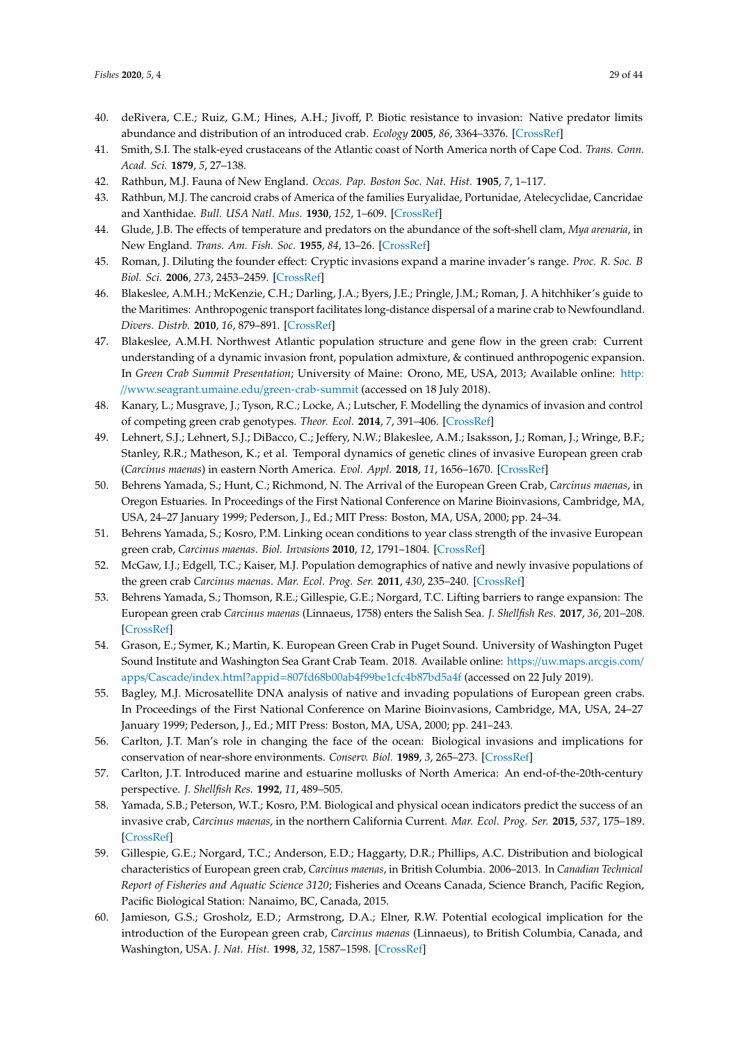40. deRivera, C.E.; Ruiz, G.M.; Hines, A.H.; Jivoff, P. Biotic resistance to invasion: Native predator limits abundance and distribution of an introduced crab. *Ecology* **2005**, *86*, 3364–3376. [CrossRef]
41. Smith, S.I. The stalk-eyed crustaceans of the Atlantic coast of North America north of Cape Cod. *Trans. Conn. Acad. Sci.* **1879**, *5*, 27–138.
42. Rathbun, M.J. Fauna of New England. *Occas. Pap. Boston Soc. Nat. Hist.* **1905**, *7*, 1–117.
43. Rathbun, M.J. The cancroid crabs of America of the families Euryalidae, Portunidae, Atelecyclidae, Cancridae and Xanthidae. *Bull. USA Natl. Mus.* **1930**, *152*, 1–609. [CrossRef]
44. Glude, J.B. The effects of temperature and predators on the abundance of the soft-shell clam, *Mya arenaria*, in New England. *Trans. Am. Fish. Soc.* **1955**, *84*, 13–26. [CrossRef]
45. Roman, J. Diluting the founder effect: Cryptic invasions expand a marine invader's range. *Proc. R. Soc. B Biol. Sci.* **2006**, *273*, 2453–2459. [CrossRef]
46. Blakeslee, A.M.H.; McKenzie, C.H.; Darling, J.A.; Byers, J.E.; Pringle, J.M.; Roman, J. A hitchhiker's guide to the Maritimes: Anthropogenic transport facilitates long-distance dispersal of a marine crab to Newfoundland. *Divers. Distrb.* **2010**, *16*, 879–891. [CrossRef]
47. Blakeslee, A.M.H. Northwest Atlantic population structure and gene flow in the green crab: Current understanding of a dynamic invasion front, population admixture, & continued anthropogenic expansion. In *Green Crab Summit Presentation*; University of Maine: Orono, ME, USA, 2013; Available online: http://www.seagrant.umaine.edu/green-crab-summit (accessed on 18 July 2018).
48. Kanary, L.; Musgrave, J.; Tyson, R.C.; Locke, A.; Lutscher, F. Modelling the dynamics of invasion and control of competing green crab genotypes. *Theor. Ecol.* **2014**, *7*, 391–406. [CrossRef]
49. Lehnert, S.J.; Lehnert, S.J.; DiBacco, C.; Jeffery, N.W.; Blakeslee, A.M.; Isaksson, J.; Roman, J.; Wringe, B.F.; Stanley, R.R.; Matheson, K.; et al. Temporal dynamics of genetic clines of invasive European green crab (*Carcinus maenas*) in eastern North America. *Evol. Appl.* **2018**, *11*, 1656–1670. [CrossRef]
50. Behrens Yamada, S.; Hunt, C.; Richmond, N. The Arrival of the European Green Crab, *Carcinus maenas*, in Oregon Estuaries. In Proceedings of the First National Conference on Marine Bioinvasions, Cambridge, MA, USA, 24–27 January 1999; Pederson, J., Ed.; MIT Press: Boston, MA, USA, 2000; pp. 24–34.
51. Behrens Yamada, S.; Kosro, P.M. Linking ocean conditions to year class strength of the invasive European green crab, *Carcinus maenas*. *Biol. Invasions* **2010**, *12*, 1791–1804. [CrossRef]
52. McGaw, I.J.; Edgell, T.C.; Kaiser, M.J. Population demographics of native and newly invasive populations of the green crab *Carcinus maenas*. *Mar. Ecol. Prog. Ser.* **2011**, *430*, 235–240. [CrossRef]
53. Behrens Yamada, S.; Thomson, R.E.; Gillespie, G.E.; Norgard, T.C. Lifting barriers to range expansion: The European green crab *Carcinus maenas* (Linnaeus, 1758) enters the Salish Sea. *J. Shellfish Res.* **2017**, *36*, 201–208. [CrossRef]
54. Grason, E.; Symer, K.; Martin, K. European Green Crab in Puget Sound. University of Washington Puget Sound Institute and Washington Sea Grant Crab Team. 2018. Available online: https://uw.maps.arcgis.com/apps/Cascade/index.html?appid=807fd68b00ab4f99be1cfc4b87bd5a4f (accessed on 22 July 2019).
55. Bagley, M.J. Microsatellite DNA analysis of native and invading populations of European green crabs. In Proceedings of the First National Conference on Marine Bioinvasions, Cambridge, MA, USA, 24–27 January 1999; Pederson, J., Ed.; MIT Press: Boston, MA, USA, 2000; pp. 241–243.
56. Carlton, J.T. Man's role in changing the face of the ocean: Biological invasions and implications for conservation of near-shore environments. *Conserv. Biol.* **1989**, *3*, 265–273. [CrossRef]
57. Carlton, J.T. Introduced marine and estuarine mollusks of North America: An end-of-the-20th-century perspective. *J. Shellfish Res.* **1992**, *11*, 489–505.
58. Yamada, S.B.; Peterson, W.T.; Kosro, P.M. Biological and physical ocean indicators predict the success of an invasive crab, *Carcinus maenas*, in the northern California Current. *Mar. Ecol. Prog. Ser.* **2015**, *537*, 175–189. [CrossRef]
59. Gillespie, G.E.; Norgard, T.C.; Anderson, E.D.; Haggarty, D.R.; Phillips, A.C. Distribution and biological characteristics of European green crab, *Carcinus maenas*, in British Columbia. 2006–2013. In *Canadian Technical Report of Fisheries and Aquatic Science 3120*; Fisheries and Oceans Canada, Science Branch, Pacific Region, Pacific Biological Station: Nanaimo, BC, Canada, 2015.
60. Jamieson, G.S.; Grosholz, E.D.; Armstrong, D.A.; Elner, R.W. Potential ecological implication for the introduction of the European green crab, *Carcinus maenas* (Linnaeus), to British Columbia, Canada, and Washington, USA. *J. Nat. Hist.* **1998**, *32*, 1587–1598. [CrossRef]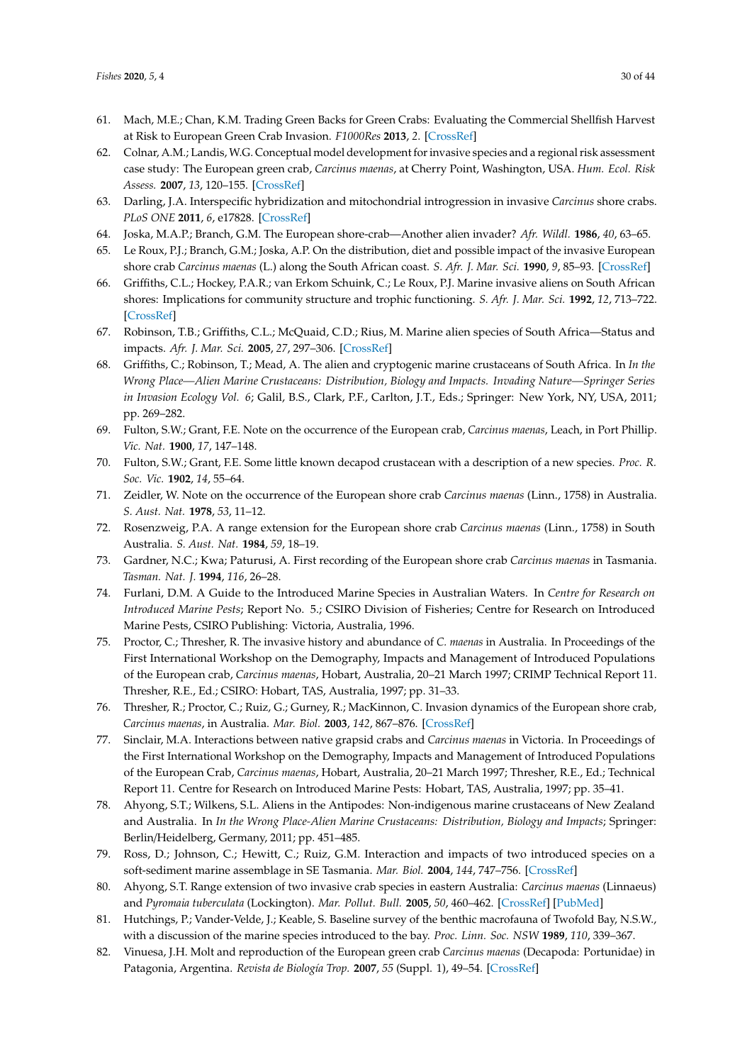61. Mach, M.E.; Chan, K.M. Trading Green Backs for Green Crabs: Evaluating the Commercial Shellfish Harvest at Risk to European Green Crab Invasion. *F1000Res* **2013**, *2*. [CrossRef]
62. Colnar, A.M.; Landis, W.G. Conceptual model development for invasive species and a regional risk assessment case study: The European green crab, *Carcinus maenas*, at Cherry Point, Washington, USA. *Hum. Ecol. Risk Assess.* **2007**, *13*, 120–155. [CrossRef]
63. Darling, J.A. Interspecific hybridization and mitochondrial introgression in invasive *Carcinus* shore crabs. *PLoS ONE* **2011**, *6*, e17828. [CrossRef]
64. Joska, M.A.P.; Branch, G.M. The European shore-crab—Another alien invader? *Afr. Wildl.* **1986**, *40*, 63–65.
65. Le Roux, P.J.; Branch, G.M.; Joska, A.P. On the distribution, diet and possible impact of the invasive European shore crab *Carcinus maenas* (L.) along the South African coast. *S. Afr. J. Mar. Sci.* **1990**, *9*, 85–93. [CrossRef]
66. Griffiths, C.L.; Hockey, P.A.R.; van Erkom Schuink, C.; Le Roux, P.J. Marine invasive aliens on South African shores: Implications for community structure and trophic functioning. *S. Afr. J. Mar. Sci.* **1992**, *12*, 713–722. [CrossRef]
67. Robinson, T.B.; Griffiths, C.L.; McQuaid, C.D.; Rius, M. Marine alien species of South Africa—Status and impacts. *Afr. J. Mar. Sci.* **2005**, *27*, 297–306. [CrossRef]
68. Griffiths, C.; Robinson, T.; Mead, A. The alien and cryptogenic marine crustaceans of South Africa. In *In the Wrong Place—Alien Marine Crustaceans: Distribution, Biology and Impacts. Invading Nature—Springer Series in Invasion Ecology Vol. 6*; Galil, B.S., Clark, P.F., Carlton, J.T., Eds.; Springer: New York, NY, USA, 2011; pp. 269–282.
69. Fulton, S.W.; Grant, F.E. Note on the occurrence of the European crab, *Carcinus maenas*, Leach, in Port Phillip. *Vic. Nat.* **1900**, *17*, 147–148.
70. Fulton, S.W.; Grant, F.E. Some little known decapod crustacean with a description of a new species. *Proc. R. Soc. Vic.* **1902**, *14*, 55–64.
71. Zeidler, W. Note on the occurrence of the European shore crab *Carcinus maenas* (Linn., 1758) in Australia. *S. Aust. Nat.* **1978**, *53*, 11–12.
72. Rosenzweig, P.A. A range extension for the European shore crab *Carcinus maenas* (Linn., 1758) in South Australia. *S. Aust. Nat.* **1984**, *59*, 18–19.
73. Gardner, N.C.; Kwa; Paturusi, A. First recording of the European shore crab *Carcinus maenas* in Tasmania. *Tasman. Nat. J.* **1994**, *116*, 26–28.
74. Furlani, D.M. A Guide to the Introduced Marine Species in Australian Waters. In *Centre for Research on Introduced Marine Pests*; Report No. 5.; CSIRO Division of Fisheries; Centre for Research on Introduced Marine Pests, CSIRO Publishing: Victoria, Australia, 1996.
75. Proctor, C.; Thresher, R. The invasive history and abundance of *C. maenas* in Australia. In Proceedings of the First International Workshop on the Demography, Impacts and Management of Introduced Populations of the European crab, *Carcinus maenas*, Hobart, Australia, 20–21 March 1997; CRIMP Technical Report 11. Thresher, R.E., Ed.; CSIRO: Hobart, TAS, Australia, 1997; pp. 31–33.
76. Thresher, R.; Proctor, C.; Ruiz, G.; Gurney, R.; MacKinnon, C. Invasion dynamics of the European shore crab, *Carcinus maenas*, in Australia. *Mar. Biol.* **2003**, *142*, 867–876. [CrossRef]
77. Sinclair, M.A. Interactions between native grapsid crabs and *Carcinus maenas* in Victoria. In Proceedings of the First International Workshop on the Demography, Impacts and Management of Introduced Populations of the European Crab, *Carcinus maenas*, Hobart, Australia, 20–21 March 1997; Thresher, R.E., Ed.; Technical Report 11. Centre for Research on Introduced Marine Pests: Hobart, TAS, Australia, 1997; pp. 35–41.
78. Ahyong, S.T.; Wilkens, S.L. Aliens in the Antipodes: Non-indigenous marine crustaceans of New Zealand and Australia. In *In the Wrong Place-Alien Marine Crustaceans: Distribution, Biology and Impacts*; Springer: Berlin/Heidelberg, Germany, 2011; pp. 451–485.
79. Ross, D.; Johnson, C.; Hewitt, C.; Ruiz, G.M. Interaction and impacts of two introduced species on a soft-sediment marine assemblage in SE Tasmania. *Mar. Biol.* **2004**, *144*, 747–756. [CrossRef]
80. Ahyong, S.T. Range extension of two invasive crab species in eastern Australia: *Carcinus maenas* (Linnaeus) and *Pyromaia tuberculata* (Lockington). *Mar. Pollut. Bull.* **2005**, *50*, 460–462. [CrossRef] [PubMed]
81. Hutchings, P.; Vander-Velde, J.; Keable, S. Baseline survey of the benthic macrofauna of Twofold Bay, N.S.W., with a discussion of the marine species introduced to the bay. *Proc. Linn. Soc. NSW* **1989**, *110*, 339–367.
82. Vinuesa, J.H. Molt and reproduction of the European green crab *Carcinus maenas* (Decapoda: Portunidae) in Patagonia, Argentina. *Revista de Biología Trop.* **2007**, *55* (Suppl. 1), 49–54. [CrossRef]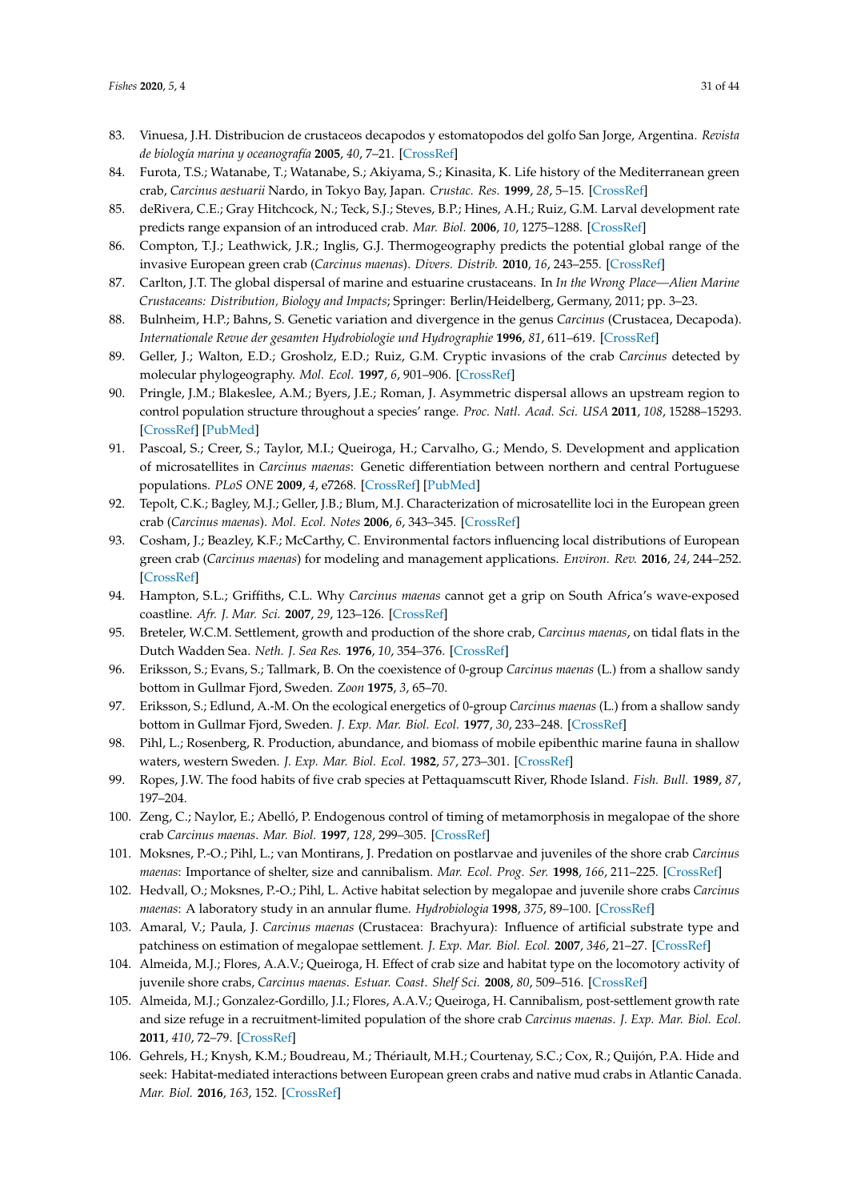83. Vinuesa, J.H. Distribucion de crustaceos decapodos y estomatopodos del golfo San Jorge, Argentina. *Revista de biología marina y oceanografía* **2005**, *40*, 7–21. [CrossRef]
84. Furota, T.S.; Watanabe, T.; Watanabe, S.; Akiyama, S.; Kinasita, K. Life history of the Mediterranean green crab, *Carcinus aestuarii* Nardo, in Tokyo Bay, Japan. *Crustac. Res.* **1999**, *28*, 5–15. [CrossRef]
85. deRivera, C.E.; Gray Hitchcock, N.; Teck, S.J.; Steves, B.P.; Hines, A.H.; Ruiz, G.M. Larval development rate predicts range expansion of an introduced crab. *Mar. Biol.* **2006**, *10*, 1275–1288. [CrossRef]
86. Compton, T.J.; Leathwick, J.R.; Inglis, G.J. Thermogeography predicts the potential global range of the invasive European green crab (*Carcinus maenas*). *Divers. Distrib.* **2010**, *16*, 243–255. [CrossRef]
87. Carlton, J.T. The global dispersal of marine and estuarine crustaceans. In *In the Wrong Place—Alien Marine Crustaceans: Distribution, Biology and Impacts*; Springer: Berlin/Heidelberg, Germany, 2011; pp. 3–23.
88. Bulnheim, H.P.; Bahns, S. Genetic variation and divergence in the genus *Carcinus* (Crustacea, Decapoda). *Internationale Revue der gesamten Hydrobiologie und Hydrographie* **1996**, *81*, 611–619. [CrossRef]
89. Geller, J.; Walton, E.D.; Grosholz, E.D.; Ruiz, G.M. Cryptic invasions of the crab *Carcinus* detected by molecular phylogeography. *Mol. Ecol.* **1997**, *6*, 901–906. [CrossRef]
90. Pringle, J.M.; Blakeslee, A.M.; Byers, J.E.; Roman, J. Asymmetric dispersal allows an upstream region to control population structure throughout a species' range. *Proc. Natl. Acad. Sci. USA* **2011**, *108*, 15288–15293. [CrossRef] [PubMed]
91. Pascoal, S.; Creer, S.; Taylor, M.I.; Queiroga, H.; Carvalho, G.; Mendo, S. Development and application of microsatellites in *Carcinus maenas*: Genetic differentiation between northern and central Portuguese populations. *PLoS ONE* **2009**, *4*, e7268. [CrossRef] [PubMed]
92. Tepolt, C.K.; Bagley, M.J.; Geller, J.B.; Blum, M.J. Characterization of microsatellite loci in the European green crab (*Carcinus maenas*). *Mol. Ecol. Notes* **2006**, *6*, 343–345. [CrossRef]
93. Cosham, J.; Beazley, K.F.; McCarthy, C. Environmental factors influencing local distributions of European green crab (*Carcinus maenas*) for modeling and management applications. *Environ. Rev.* **2016**, *24*, 244–252. [CrossRef]
94. Hampton, S.L.; Griffiths, C.L. Why *Carcinus maenas* cannot get a grip on South Africa's wave-exposed coastline. *Afr. J. Mar. Sci.* **2007**, *29*, 123–126. [CrossRef]
95. Breteler, W.C.M. Settlement, growth and production of the shore crab, *Carcinus maenas*, on tidal flats in the Dutch Wadden Sea. *Neth. J. Sea Res.* **1976**, *10*, 354–376. [CrossRef]
96. Eriksson, S.; Evans, S.; Tallmark, B. On the coexistence of 0-group *Carcinus maenas* (L.) from a shallow sandy bottom in Gullmar Fjord, Sweden. *Zoon* **1975**, *3*, 65–70.
97. Eriksson, S.; Edlund, A.-M. On the ecological energetics of 0-group *Carcinus maenas* (L.) from a shallow sandy bottom in Gullmar Fjord, Sweden. *J. Exp. Mar. Biol. Ecol.* **1977**, *30*, 233–248. [CrossRef]
98. Pihl, L.; Rosenberg, R. Production, abundance, and biomass of mobile epibenthic marine fauna in shallow waters, western Sweden. *J. Exp. Mar. Biol. Ecol.* **1982**, *57*, 273–301. [CrossRef]
99. Ropes, J.W. The food habits of five crab species at Pettaquamscutt River, Rhode Island. *Fish. Bull.* **1989**, *87*, 197–204.
100. Zeng, C.; Naylor, E.; Abelló, P. Endogenous control of timing of metamorphosis in megalopae of the shore crab *Carcinus maenas*. *Mar. Biol.* **1997**, *128*, 299–305. [CrossRef]
101. Moksnes, P.-O.; Pihl, L.; van Montirans, J. Predation on postlarvae and juveniles of the shore crab *Carcinus maenas*: Importance of shelter, size and cannibalism. *Mar. Ecol. Prog. Ser.* **1998**, *166*, 211–225. [CrossRef]
102. Hedvall, O.; Moksnes, P.-O.; Pihl, L. Active habitat selection by megalopae and juvenile shore crabs *Carcinus maenas*: A laboratory study in an annular flume. *Hydrobiologia* **1998**, *375*, 89–100. [CrossRef]
103. Amaral, V.; Paula, J. *Carcinus maenas* (Crustacea: Brachyura): Influence of artificial substrate type and patchiness on estimation of megalopae settlement. *J. Exp. Mar. Biol. Ecol.* **2007**, *346*, 21–27. [CrossRef]
104. Almeida, M.J.; Flores, A.A.V.; Queiroga, H. Effect of crab size and habitat type on the locomotory activity of juvenile shore crabs, *Carcinus maenas*. *Estuar. Coast. Shelf Sci.* **2008**, *80*, 509–516. [CrossRef]
105. Almeida, M.J.; Gonzalez-Gordillo, J.I.; Flores, A.A.V.; Queiroga, H. Cannibalism, post-settlement growth rate and size refuge in a recruitment-limited population of the shore crab *Carcinus maenas*. *J. Exp. Mar. Biol. Ecol.* **2011**, *410*, 72–79. [CrossRef]
106. Gehrels, H.; Knysh, K.M.; Boudreau, M.; Thériault, M.H.; Courtenay, S.C.; Cox, R.; Quijón, P.A. Hide and seek: Habitat-mediated interactions between European green crabs and native mud crabs in Atlantic Canada. *Mar. Biol.* **2016**, *163*, 152. [CrossRef]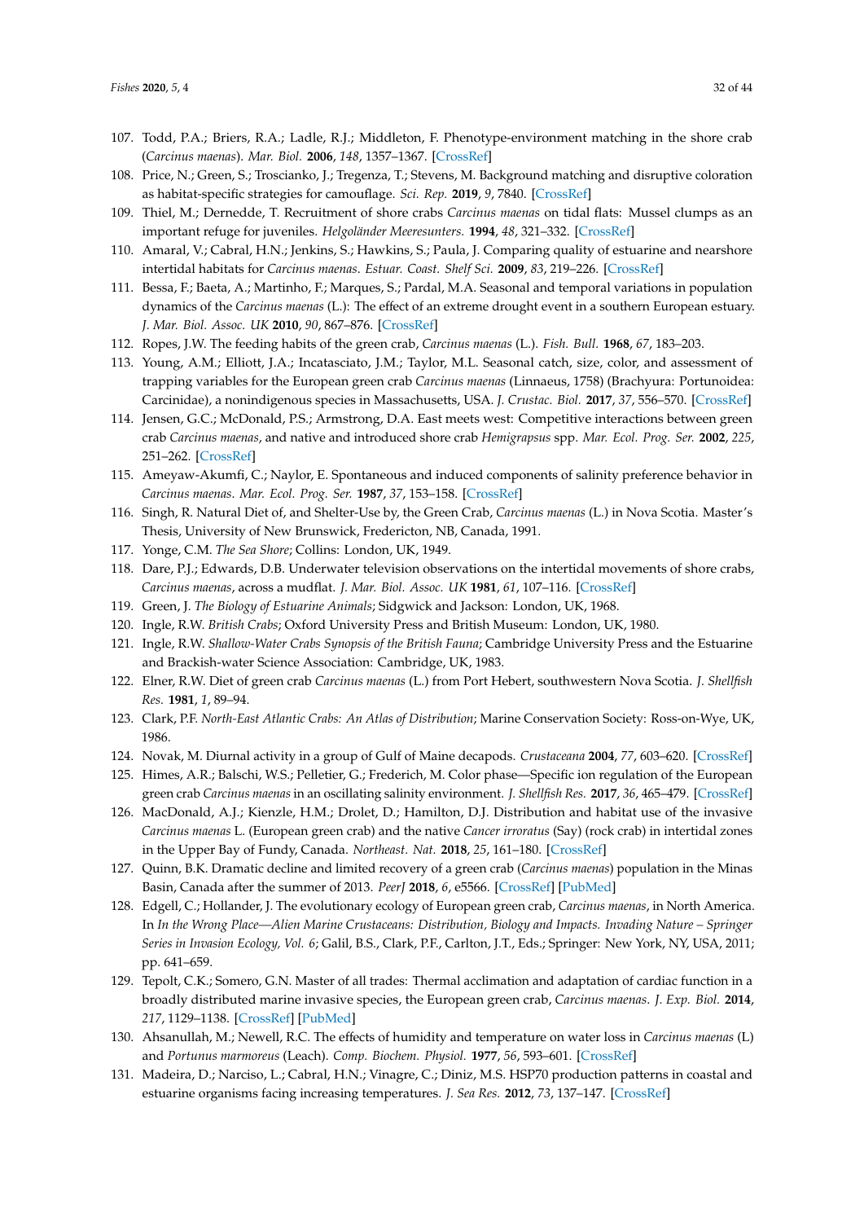107. Todd, P.A.; Briers, R.A.; Ladle, R.J.; Middleton, F. Phenotype-environment matching in the shore crab (*Carcinus maenas*). *Mar. Biol.* **2006**, *148*, 1357–1367. [CrossRef]
108. Price, N.; Green, S.; Troscianko, J.; Tregenza, T.; Stevens, M. Background matching and disruptive coloration as habitat-specific strategies for camouflage. *Sci. Rep.* **2019**, *9*, 7840. [CrossRef]
109. Thiel, M.; Dernedde, T. Recruitment of shore crabs *Carcinus maenas* on tidal flats: Mussel clumps as an important refuge for juveniles. *Helgoländer Meeresunters.* **1994**, *48*, 321–332. [CrossRef]
110. Amaral, V.; Cabral, H.N.; Jenkins, S.; Hawkins, S.; Paula, J. Comparing quality of estuarine and nearshore intertidal habitats for *Carcinus maenas*. *Estuar. Coast. Shelf Sci.* **2009**, *83*, 219–226. [CrossRef]
111. Bessa, F.; Baeta, A.; Martinho, F.; Marques, S.; Pardal, M.A. Seasonal and temporal variations in population dynamics of the *Carcinus maenas* (L.): The effect of an extreme drought event in a southern European estuary. *J. Mar. Biol. Assoc. UK* **2010**, *90*, 867–876. [CrossRef]
112. Ropes, J.W. The feeding habits of the green crab, *Carcinus maenas* (L.). *Fish. Bull.* **1968**, *67*, 183–203.
113. Young, A.M.; Elliott, J.A.; Incatasciato, J.M.; Taylor, M.L. Seasonal catch, size, color, and assessment of trapping variables for the European green crab *Carcinus maenas* (Linnaeus, 1758) (Brachyura: Portunoidea: Carcinidae), a nonindigenous species in Massachusetts, USA. *J. Crustac. Biol.* **2017**, *37*, 556–570. [CrossRef]
114. Jensen, G.C.; McDonald, P.S.; Armstrong, D.A. East meets west: Competitive interactions between green crab *Carcinus maenas*, and native and introduced shore crab *Hemigrapsus* spp. *Mar. Ecol. Prog. Ser.* **2002**, *225*, 251–262. [CrossRef]
115. Ameyaw-Akumfi, C.; Naylor, E. Spontaneous and induced components of salinity preference behavior in *Carcinus maenas*. *Mar. Ecol. Prog. Ser.* **1987**, *37*, 153–158. [CrossRef]
116. Singh, R. Natural Diet of, and Shelter-Use by, the Green Crab, *Carcinus maenas* (L.) in Nova Scotia. Master's Thesis, University of New Brunswick, Fredericton, NB, Canada, 1991.
117. Yonge, C.M. *The Sea Shore*; Collins: London, UK, 1949.
118. Dare, P.J.; Edwards, D.B. Underwater television observations on the intertidal movements of shore crabs, *Carcinus maenas*, across a mudflat. *J. Mar. Biol. Assoc. UK* **1981**, *61*, 107–116. [CrossRef]
119. Green, J. *The Biology of Estuarine Animals*; Sidgwick and Jackson: London, UK, 1968.
120. Ingle, R.W. *British Crabs*; Oxford University Press and British Museum: London, UK, 1980.
121. Ingle, R.W. *Shallow-Water Crabs Synopsis of the British Fauna*; Cambridge University Press and the Estuarine and Brackish-water Science Association: Cambridge, UK, 1983.
122. Elner, R.W. Diet of green crab *Carcinus maenas* (L.) from Port Hebert, southwestern Nova Scotia. *J. Shellfish Res.* **1981**, *1*, 89–94.
123. Clark, P.F. *North-East Atlantic Crabs: An Atlas of Distribution*; Marine Conservation Society: Ross-on-Wye, UK, 1986.
124. Novak, M. Diurnal activity in a group of Gulf of Maine decapods. *Crustaceana* **2004**, *77*, 603–620. [CrossRef]
125. Himes, A.R.; Balschi, W.S.; Pelletier, G.; Frederich, M. Color phase—Specific ion regulation of the European green crab *Carcinus maenas* in an oscillating salinity environment. *J. Shellfish Res.* **2017**, *36*, 465–479. [CrossRef]
126. MacDonald, A.J.; Kienzle, H.M.; Drolet, D.; Hamilton, D.J. Distribution and habitat use of the invasive *Carcinus maenas* L. (European green crab) and the native *Cancer irroratus* (Say) (rock crab) in intertidal zones in the Upper Bay of Fundy, Canada. *Northeast. Nat.* **2018**, *25*, 161–180. [CrossRef]
127. Quinn, B.K. Dramatic decline and limited recovery of a green crab (*Carcinus maenas*) population in the Minas Basin, Canada after the summer of 2013. *PeerJ* **2018**, *6*, e5566. [CrossRef] [PubMed]
128. Edgell, C.; Hollander, J. The evolutionary ecology of European green crab, *Carcinus maenas*, in North America. In *In the Wrong Place—Alien Marine Crustaceans: Distribution, Biology and Impacts. Invading Nature – Springer Series in Invasion Ecology, Vol. 6*; Galil, B.S., Clark, P.F., Carlton, J.T., Eds.; Springer: New York, NY, USA, 2011; pp. 641–659.
129. Tepolt, C.K.; Somero, G.N. Master of all trades: Thermal acclimation and adaptation of cardiac function in a broadly distributed marine invasive species, the European green crab, *Carcinus maenas*. *J. Exp. Biol.* **2014**, *217*, 1129–1138. [CrossRef] [PubMed]
130. Ahsanullah, M.; Newell, R.C. The effects of humidity and temperature on water loss in *Carcinus maenas* (L) and *Portunus marmoreus* (Leach). *Comp. Biochem. Physiol.* **1977**, *56*, 593–601. [CrossRef]
131. Madeira, D.; Narciso, L.; Cabral, H.N.; Vinagre, C.; Diniz, M.S. HSP70 production patterns in coastal and estuarine organisms facing increasing temperatures. *J. Sea Res.* **2012**, *73*, 137–147. [CrossRef]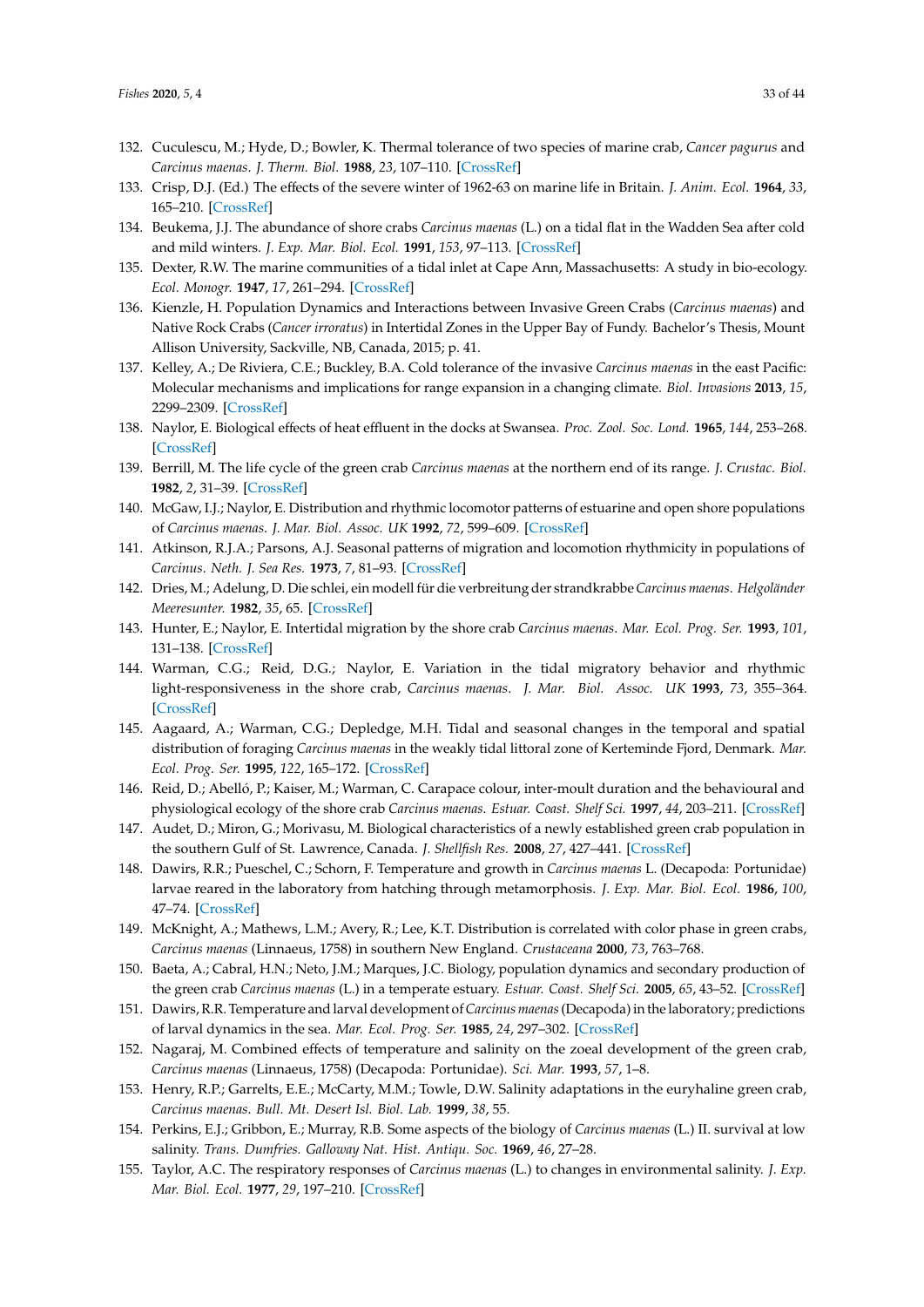132. Cuculescu, M.; Hyde, D.; Bowler, K. Thermal tolerance of two species of marine crab, *Cancer pagurus* and *Carcinus maenas*. *J. Therm. Biol.* **1988**, *23*, 107–110. [CrossRef]
133. Crisp, D.J. (Ed.) The effects of the severe winter of 1962-63 on marine life in Britain. *J. Anim. Ecol.* **1964**, *33*, 165–210. [CrossRef]
134. Beukema, J.J. The abundance of shore crabs *Carcinus maenas* (L.) on a tidal flat in the Wadden Sea after cold and mild winters. *J. Exp. Mar. Biol. Ecol.* **1991**, *153*, 97–113. [CrossRef]
135. Dexter, R.W. The marine communities of a tidal inlet at Cape Ann, Massachusetts: A study in bio-ecology. *Ecol. Monogr.* **1947**, *17*, 261–294. [CrossRef]
136. Kienzle, H. Population Dynamics and Interactions between Invasive Green Crabs (*Carcinus maenas*) and Native Rock Crabs (*Cancer irroratus*) in Intertidal Zones in the Upper Bay of Fundy. Bachelor's Thesis, Mount Allison University, Sackville, NB, Canada, 2015; p. 41.
137. Kelley, A.; De Riviera, C.E.; Buckley, B.A. Cold tolerance of the invasive *Carcinus maenas* in the east Pacific: Molecular mechanisms and implications for range expansion in a changing climate. *Biol. Invasions* **2013**, *15*, 2299–2309. [CrossRef]
138. Naylor, E. Biological effects of heat effluent in the docks at Swansea. *Proc. Zool. Soc. Lond.* **1965**, *144*, 253–268. [CrossRef]
139. Berrill, M. The life cycle of the green crab *Carcinus maenas* at the northern end of its range. *J. Crustac. Biol.* **1982**, *2*, 31–39. [CrossRef]
140. McGaw, I.J.; Naylor, E. Distribution and rhythmic locomotor patterns of estuarine and open shore populations of *Carcinus maenas*. *J. Mar. Biol. Assoc. UK* **1992**, *72*, 599–609. [CrossRef]
141. Atkinson, R.J.A.; Parsons, A.J. Seasonal patterns of migration and locomotion rhythmicity in populations of *Carcinus*. *Neth. J. Sea Res.* **1973**, *7*, 81–93. [CrossRef]
142. Dries, M.; Adelung, D. Die schlei, ein modell für die verbreitung der strandkrabbe *Carcinus maenas*. *Helgoländer Meeresunter.* **1982**, *35*, 65. [CrossRef]
143. Hunter, E.; Naylor, E. Intertidal migration by the shore crab *Carcinus maenas*. *Mar. Ecol. Prog. Ser.* **1993**, *101*, 131–138. [CrossRef]
144. Warman, C.G.; Reid, D.G.; Naylor, E. Variation in the tidal migratory behavior and rhythmic light-responsiveness in the shore crab, *Carcinus maenas*. *J. Mar. Biol. Assoc. UK* **1993**, *73*, 355–364. [CrossRef]
145. Aagaard, A.; Warman, C.G.; Depledge, M.H. Tidal and seasonal changes in the temporal and spatial distribution of foraging *Carcinus maenas* in the weakly tidal littoral zone of Kerteminde Fjord, Denmark. *Mar. Ecol. Prog. Ser.* **1995**, *122*, 165–172. [CrossRef]
146. Reid, D.; Abelló, P.; Kaiser, M.; Warman, C. Carapace colour, inter-moult duration and the behavioural and physiological ecology of the shore crab *Carcinus maenas*. *Estuar. Coast. Shelf Sci.* **1997**, *44*, 203–211. [CrossRef]
147. Audet, D.; Miron, G.; Morivasu, M. Biological characteristics of a newly established green crab population in the southern Gulf of St. Lawrence, Canada. *J. Shellfish Res.* **2008**, *27*, 427–441. [CrossRef]
148. Dawirs, R.R.; Pueschel, C.; Schorn, F. Temperature and growth in *Carcinus maenas* L. (Decapoda: Portunidae) larvae reared in the laboratory from hatching through metamorphosis. *J. Exp. Mar. Biol. Ecol.* **1986**, *100*, 47–74. [CrossRef]
149. McKnight, A.; Mathews, L.M.; Avery, R.; Lee, K.T. Distribution is correlated with color phase in green crabs, *Carcinus maenas* (Linnaeus, 1758) in southern New England. *Crustaceana* **2000**, *73*, 763–768.
150. Baeta, A.; Cabral, H.N.; Neto, J.M.; Marques, J.C. Biology, population dynamics and secondary production of the green crab *Carcinus maenas* (L.) in a temperate estuary. *Estuar. Coast. Shelf Sci.* **2005**, *65*, 43–52. [CrossRef]
151. Dawirs, R.R. Temperature and larval development of *Carcinus maenas* (Decapoda) in the laboratory; predictions of larval dynamics in the sea. *Mar. Ecol. Prog. Ser.* **1985**, *24*, 297–302. [CrossRef]
152. Nagaraj, M. Combined effects of temperature and salinity on the zoeal development of the green crab, *Carcinus maenas* (Linnaeus, 1758) (Decapoda: Portunidae). *Sci. Mar.* **1993**, *57*, 1–8.
153. Henry, R.P.; Garrelts, E.E.; McCarty, M.M.; Towle, D.W. Salinity adaptations in the euryhaline green crab, *Carcinus maenas*. *Bull. Mt. Desert Isl. Biol. Lab.* **1999**, *38*, 55.
154. Perkins, E.J.; Gribbon, E.; Murray, R.B. Some aspects of the biology of *Carcinus maenas* (L.) II. survival at low salinity. *Trans. Dumfries. Galloway Nat. Hist. Antiqu. Soc.* **1969**, *46*, 27–28.
155. Taylor, A.C. The respiratory responses of *Carcinus maenas* (L.) to changes in environmental salinity. *J. Exp. Mar. Biol. Ecol.* **1977**, *29*, 197–210. [CrossRef]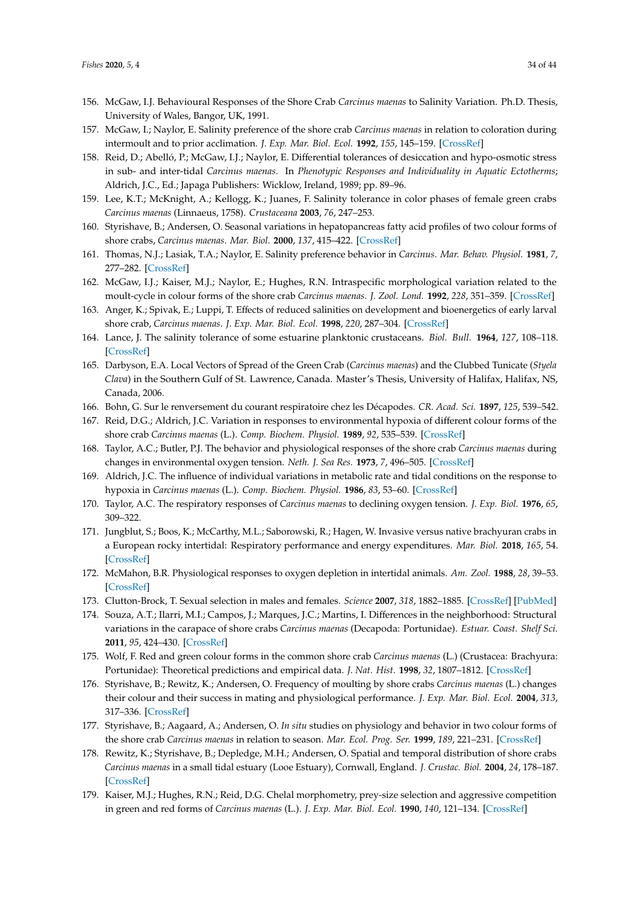156. McGaw, I.J. Behavioural Responses of the Shore Crab *Carcinus maenas* to Salinity Variation. Ph.D. Thesis, University of Wales, Bangor, UK, 1991.
157. McGaw, I.; Naylor, E. Salinity preference of the shore crab *Carcinus maenas* in relation to coloration during intermoult and to prior acclimation. *J. Exp. Mar. Biol. Ecol.* **1992**, *155*, 145–159. [CrossRef]
158. Reid, D.; Abelló, P.; McGaw, I.J.; Naylor, E. Differential tolerances of desiccation and hypo-osmotic stress in sub- and inter-tidal *Carcinus maenas*. In *Phenotypic Responses and Individuality in Aquatic Ectotherms*; Aldrich, J.C., Ed.; Japaga Publishers: Wicklow, Ireland, 1989; pp. 89–96.
159. Lee, K.T.; McKnight, A.; Kellogg, K.; Juanes, F. Salinity tolerance in color phases of female green crabs *Carcinus maenas* (Linnaeus, 1758). *Crustaceana* **2003**, *76*, 247–253.
160. Styrishave, B.; Andersen, O. Seasonal variations in hepatopancreas fatty acid profiles of two colour forms of shore crabs, *Carcinus maenas*. *Mar. Biol.* **2000**, *137*, 415–422. [CrossRef]
161. Thomas, N.J.; Lasiak, T.A.; Naylor, E. Salinity preference behavior in *Carcinus*. *Mar. Behav. Physiol.* **1981**, *7*, 277–282. [CrossRef]
162. McGaw, I.J.; Kaiser, M.J.; Naylor, E.; Hughes, R.N. Intraspecific morphological variation related to the moult-cycle in colour forms of the shore crab *Carcinus maenas*. *J. Zool. Lond.* **1992**, *228*, 351–359. [CrossRef]
163. Anger, K.; Spivak, E.; Luppi, T. Effects of reduced salinities on development and bioenergetics of early larval shore crab, *Carcinus maenas*. *J. Exp. Mar. Biol. Ecol.* **1998**, *220*, 287–304. [CrossRef]
164. Lance, J. The salinity tolerance of some estuarine planktonic crustaceans. *Biol. Bull.* **1964**, *127*, 108–118. [CrossRef]
165. Darbyson, E.A. Local Vectors of Spread of the Green Crab (*Carcinus maenas*) and the Clubbed Tunicate (*Styela Clava*) in the Southern Gulf of St. Lawrence, Canada. Master's Thesis, University of Halifax, Halifax, NS, Canada, 2006.
166. Bohn, G. Sur le renversement du courant respiratoire chez les Décapodes. *CR. Acad. Sci.* **1897**, *125*, 539–542.
167. Reid, D.G.; Aldrich, J.C. Variation in responses to environmental hypoxia of different colour forms of the shore crab *Carcinus maenas* (L.). *Comp. Biochem. Physiol.* **1989**, *92*, 535–539. [CrossRef]
168. Taylor, A.C.; Butler, P.J. The behavior and physiological responses of the shore crab *Carcinus maenas* during changes in environmental oxygen tension. *Neth. J. Sea Res.* **1973**, *7*, 496–505. [CrossRef]
169. Aldrich, J.C. The influence of individual variations in metabolic rate and tidal conditions on the response to hypoxia in *Carcinus maenas* (L.). *Comp. Biochem. Physiol.* **1986**, *83*, 53–60. [CrossRef]
170. Taylor, A.C. The respiratory responses of *Carcinus maenas* to declining oxygen tension. *J. Exp. Biol.* **1976**, *65*, 309–322.
171. Jungblut, S.; Boos, K.; McCarthy, M.L.; Saborowski, R.; Hagen, W. Invasive versus native brachyuran crabs in a European rocky intertidal: Respiratory performance and energy expenditures. *Mar. Biol.* **2018**, *165*, 54. [CrossRef]
172. McMahon, B.R. Physiological responses to oxygen depletion in intertidal animals. *Am. Zool.* **1988**, *28*, 39–53. [CrossRef]
173. Clutton-Brock, T. Sexual selection in males and females. *Science* **2007**, *318*, 1882–1885. [CrossRef] [PubMed]
174. Souza, A.T.; Ilarri, M.I.; Campos, J.; Marques, J.C.; Martins, I. Differences in the neighborhood: Structural variations in the carapace of shore crabs *Carcinus maenas* (Decapoda: Portunidae). *Estuar. Coast. Shelf Sci.* **2011**, *95*, 424–430. [CrossRef]
175. Wolf, F. Red and green colour forms in the common shore crab *Carcinus maenas* (L.) (Crustacea: Brachyura: Portunidae): Theoretical predictions and empirical data. *J. Nat. Hist.* **1998**, *32*, 1807–1812. [CrossRef]
176. Styrishave, B.; Rewitz, K.; Andersen, O. Frequency of moulting by shore crabs *Carcinus maenas* (L.) changes their colour and their success in mating and physiological performance. *J. Exp. Mar. Biol. Ecol.* **2004**, *313*, 317–336. [CrossRef]
177. Styrishave, B.; Aagaard, A.; Andersen, O. *In situ* studies on physiology and behavior in two colour forms of the shore crab *Carcinus maenas* in relation to season. *Mar. Ecol. Prog. Ser.* **1999**, *189*, 221–231. [CrossRef]
178. Rewitz, K.; Styrishave, B.; Depledge, M.H.; Andersen, O. Spatial and temporal distribution of shore crabs *Carcinus maenas* in a small tidal estuary (Looe Estuary), Cornwall, England. *J. Crustac. Biol.* **2004**, *24*, 178–187. [CrossRef]
179. Kaiser, M.J.; Hughes, R.N.; Reid, D.G. Chelal morphometry, prey-size selection and aggressive competition in green and red forms of *Carcinus maenas* (L.). *J. Exp. Mar. Biol. Ecol.* **1990**, *140*, 121–134. [CrossRef]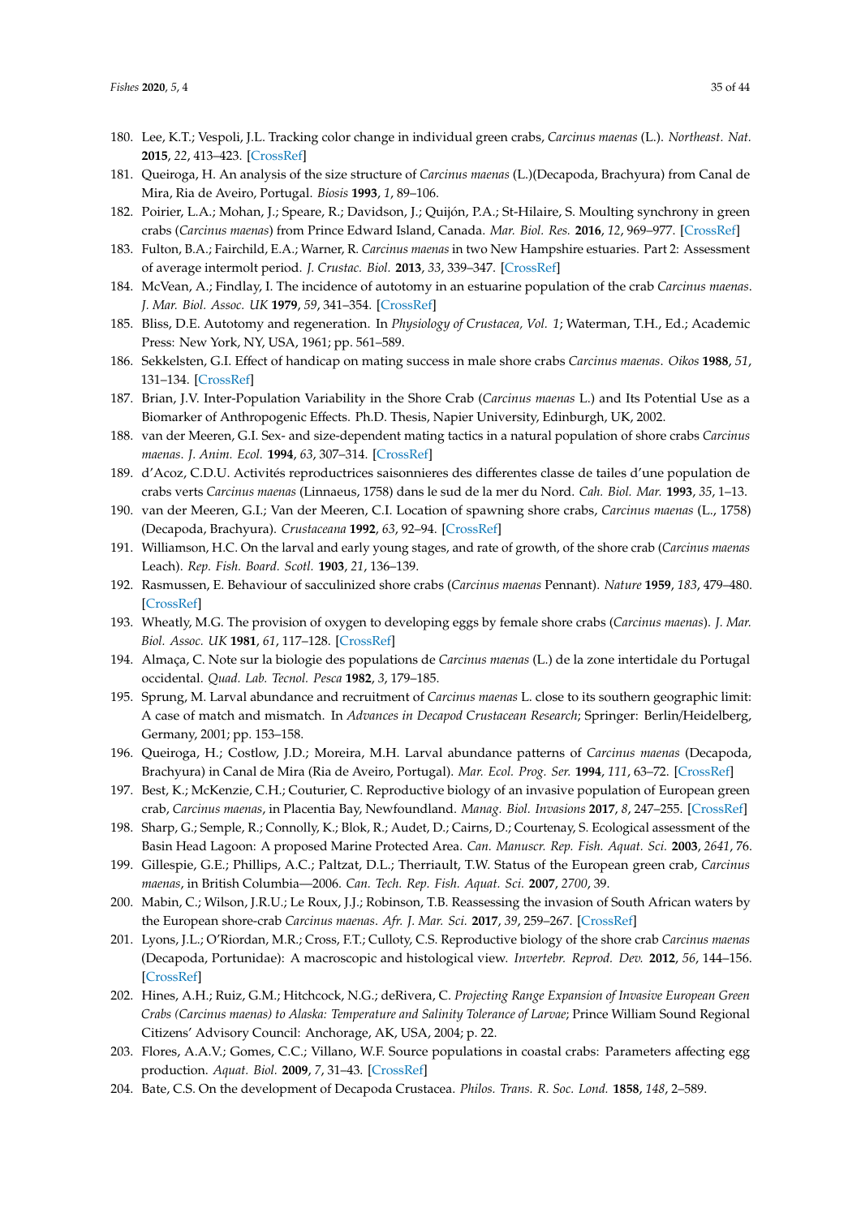180. Lee, K.T.; Vespoli, J.L. Tracking color change in individual green crabs, *Carcinus maenas* (L.). *Northeast. Nat.* **2015**, *22*, 413–423. [CrossRef]
181. Queiroga, H. An analysis of the size structure of *Carcinus maenas* (L.)(Decapoda, Brachyura) from Canal de Mira, Ria de Aveiro, Portugal. *Biosis* **1993**, *1*, 89–106.
182. Poirier, L.A.; Mohan, J.; Speare, R.; Davidson, J.; Quijón, P.A.; St-Hilaire, S. Moulting synchrony in green crabs (*Carcinus maenas*) from Prince Edward Island, Canada. *Mar. Biol. Res.* **2016**, *12*, 969–977. [CrossRef]
183. Fulton, B.A.; Fairchild, E.A.; Warner, R. *Carcinus maenas* in two New Hampshire estuaries. Part 2: Assessment of average intermolt period. *J. Crustac. Biol.* **2013**, *33*, 339–347. [CrossRef]
184. McVean, A.; Findlay, I. The incidence of autotomy in an estuarine population of the crab *Carcinus maenas*. *J. Mar. Biol. Assoc. UK* **1979**, *59*, 341–354. [CrossRef]
185. Bliss, D.E. Autotomy and regeneration. In *Physiology of Crustacea, Vol. 1*; Waterman, T.H., Ed.; Academic Press: New York, NY, USA, 1961; pp. 561–589.
186. Sekkelsten, G.I. Effect of handicap on mating success in male shore crabs *Carcinus maenas*. *Oikos* **1988**, *51*, 131–134. [CrossRef]
187. Brian, J.V. Inter-Population Variability in the Shore Crab (*Carcinus maenas* L.) and Its Potential Use as a Biomarker of Anthropogenic Effects. Ph.D. Thesis, Napier University, Edinburgh, UK, 2002.
188. van der Meeren, G.I. Sex- and size-dependent mating tactics in a natural population of shore crabs *Carcinus maenas*. *J. Anim. Ecol.* **1994**, *63*, 307–314. [CrossRef]
189. d'Acoz, C.D.U. Activités reproductrices saisonnieres des differentes classe de tailes d'une population de crabs verts *Carcinus maenas* (Linnaeus, 1758) dans le sud de la mer du Nord. *Cah. Biol. Mar.* **1993**, *35*, 1–13.
190. van der Meeren, G.I.; Van der Meeren, C.I. Location of spawning shore crabs, *Carcinus maenas* (L., 1758) (Decapoda, Brachyura). *Crustaceana* **1992**, *63*, 92–94. [CrossRef]
191. Williamson, H.C. On the larval and early young stages, and rate of growth, of the shore crab (*Carcinus maenas* Leach). *Rep. Fish. Board. Scotl.* **1903**, *21*, 136–139.
192. Rasmussen, E. Behaviour of sacculinized shore crabs (*Carcinus maenas* Pennant). *Nature* **1959**, *183*, 479–480. [CrossRef]
193. Wheatly, M.G. The provision of oxygen to developing eggs by female shore crabs (*Carcinus maenas*). *J. Mar. Biol. Assoc. UK* **1981**, *61*, 117–128. [CrossRef]
194. Almaça, C. Note sur la biologie des populations de *Carcinus maenas* (L.) de la zone intertidale du Portugal occidental. *Quad. Lab. Tecnol. Pesca* **1982**, *3*, 179–185.
195. Sprung, M. Larval abundance and recruitment of *Carcinus maenas* L. close to its southern geographic limit: A case of match and mismatch. In *Advances in Decapod Crustacean Research*; Springer: Berlin/Heidelberg, Germany, 2001; pp. 153–158.
196. Queiroga, H.; Costlow, J.D.; Moreira, M.H. Larval abundance patterns of *Carcinus maenas* (Decapoda, Brachyura) in Canal de Mira (Ria de Aveiro, Portugal). *Mar. Ecol. Prog. Ser.* **1994**, *111*, 63–72. [CrossRef]
197. Best, K.; McKenzie, C.H.; Couturier, C. Reproductive biology of an invasive population of European green crab, *Carcinus maenas*, in Placentia Bay, Newfoundland. *Manag. Biol. Invasions* **2017**, *8*, 247–255. [CrossRef]
198. Sharp, G.; Semple, R.; Connolly, K.; Blok, R.; Audet, D.; Cairns, D.; Courtenay, S. Ecological assessment of the Basin Head Lagoon: A proposed Marine Protected Area. *Can. Manuscr. Rep. Fish. Aquat. Sci.* **2003**, *2641*, 76.
199. Gillespie, G.E.; Phillips, A.C.; Paltzat, D.L.; Therriault, T.W. Status of the European green crab, *Carcinus maenas*, in British Columbia—2006. *Can. Tech. Rep. Fish. Aquat. Sci.* **2007**, *2700*, 39.
200. Mabin, C.; Wilson, J.R.U.; Le Roux, J.J.; Robinson, T.B. Reassessing the invasion of South African waters by the European shore-crab *Carcinus maenas*. *Afr. J. Mar. Sci.* **2017**, *39*, 259–267. [CrossRef]
201. Lyons, J.L.; O'Riordan, M.R.; Cross, F.T.; Culloty, C.S. Reproductive biology of the shore crab *Carcinus maenas* (Decapoda, Portunidae): A macroscopic and histological view. *Invertebr. Reprod. Dev.* **2012**, *56*, 144–156. [CrossRef]
202. Hines, A.H.; Ruiz, G.M.; Hitchcock, N.G.; deRivera, C. *Projecting Range Expansion of Invasive European Green Crabs (Carcinus maenas) to Alaska: Temperature and Salinity Tolerance of Larvae*; Prince William Sound Regional Citizens' Advisory Council: Anchorage, AK, USA, 2004; p. 22.
203. Flores, A.A.V.; Gomes, C.C.; Villano, W.F. Source populations in coastal crabs: Parameters affecting egg production. *Aquat. Biol.* **2009**, *7*, 31–43. [CrossRef]
204. Bate, C.S. On the development of Decapoda Crustacea. *Philos. Trans. R. Soc. Lond.* **1858**, *148*, 2–589.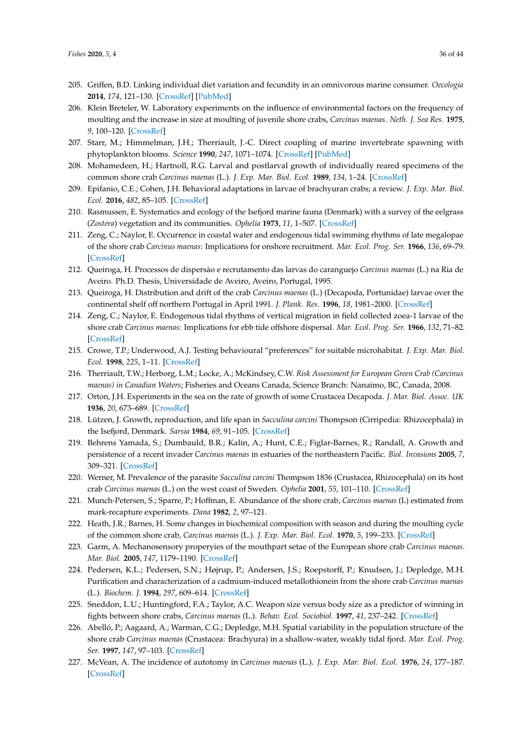205. Griffen, B.D. Linking individual diet variation and fecundity in an omnivorous marine consumer. *Oecologia* **2014**, *174*, 121–130. [CrossRef] [PubMed]
206. Klein Breteler, W. Laboratory experiments on the influence of environmental factors on the frequency of moulting and the increase in size at moulting of juvenile shore crabs, *Carcinus maenas*. *Neth. J. Sea Res.* **1975**, *9*, 100–120. [CrossRef]
207. Starr, M.; Himmelman, J.H.; Therriault, J.-C. Direct coupling of marine invertebrate spawning with phytoplankton blooms. *Science* **1990**, *247*, 1071–1074. [CrossRef] [PubMed]
208. Mohamedeen, H.; Hartnoll, R.G. Larval and postlarval growth of individually reared specimens of the common shore crab *Carcinus maenas* (L.). *J. Exp. Mar. Biol. Ecol.* **1989**, *134*, 1–24. [CrossRef]
209. Epifanio, C.E.; Cohen, J.H. Behavioral adaptations in larvae of brachyuran crabs; a review. *J. Exp. Mar. Biol. Ecol.* **2016**, *482*, 85–105. [CrossRef]
210. Rasmussen, E. Systematics and ecology of the Isefjord marine fauna (Denmark) with a survey of the eelgrass (*Zostera*) vegetation and its communities. *Ophelia* **1973**, *11*, 1–507. [CrossRef]
211. Zeng, C.; Naylor, E. Occurrence in coastal water and endogenous tidal swimming rhythms of late megalopae of the shore crab *Carcinus maenas*: Implications for onshore recruitment. *Mar. Ecol. Prog. Ser.* **1966**, *136*, 69–79. [CrossRef]
212. Queiroga, H. Processos de dispersão e recrutamento das larvas do caranguejo *Carcinus maenas* (L.) na Ria de Aveiro. Ph.D. Thesis, Universidade de Aveiro, Aveiro, Portugal, 1995.
213. Queiroga, H. Distribution and drift of the crab *Carcinus maenas* (L.) (Decapoda, Portunidae) larvae over the continental shelf off northern Portugal in April 1991. *J. Plank. Res.* **1996**, *18*, 1981–2000. [CrossRef]
214. Zeng, C.; Naylor, E. Endogenous tidal rhythms of vertical migration in field collected zoea-1 larvae of the shore crab *Carcinus maenas*: Implications for ebb tide offshore dispersal. *Mar. Ecol. Prog. Ser.* **1966**, *132*, 71–82. [CrossRef]
215. Crowe, T.P.; Underwood, A.J. Testing behavioural "preferences" for suitable microhabitat. *J. Exp. Mar. Biol. Ecol.* **1998**, *225*, 1–11. [CrossRef]
216. Therriault, T.W.; Herborg, L.M.; Locke, A.; McKindsey, C.W. *Risk Assessment for European Green Crab (Carcinus maenas) in Canadian Waters*; Fisheries and Oceans Canada, Science Branch: Nanaimo, BC, Canada, 2008.
217. Orton, J.H. Experiments in the sea on the rate of growth of some Crustacea Decapoda. *J. Mar. Biol. Assoc. UK* **1936**, *20*, 673–689. [CrossRef]
218. Lützen, J. Growth, reproduction, and life span in *Sacculina carcini* Thompson (Cirripedia: Rhizocephala) in the Isefjord, Denmark. *Sarsia* **1984**, *69*, 91–105. [CrossRef]
219. Behrens Yamada, S.; Dumbauld, B.R.; Kalin, A.; Hunt, C.E.; Figlar-Barnes, R.; Randall, A. Growth and persistence of a recent invader *Carcinus maenas* in estuaries of the northeastern Pacific. *Biol. Invasions* **2005**, *7*, 309–321. [CrossRef]
220. Werner, M. Prevalence of the parasite *Sacculina carcini* Thompson 1836 (Crustacea, Rhizocephala) on its host crab *Carcinus maenas* (L.) on the west coast of Sweden. *Ophelia* **2001**, *55*, 101–110. [CrossRef]
221. Munch-Petersen, S.; Sparre, P.; Hoffman, E. Abundance of the shore crab, *Carcinus maenas* (L) estimated from mark-recapture experiments. *Dana* **1982**, *2*, 97–121.
222. Heath, J.R.; Barnes, H. Some changes in biochemical composition with season and during the moulting cycle of the common shore crab, *Carcinus maenas* (L.). *J. Exp. Mar. Biol. Ecol.* **1970**, *5*, 199–233. [CrossRef]
223. Garm, A. Mechanosensory properyies of the mouthpart setae of the European shore crab *Carcinus maenas*. *Mar. Biol.* **2005**, *147*, 1179–1190. [CrossRef]
224. Pedersen, K.L.; Pedersen, S.N.; Højrup, P.; Andersen, J.S.; Roepstorff, P.; Knudsen, J.; Depledge, M.H. Purification and characterization of a cadmium-induced metallothionein from the shore crab *Carcinus maenas* (L.). *Biochem. J.* **1994**, *297*, 609–614. [CrossRef]
225. Sneddon, L.U.; Huntingford, F.A.; Taylor, A.C. Weapon size versus body size as a predictor of winning in fights between shore crabs, *Carcinus maenas* (L.). *Behav. Ecol. Sociobiol.* **1997**, *41*, 237–242. [CrossRef]
226. Abelló, P.; Aagaard, A.; Warman, C.G.; Depledge, M.H. Spatial variability in the population structure of the shore crab *Carcinus maenas* (Crustacea: Brachyura) in a shallow-water, weakly tidal fjord. *Mar. Ecol. Prog. Ser.* **1997**, *147*, 97–103. [CrossRef]
227. McVean, A. The incidence of autotomy in *Carcinus maenas* (L.). *J. Exp. Mar. Biol. Ecol.* **1976**, *24*, 177–187. [CrossRef]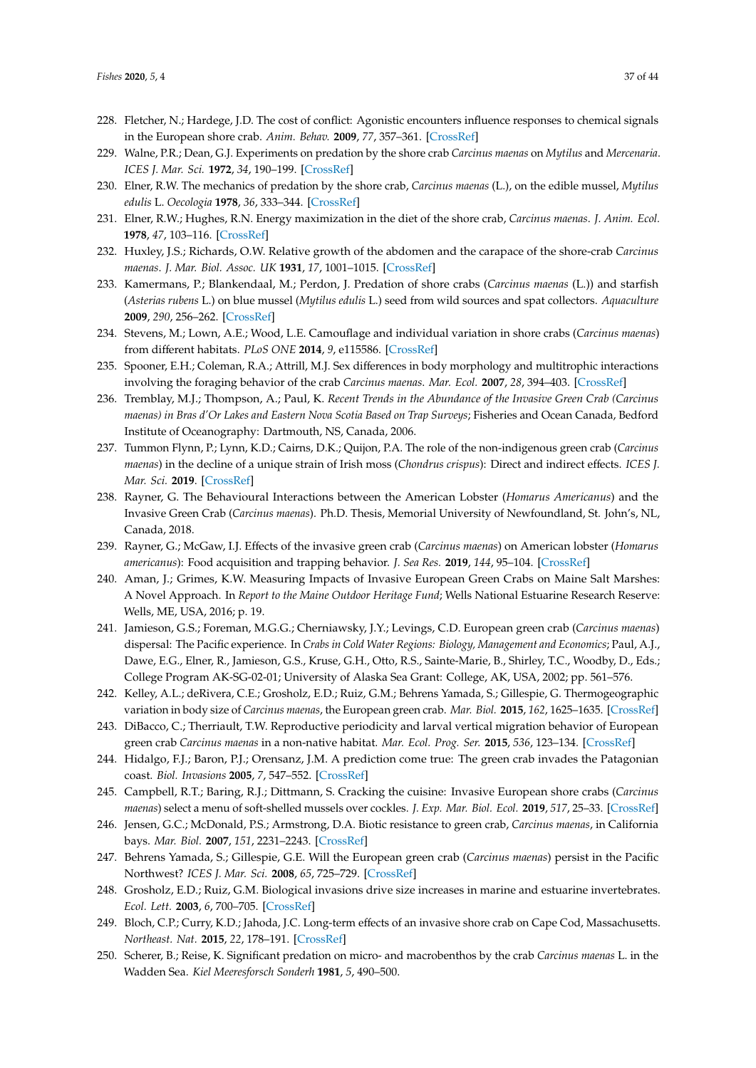228. Fletcher, N.; Hardege, J.D. The cost of conflict: Agonistic encounters influence responses to chemical signals in the European shore crab. *Anim. Behav.* **2009**, *77*, 357–361. [CrossRef]
229. Walne, P.R.; Dean, G.J. Experiments on predation by the shore crab *Carcinus maenas* on *Mytilus* and *Mercenaria*. *ICES J. Mar. Sci.* **1972**, *34*, 190–199. [CrossRef]
230. Elner, R.W. The mechanics of predation by the shore crab, *Carcinus maenas* (L.), on the edible mussel, *Mytilus edulis* L. *Oecologia* **1978**, *36*, 333–344. [CrossRef]
231. Elner, R.W.; Hughes, R.N. Energy maximization in the diet of the shore crab, *Carcinus maenas*. *J. Anim. Ecol.* **1978**, *47*, 103–116. [CrossRef]
232. Huxley, J.S.; Richards, O.W. Relative growth of the abdomen and the carapace of the shore-crab *Carcinus maenas*. *J. Mar. Biol. Assoc. UK* **1931**, *17*, 1001–1015. [CrossRef]
233. Kamermans, P.; Blankendaal, M.; Perdon, J. Predation of shore crabs (*Carcinus maenas* (L.)) and starfish (*Asterias rubens* L.) on blue mussel (*Mytilus edulis* L.) seed from wild sources and spat collectors. *Aquaculture* **2009**, *290*, 256–262. [CrossRef]
234. Stevens, M.; Lown, A.E.; Wood, L.E. Camouflage and individual variation in shore crabs (*Carcinus maenas*) from different habitats. *PLoS ONE* **2014**, *9*, e115586. [CrossRef]
235. Spooner, E.H.; Coleman, R.A.; Attrill, M.J. Sex differences in body morphology and multitrophic interactions involving the foraging behavior of the crab *Carcinus maenas*. *Mar. Ecol.* **2007**, *28*, 394–403. [CrossRef]
236. Tremblay, M.J.; Thompson, A.; Paul, K. *Recent Trends in the Abundance of the Invasive Green Crab (Carcinus maenas) in Bras d'Or Lakes and Eastern Nova Scotia Based on Trap Surveys*; Fisheries and Ocean Canada, Bedford Institute of Oceanography: Dartmouth, NS, Canada, 2006.
237. Tummon Flynn, P.; Lynn, K.D.; Cairns, D.K.; Quijon, P.A. The role of the non-indigenous green crab (*Carcinus maenas*) in the decline of a unique strain of Irish moss (*Chondrus crispus*): Direct and indirect effects. *ICES J. Mar. Sci.* **2019**. [CrossRef]
238. Rayner, G. The Behavioural Interactions between the American Lobster (*Homarus Americanus*) and the Invasive Green Crab (*Carcinus maenas*). Ph.D. Thesis, Memorial University of Newfoundland, St. John's, NL, Canada, 2018.
239. Rayner, G.; McGaw, I.J. Effects of the invasive green crab (*Carcinus maenas*) on American lobster (*Homarus americanus*): Food acquisition and trapping behavior. *J. Sea Res.* **2019**, *144*, 95–104. [CrossRef]
240. Aman, J.; Grimes, K.W. Measuring Impacts of Invasive European Green Crabs on Maine Salt Marshes: A Novel Approach. In *Report to the Maine Outdoor Heritage Fund*; Wells National Estuarine Research Reserve: Wells, ME, USA, 2016; p. 19.
241. Jamieson, G.S.; Foreman, M.G.G.; Cherniawsky, J.Y.; Levings, C.D. European green crab (*Carcinus maenas*) dispersal: The Pacific experience. In *Crabs in Cold Water Regions: Biology, Management and Economics*; Paul, A.J., Dawe, E.G., Elner, R., Jamieson, G.S., Kruse, G.H., Otto, R.S., Sainte-Marie, B., Shirley, T.C., Woodby, D., Eds.; College Program AK-SG-02-01; University of Alaska Sea Grant: College, AK, USA, 2002; pp. 561–576.
242. Kelley, A.L.; deRivera, C.E.; Grosholz, E.D.; Ruiz, G.M.; Behrens Yamada, S.; Gillespie, G. Thermogeographic variation in body size of *Carcinus maenas*, the European green crab. *Mar. Biol.* **2015**, *162*, 1625–1635. [CrossRef]
243. DiBacco, C.; Therriault, T.W. Reproductive periodicity and larval vertical migration behavior of European green crab *Carcinus maenas* in a non-native habitat. *Mar. Ecol. Prog. Ser.* **2015**, *536*, 123–134. [CrossRef]
244. Hidalgo, F.J.; Baron, P.J.; Orensanz, J.M. A prediction come true: The green crab invades the Patagonian coast. *Biol. Invasions* **2005**, *7*, 547–552. [CrossRef]
245. Campbell, R.T.; Baring, R.J.; Dittmann, S. Cracking the cuisine: Invasive European shore crabs (*Carcinus maenas*) select a menu of soft-shelled mussels over cockles. *J. Exp. Mar. Biol. Ecol.* **2019**, *517*, 25–33. [CrossRef]
246. Jensen, G.C.; McDonald, P.S.; Armstrong, D.A. Biotic resistance to green crab, *Carcinus maenas*, in California bays. *Mar. Biol.* **2007**, *151*, 2231–2243. [CrossRef]
247. Behrens Yamada, S.; Gillespie, G.E. Will the European green crab (*Carcinus maenas*) persist in the Pacific Northwest? *ICES J. Mar. Sci.* **2008**, *65*, 725–729. [CrossRef]
248. Grosholz, E.D.; Ruiz, G.M. Biological invasions drive size increases in marine and estuarine invertebrates. *Ecol. Lett.* **2003**, *6*, 700–705. [CrossRef]
249. Bloch, C.P.; Curry, K.D.; Jahoda, J.C. Long-term effects of an invasive shore crab on Cape Cod, Massachusetts. *Northeast. Nat.* **2015**, *22*, 178–191. [CrossRef]
250. Scherer, B.; Reise, K. Significant predation on micro- and macrobenthos by the crab *Carcinus maenas* L. in the Wadden Sea. *Kiel Meeresforsch Sonderh* **1981**, *5*, 490–500.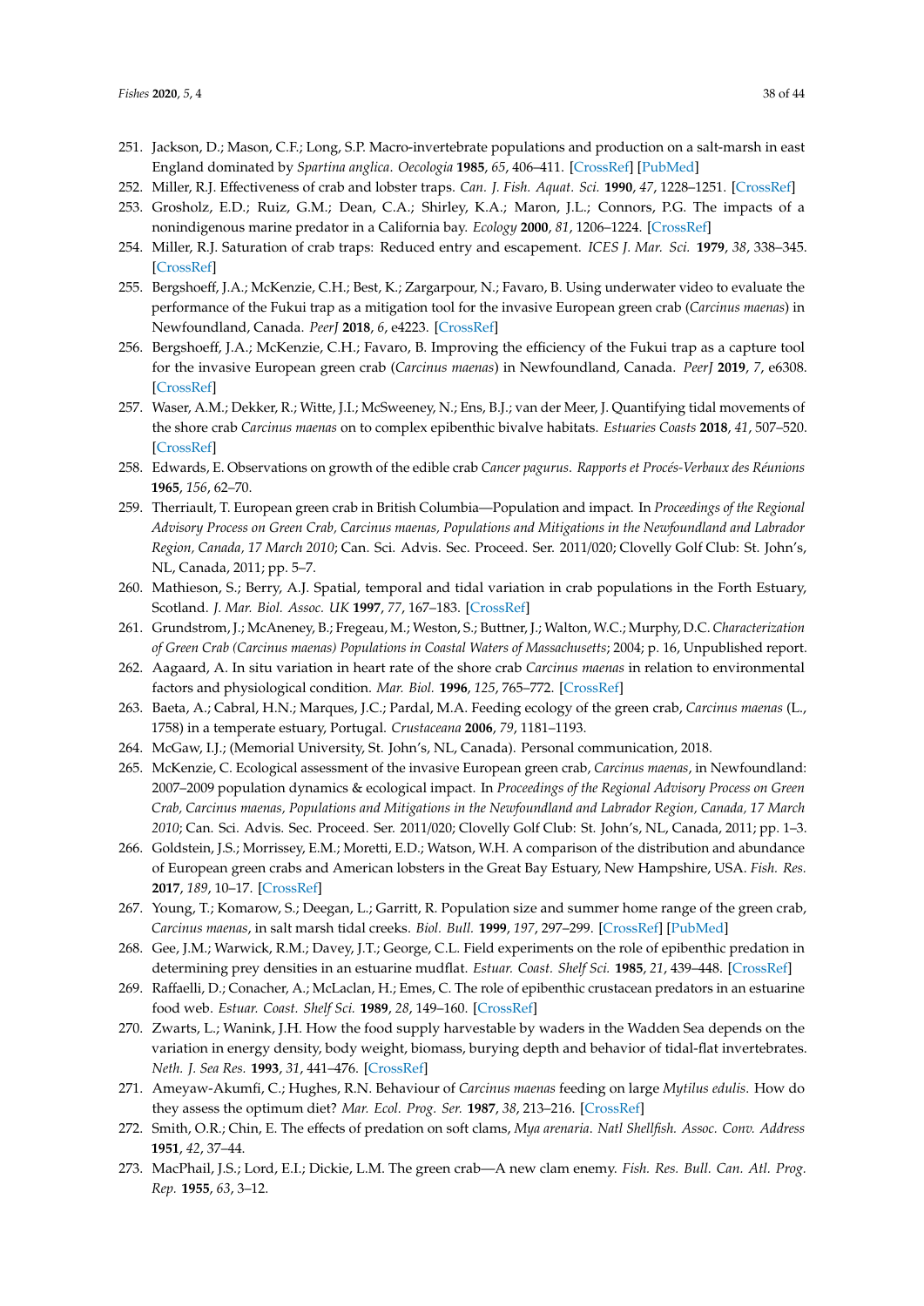251. Jackson, D.; Mason, C.F.; Long, S.P. Macro-invertebrate populations and production on a salt-marsh in east England dominated by *Spartina anglica*. *Oecologia* **1985**, *65*, 406–411. [CrossRef] [PubMed]
252. Miller, R.J. Effectiveness of crab and lobster traps. *Can. J. Fish. Aquat. Sci.* **1990**, *47*, 1228–1251. [CrossRef]
253. Grosholz, E.D.; Ruiz, G.M.; Dean, C.A.; Shirley, K.A.; Maron, J.L.; Connors, P.G. The impacts of a nonindigenous marine predator in a California bay. *Ecology* **2000**, *81*, 1206–1224. [CrossRef]
254. Miller, R.J. Saturation of crab traps: Reduced entry and escapement. *ICES J. Mar. Sci.* **1979**, *38*, 338–345. [CrossRef]
255. Bergshoeff, J.A.; McKenzie, C.H.; Best, K.; Zargarpour, N.; Favaro, B. Using underwater video to evaluate the performance of the Fukui trap as a mitigation tool for the invasive European green crab (*Carcinus maenas*) in Newfoundland, Canada. *PeerJ* **2018**, *6*, e4223. [CrossRef]
256. Bergshoeff, J.A.; McKenzie, C.H.; Favaro, B. Improving the efficiency of the Fukui trap as a capture tool for the invasive European green crab (*Carcinus maenas*) in Newfoundland, Canada. *PeerJ* **2019**, *7*, e6308. [CrossRef]
257. Waser, A.M.; Dekker, R.; Witte, J.I.; McSweeney, N.; Ens, B.J.; van der Meer, J. Quantifying tidal movements of the shore crab *Carcinus maenas* on to complex epibenthic bivalve habitats. *Estuaries Coasts* **2018**, *41*, 507–520. [CrossRef]
258. Edwards, E. Observations on growth of the edible crab *Cancer pagurus*. *Rapports et Procés-Verbaux des Réunions* **1965**, *156*, 62–70.
259. Therriault, T. European green crab in British Columbia—Population and impact. In *Proceedings of the Regional Advisory Process on Green Crab, Carcinus maenas, Populations and Mitigations in the Newfoundland and Labrador Region, Canada, 17 March 2010*; Can. Sci. Advis. Sec. Proceed. Ser. 2011/020; Clovelly Golf Club: St. John's, NL, Canada, 2011; pp. 5–7.
260. Mathieson, S.; Berry, A.J. Spatial, temporal and tidal variation in crab populations in the Forth Estuary, Scotland. *J. Mar. Biol. Assoc. UK* **1997**, *77*, 167–183. [CrossRef]
261. Grundstrom, J.; McAneney, B.; Fregeau, M.; Weston, S.; Buttner, J.; Walton, W.C.; Murphy, D.C. *Characterization of Green Crab (Carcinus maenas) Populations in Coastal Waters of Massachusetts*; 2004; p. 16, Unpublished report.
262. Aagaard, A. In situ variation in heart rate of the shore crab *Carcinus maenas* in relation to environmental factors and physiological condition. *Mar. Biol.* **1996**, *125*, 765–772. [CrossRef]
263. Baeta, A.; Cabral, H.N.; Marques, J.C.; Pardal, M.A. Feeding ecology of the green crab, *Carcinus maenas* (L., 1758) in a temperate estuary, Portugal. *Crustaceana* **2006**, *79*, 1181–1193.
264. McGaw, I.J.; (Memorial University, St. John's, NL, Canada). Personal communication, 2018.
265. McKenzie, C. Ecological assessment of the invasive European green crab, *Carcinus maenas*, in Newfoundland: 2007–2009 population dynamics & ecological impact. In *Proceedings of the Regional Advisory Process on Green Crab, Carcinus maenas, Populations and Mitigations in the Newfoundland and Labrador Region, Canada, 17 March 2010*; Can. Sci. Advis. Sec. Proceed. Ser. 2011/020; Clovelly Golf Club: St. John's, NL, Canada, 2011; pp. 1–3.
266. Goldstein, J.S.; Morrissey, E.M.; Moretti, E.D.; Watson, W.H. A comparison of the distribution and abundance of European green crabs and American lobsters in the Great Bay Estuary, New Hampshire, USA. *Fish. Res.* **2017**, *189*, 10–17. [CrossRef]
267. Young, T.; Komarow, S.; Deegan, L.; Garritt, R. Population size and summer home range of the green crab, *Carcinus maenas*, in salt marsh tidal creeks. *Biol. Bull.* **1999**, *197*, 297–299. [CrossRef] [PubMed]
268. Gee, J.M.; Warwick, R.M.; Davey, J.T.; George, C.L. Field experiments on the role of epibenthic predation in determining prey densities in an estuarine mudflat. *Estuar. Coast. Shelf Sci.* **1985**, *21*, 439–448. [CrossRef]
269. Raffaelli, D.; Conacher, A.; McLaclan, H.; Emes, C. The role of epibenthic crustacean predators in an estuarine food web. *Estuar. Coast. Shelf Sci.* **1989**, *28*, 149–160. [CrossRef]
270. Zwarts, L.; Wanink, J.H. How the food supply harvestable by waders in the Wadden Sea depends on the variation in energy density, body weight, biomass, burying depth and behavior of tidal-flat invertebrates. *Neth. J. Sea Res.* **1993**, *31*, 441–476. [CrossRef]
271. Ameyaw-Akumfi, C.; Hughes, R.N. Behaviour of *Carcinus maenas* feeding on large *Mytilus edulis*. How do they assess the optimum diet? *Mar. Ecol. Prog. Ser.* **1987**, *38*, 213–216. [CrossRef]
272. Smith, O.R.; Chin, E. The effects of predation on soft clams, *Mya arenaria*. *Natl Shellfish. Assoc. Conv. Address* **1951**, *42*, 37–44.
273. MacPhail, J.S.; Lord, E.I.; Dickie, L.M. The green crab—A new clam enemy. *Fish. Res. Bull. Can. Atl. Prog. Rep.* **1955**, *63*, 3–12.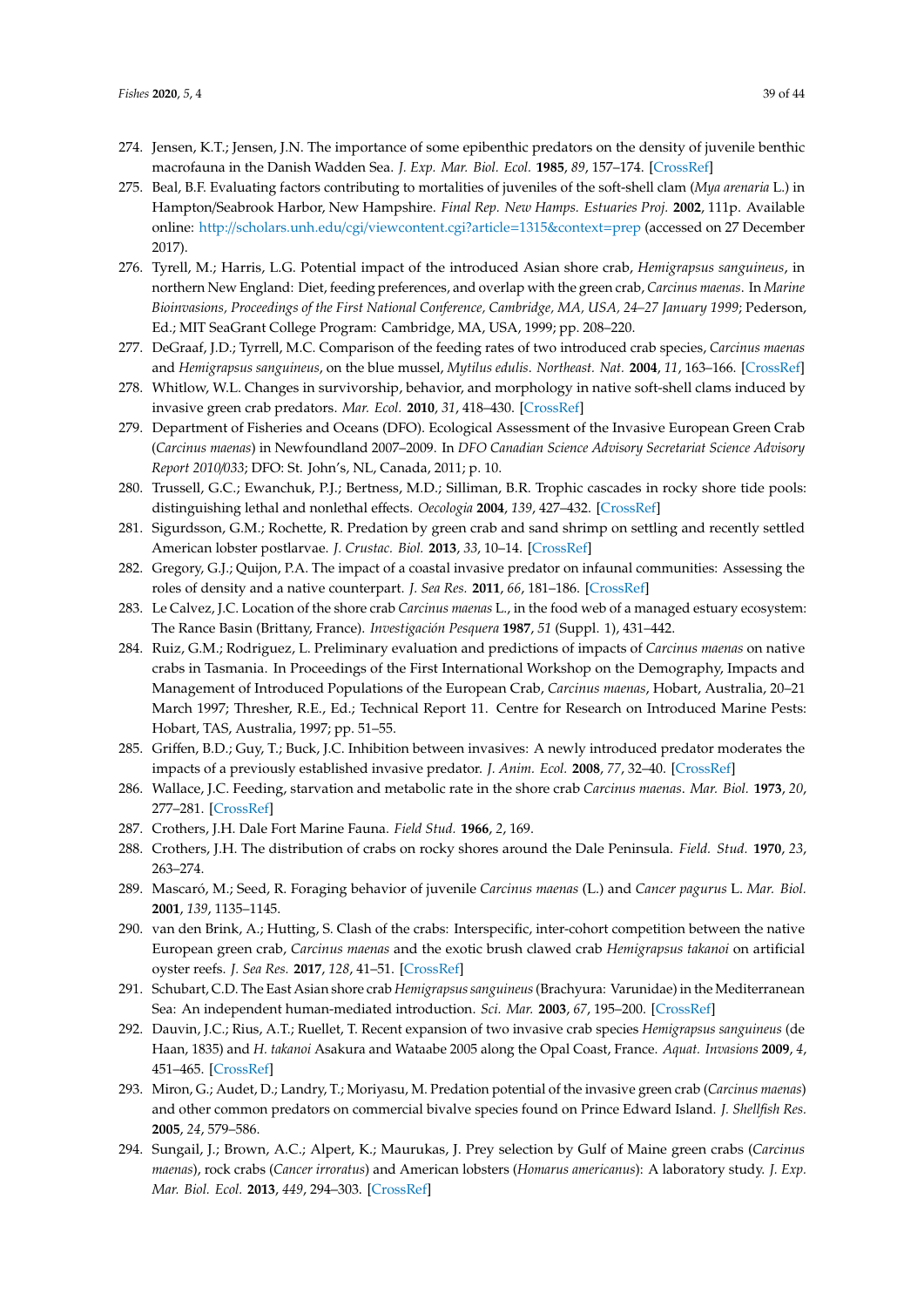274. Jensen, K.T.; Jensen, J.N. The importance of some epibenthic predators on the density of juvenile benthic macrofauna in the Danish Wadden Sea. *J. Exp. Mar. Biol. Ecol.* **1985**, *89*, 157–174. [CrossRef]
275. Beal, B.F. Evaluating factors contributing to mortalities of juveniles of the soft-shell clam (*Mya arenaria* L.) in Hampton/Seabrook Harbor, New Hampshire. *Final Rep. New Hamps. Estuaries Proj.* **2002**, 111p. Available online: http://scholars.unh.edu/cgi/viewcontent.cgi?article=1315&context=prep (accessed on 27 December 2017).
276. Tyrell, M.; Harris, L.G. Potential impact of the introduced Asian shore crab, *Hemigrapsus sanguineus*, in northern New England: Diet, feeding preferences, and overlap with the green crab, *Carcinus maenas*. In *Marine Bioinvasions, Proceedings of the First National Conference, Cambridge, MA, USA, 24–27 January 1999*; Pederson, Ed.; MIT SeaGrant College Program: Cambridge, MA, USA, 1999; pp. 208–220.
277. DeGraaf, J.D.; Tyrrell, M.C. Comparison of the feeding rates of two introduced crab species, *Carcinus maenas* and *Hemigrapsus sanguineus*, on the blue mussel, *Mytilus edulis*. *Northeast. Nat.* **2004**, *11*, 163–166. [CrossRef]
278. Whitlow, W.L. Changes in survivorship, behavior, and morphology in native soft-shell clams induced by invasive green crab predators. *Mar. Ecol.* **2010**, *31*, 418–430. [CrossRef]
279. Department of Fisheries and Oceans (DFO). Ecological Assessment of the Invasive European Green Crab (*Carcinus maenas*) in Newfoundland 2007–2009. In *DFO Canadian Science Advisory Secretariat Science Advisory Report 2010/033*; DFO: St. John's, NL, Canada, 2011; p. 10.
280. Trussell, G.C.; Ewanchuk, P.J.; Bertness, M.D.; Silliman, B.R. Trophic cascades in rocky shore tide pools: distinguishing lethal and nonlethal effects. *Oecologia* **2004**, *139*, 427–432. [CrossRef]
281. Sigurdsson, G.M.; Rochette, R. Predation by green crab and sand shrimp on settling and recently settled American lobster postlarvae. *J. Crustac. Biol.* **2013**, *33*, 10–14. [CrossRef]
282. Gregory, G.J.; Quijon, P.A. The impact of a coastal invasive predator on infaunal communities: Assessing the roles of density and a native counterpart. *J. Sea Res.* **2011**, *66*, 181–186. [CrossRef]
283. Le Calvez, J.C. Location of the shore crab *Carcinus maenas* L., in the food web of a managed estuary ecosystem: The Rance Basin (Brittany, France). *Investigación Pesquera* **1987**, *51* (Suppl. 1), 431–442.
284. Ruiz, G.M.; Rodriguez, L. Preliminary evaluation and predictions of impacts of *Carcinus maenas* on native crabs in Tasmania. In Proceedings of the First International Workshop on the Demography, Impacts and Management of Introduced Populations of the European Crab, *Carcinus maenas*, Hobart, Australia, 20–21 March 1997; Thresher, R.E., Ed.; Technical Report 11. Centre for Research on Introduced Marine Pests: Hobart, TAS, Australia, 1997; pp. 51–55.
285. Griffen, B.D.; Guy, T.; Buck, J.C. Inhibition between invasives: A newly introduced predator moderates the impacts of a previously established invasive predator. *J. Anim. Ecol.* **2008**, *77*, 32–40. [CrossRef]
286. Wallace, J.C. Feeding, starvation and metabolic rate in the shore crab *Carcinus maenas*. *Mar. Biol.* **1973**, *20*, 277–281. [CrossRef]
287. Crothers, J.H. Dale Fort Marine Fauna. *Field Stud.* **1966**, *2*, 169.
288. Crothers, J.H. The distribution of crabs on rocky shores around the Dale Peninsula. *Field. Stud.* **1970**, *23*, 263–274.
289. Mascaró, M.; Seed, R. Foraging behavior of juvenile *Carcinus maenas* (L.) and *Cancer pagurus* L. *Mar. Biol.* **2001**, *139*, 1135–1145.
290. van den Brink, A.; Hutting, S. Clash of the crabs: Interspecific, inter-cohort competition between the native European green crab, *Carcinus maenas* and the exotic brush clawed crab *Hemigrapsus takanoi* on artificial oyster reefs. *J. Sea Res.* **2017**, *128*, 41–51. [CrossRef]
291. Schubart, C.D. The East Asian shore crab *Hemigrapsus sanguineus* (Brachyura: Varunidae) in the Mediterranean Sea: An independent human-mediated introduction. *Sci. Mar.* **2003**, *67*, 195–200. [CrossRef]
292. Dauvin, J.C.; Rius, A.T.; Ruellet, T. Recent expansion of two invasive crab species *Hemigrapsus sanguineus* (de Haan, 1835) and *H. takanoi* Asakura and Wataabe 2005 along the Opal Coast, France. *Aquat. Invasions* **2009**, *4*, 451–465. [CrossRef]
293. Miron, G.; Audet, D.; Landry, T.; Moriyasu, M. Predation potential of the invasive green crab (*Carcinus maenas*) and other common predators on commercial bivalve species found on Prince Edward Island. *J. Shellfish Res.* **2005**, *24*, 579–586.
294. Sungail, J.; Brown, A.C.; Alpert, K.; Maurukas, J. Prey selection by Gulf of Maine green crabs (*Carcinus maenas*), rock crabs (*Cancer irroratus*) and American lobsters (*Homarus americanus*): A laboratory study. *J. Exp. Mar. Biol. Ecol.* **2013**, *449*, 294–303. [CrossRef]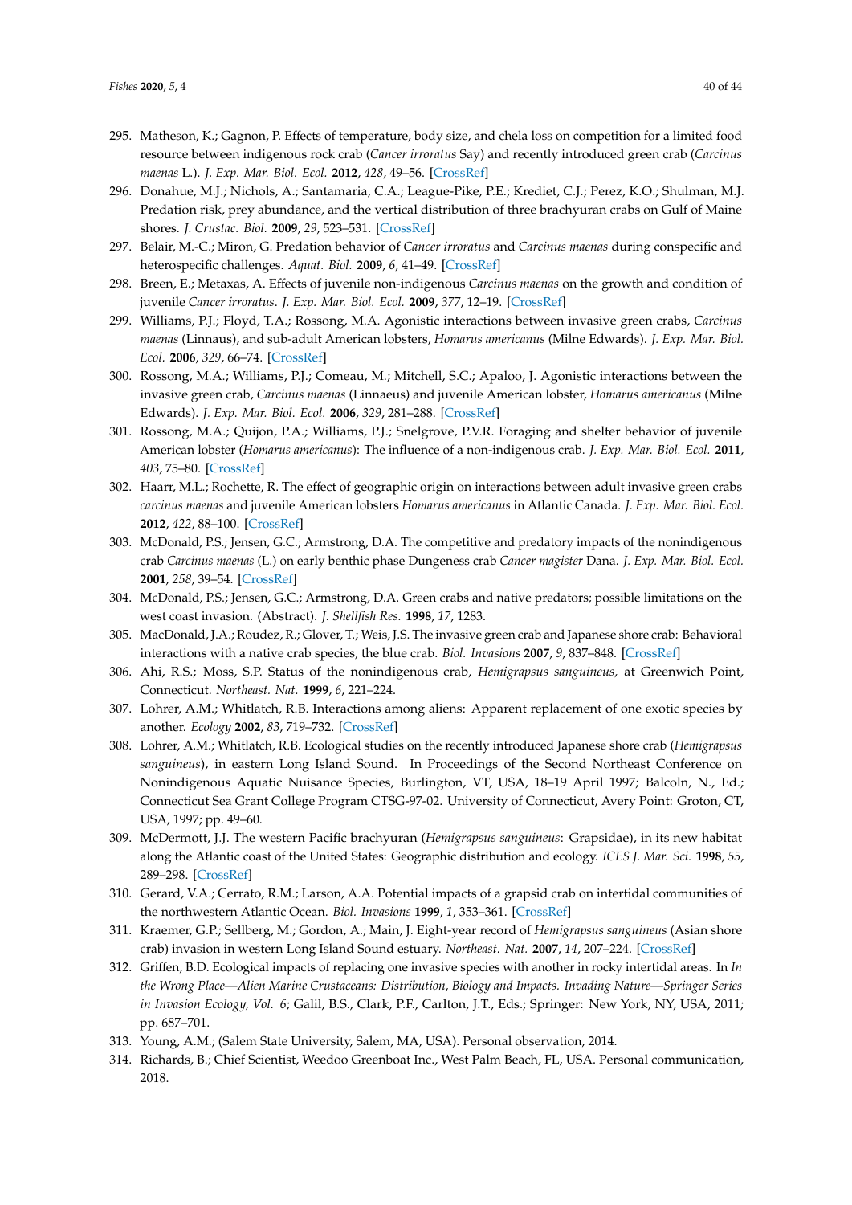295. Matheson, K.; Gagnon, P. Effects of temperature, body size, and chela loss on competition for a limited food resource between indigenous rock crab (*Cancer irroratus* Say) and recently introduced green crab (*Carcinus maenas* L.). *J. Exp. Mar. Biol. Ecol.* **2012**, *428*, 49–56. [CrossRef]
296. Donahue, M.J.; Nichols, A.; Santamaria, C.A.; League-Pike, P.E.; Krediet, C.J.; Perez, K.O.; Shulman, M.J. Predation risk, prey abundance, and the vertical distribution of three brachyuran crabs on Gulf of Maine shores. *J. Crustac. Biol.* **2009**, *29*, 523–531. [CrossRef]
297. Belair, M.-C.; Miron, G. Predation behavior of *Cancer irroratus* and *Carcinus maenas* during conspecific and heterospecific challenges. *Aquat. Biol.* **2009**, *6*, 41–49. [CrossRef]
298. Breen, E.; Metaxas, A. Effects of juvenile non-indigenous *Carcinus maenas* on the growth and condition of juvenile *Cancer irroratus*. *J. Exp. Mar. Biol. Ecol.* **2009**, *377*, 12–19. [CrossRef]
299. Williams, P.J.; Floyd, T.A.; Rossong, M.A. Agonistic interactions between invasive green crabs, *Carcinus maenas* (Linnaus), and sub-adult American lobsters, *Homarus americanus* (Milne Edwards). *J. Exp. Mar. Biol. Ecol.* **2006**, *329*, 66–74. [CrossRef]
300. Rossong, M.A.; Williams, P.J.; Comeau, M.; Mitchell, S.C.; Apaloo, J. Agonistic interactions between the invasive green crab, *Carcinus maenas* (Linnaeus) and juvenile American lobster, *Homarus americanus* (Milne Edwards). *J. Exp. Mar. Biol. Ecol.* **2006**, *329*, 281–288. [CrossRef]
301. Rossong, M.A.; Quijon, P.A.; Williams, P.J.; Snelgrove, P.V.R. Foraging and shelter behavior of juvenile American lobster (*Homarus americanus*): The influence of a non-indigenous crab. *J. Exp. Mar. Biol. Ecol.* **2011**, *403*, 75–80. [CrossRef]
302. Haarr, M.L.; Rochette, R. The effect of geographic origin on interactions between adult invasive green crabs *carcinus maenas* and juvenile American lobsters *Homarus americanus* in Atlantic Canada. *J. Exp. Mar. Biol. Ecol.* **2012**, *422*, 88–100. [CrossRef]
303. McDonald, P.S.; Jensen, G.C.; Armstrong, D.A. The competitive and predatory impacts of the nonindigenous crab *Carcinus maenas* (L.) on early benthic phase Dungeness crab *Cancer magister* Dana. *J. Exp. Mar. Biol. Ecol.* **2001**, *258*, 39–54. [CrossRef]
304. McDonald, P.S.; Jensen, G.C.; Armstrong, D.A. Green crabs and native predators; possible limitations on the west coast invasion. (Abstract). *J. Shellfish Res.* **1998**, *17*, 1283.
305. MacDonald, J.A.; Roudez, R.; Glover, T.; Weis, J.S. The invasive green crab and Japanese shore crab: Behavioral interactions with a native crab species, the blue crab. *Biol. Invasions* **2007**, *9*, 837–848. [CrossRef]
306. Ahi, R.S.; Moss, S.P. Status of the nonindigenous crab, *Hemigrapsus sanguineus,* at Greenwich Point, Connecticut. *Northeast. Nat.* **1999**, *6*, 221–224.
307. Lohrer, A.M.; Whitlatch, R.B. Interactions among aliens: Apparent replacement of one exotic species by another. *Ecology* **2002**, *83*, 719–732. [CrossRef]
308. Lohrer, A.M.; Whitlatch, R.B. Ecological studies on the recently introduced Japanese shore crab (*Hemigrapsus sanguineus*), in eastern Long Island Sound. In Proceedings of the Second Northeast Conference on Nonindigenous Aquatic Nuisance Species, Burlington, VT, USA, 18–19 April 1997; Balcoln, N., Ed.; Connecticut Sea Grant College Program CTSG-97-02. University of Connecticut, Avery Point: Groton, CT, USA, 1997; pp. 49–60.
309. McDermott, J.J. The western Pacific brachyuran (*Hemigrapsus sanguineus*: Grapsidae), in its new habitat along the Atlantic coast of the United States: Geographic distribution and ecology. *ICES J. Mar. Sci.* **1998**, *55*, 289–298. [CrossRef]
310. Gerard, V.A.; Cerrato, R.M.; Larson, A.A. Potential impacts of a grapsid crab on intertidal communities of the northwestern Atlantic Ocean. *Biol. Invasions* **1999**, *1*, 353–361. [CrossRef]
311. Kraemer, G.P.; Sellberg, M.; Gordon, A.; Main, J. Eight-year record of *Hemigrapsus sanguineus* (Asian shore crab) invasion in western Long Island Sound estuary. *Northeast. Nat.* **2007**, *14*, 207–224. [CrossRef]
312. Griffen, B.D. Ecological impacts of replacing one invasive species with another in rocky intertidal areas. In *In the Wrong Place—Alien Marine Crustaceans: Distribution, Biology and Impacts. Invading Nature—Springer Series in Invasion Ecology, Vol. 6*; Galil, B.S., Clark, P.F., Carlton, J.T., Eds.; Springer: New York, NY, USA, 2011; pp. 687–701.
313. Young, A.M.; (Salem State University, Salem, MA, USA). Personal observation, 2014.
314. Richards, B.; Chief Scientist, Weedoo Greenboat Inc., West Palm Beach, FL, USA. Personal communication, 2018.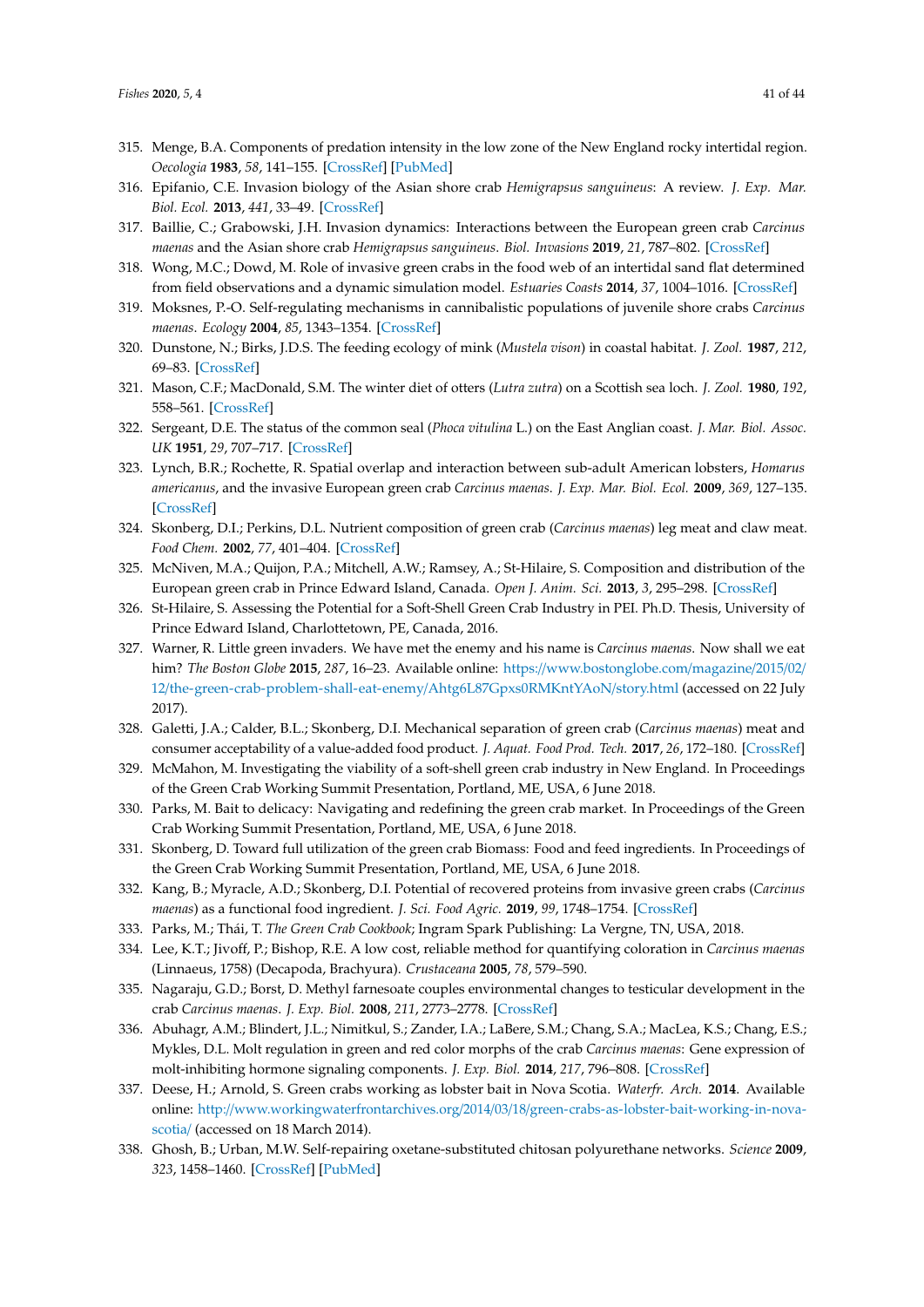315. Menge, B.A. Components of predation intensity in the low zone of the New England rocky intertidal region. *Oecologia* **1983**, *58*, 141–155. [CrossRef] [PubMed]
316. Epifanio, C.E. Invasion biology of the Asian shore crab *Hemigrapsus sanguineus*: A review. *J. Exp. Mar. Biol. Ecol.* **2013**, *441*, 33–49. [CrossRef]
317. Baillie, C.; Grabowski, J.H. Invasion dynamics: Interactions between the European green crab *Carcinus maenas* and the Asian shore crab *Hemigrapsus sanguineus*. *Biol. Invasions* **2019**, *21*, 787–802. [CrossRef]
318. Wong, M.C.; Dowd, M. Role of invasive green crabs in the food web of an intertidal sand flat determined from field observations and a dynamic simulation model. *Estuaries Coasts* **2014**, *37*, 1004–1016. [CrossRef]
319. Moksnes, P.-O. Self-regulating mechanisms in cannibalistic populations of juvenile shore crabs *Carcinus maenas*. *Ecology* **2004**, *85*, 1343–1354. [CrossRef]
320. Dunstone, N.; Birks, J.D.S. The feeding ecology of mink (*Mustela vison*) in coastal habitat. *J. Zool.* **1987**, *212*, 69–83. [CrossRef]
321. Mason, C.F.; MacDonald, S.M. The winter diet of otters (*Lutra zutra*) on a Scottish sea loch. *J. Zool.* **1980**, *192*, 558–561. [CrossRef]
322. Sergeant, D.E. The status of the common seal (*Phoca vitulina* L.) on the East Anglian coast. *J. Mar. Biol. Assoc. UK* **1951**, *29*, 707–717. [CrossRef]
323. Lynch, B.R.; Rochette, R. Spatial overlap and interaction between sub-adult American lobsters, *Homarus americanus*, and the invasive European green crab *Carcinus maenas*. *J. Exp. Mar. Biol. Ecol.* **2009**, *369*, 127–135. [CrossRef]
324. Skonberg, D.I.; Perkins, D.L. Nutrient composition of green crab (*Carcinus maenas*) leg meat and claw meat. *Food Chem.* **2002**, *77*, 401–404. [CrossRef]
325. McNiven, M.A.; Quijon, P.A.; Mitchell, A.W.; Ramsey, A.; St-Hilaire, S. Composition and distribution of the European green crab in Prince Edward Island, Canada. *Open J. Anim. Sci.* **2013**, *3*, 295–298. [CrossRef]
326. St-Hilaire, S. Assessing the Potential for a Soft-Shell Green Crab Industry in PEI. Ph.D. Thesis, University of Prince Edward Island, Charlottetown, PE, Canada, 2016.
327. Warner, R. Little green invaders. We have met the enemy and his name is *Carcinus maenas*. Now shall we eat him? *The Boston Globe* **2015**, *287*, 16–23. Available online: https://www.bostonglobe.com/magazine/2015/02/12/the-green-crab-problem-shall-eat-enemy/Ahtg6L87Gpxs0RMKntYAoN/story.html (accessed on 22 July 2017).
328. Galetti, J.A.; Calder, B.L.; Skonberg, D.I. Mechanical separation of green crab (*Carcinus maenas*) meat and consumer acceptability of a value-added food product. *J. Aquat. Food Prod. Tech.* **2017**, *26*, 172–180. [CrossRef]
329. McMahon, M. Investigating the viability of a soft-shell green crab industry in New England. In Proceedings of the Green Crab Working Summit Presentation, Portland, ME, USA, 6 June 2018.
330. Parks, M. Bait to delicacy: Navigating and redefining the green crab market. In Proceedings of the Green Crab Working Summit Presentation, Portland, ME, USA, 6 June 2018.
331. Skonberg, D. Toward full utilization of the green crab Biomass: Food and feed ingredients. In Proceedings of the Green Crab Working Summit Presentation, Portland, ME, USA, 6 June 2018.
332. Kang, B.; Myracle, A.D.; Skonberg, D.I. Potential of recovered proteins from invasive green crabs (*Carcinus maenas*) as a functional food ingredient. *J. Sci. Food Agric.* **2019**, *99*, 1748–1754. [CrossRef]
333. Parks, M.; Thái, T. *The Green Crab Cookbook*; Ingram Spark Publishing: La Vergne, TN, USA, 2018.
334. Lee, K.T.; Jivoff, P.; Bishop, R.E. A low cost, reliable method for quantifying coloration in *Carcinus maenas* (Linnaeus, 1758) (Decapoda, Brachyura). *Crustaceana* **2005**, *78*, 579–590.
335. Nagaraju, G.D.; Borst, D. Methyl farnesoate couples environmental changes to testicular development in the crab *Carcinus maenas*. *J. Exp. Biol.* **2008**, *211*, 2773–2778. [CrossRef]
336. Abuhagr, A.M.; Blindert, J.L.; Nimitkul, S.; Zander, I.A.; LaBere, S.M.; Chang, S.A.; MacLea, K.S.; Chang, E.S.; Mykles, D.L. Molt regulation in green and red color morphs of the crab *Carcinus maenas*: Gene expression of molt-inhibiting hormone signaling components. *J. Exp. Biol.* **2014**, *217*, 796–808. [CrossRef]
337. Deese, H.; Arnold, S. Green crabs working as lobster bait in Nova Scotia. *Waterfr. Arch.* **2014**. Available online: http://www.workingwaterfrontarchives.org/2014/03/18/green-crabs-as-lobster-bait-working-in-nova-scotia/ (accessed on 18 March 2014).
338. Ghosh, B.; Urban, M.W. Self-repairing oxetane-substituted chitosan polyurethane networks. *Science* **2009**, *323*, 1458–1460. [CrossRef] [PubMed]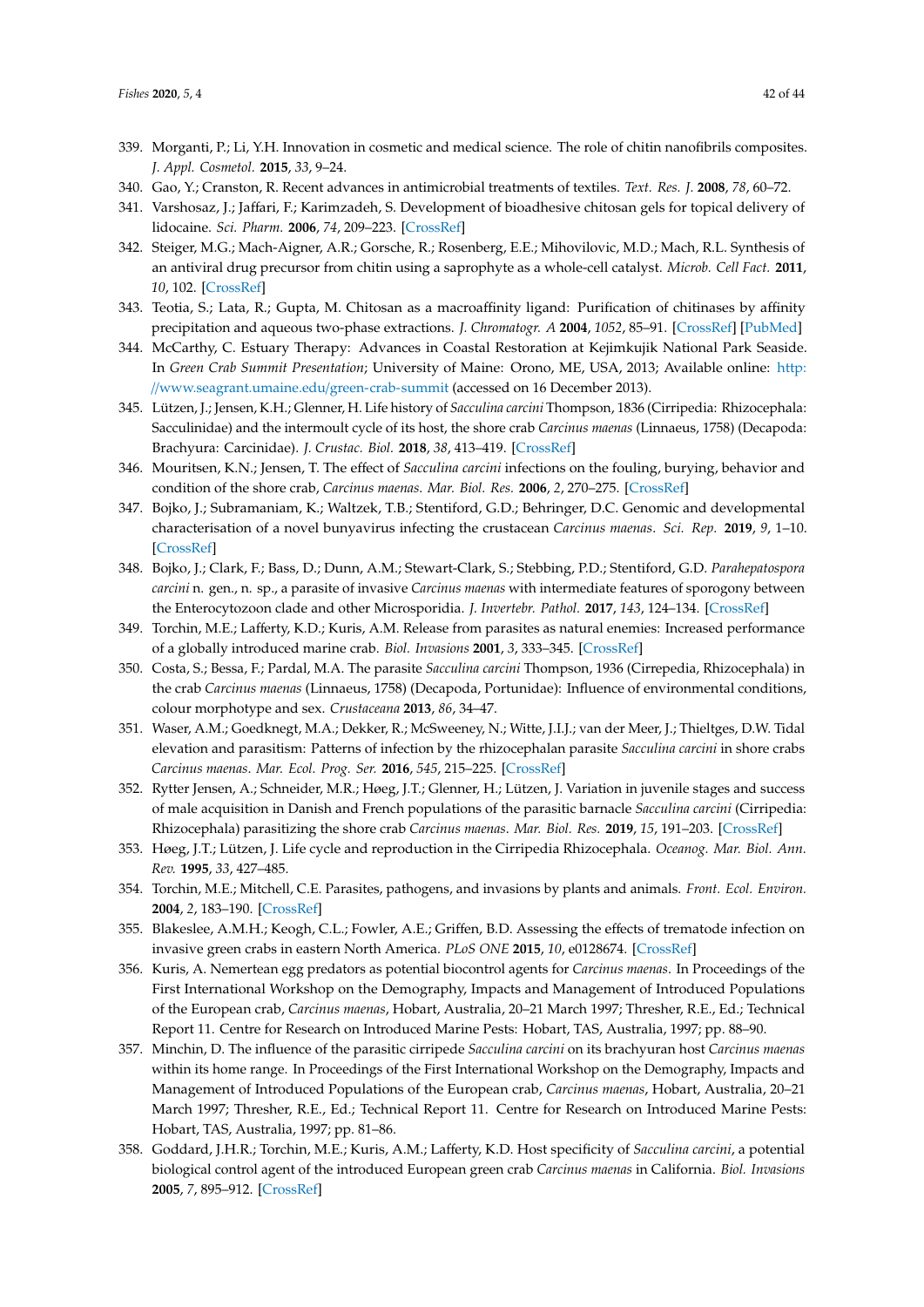339. Morganti, P.; Li, Y.H. Innovation in cosmetic and medical science. The role of chitin nanofibrils composites. *J. Appl. Cosmetol.* **2015**, *33*, 9–24.
340. Gao, Y.; Cranston, R. Recent advances in antimicrobial treatments of textiles. *Text. Res. J.* **2008**, *78*, 60–72.
341. Varshosaz, J.; Jaffari, F.; Karimzadeh, S. Development of bioadhesive chitosan gels for topical delivery of lidocaine. *Sci. Pharm.* **2006**, *74*, 209–223. [CrossRef]
342. Steiger, M.G.; Mach-Aigner, A.R.; Gorsche, R.; Rosenberg, E.E.; Mihovilovic, M.D.; Mach, R.L. Synthesis of an antiviral drug precursor from chitin using a saprophyte as a whole-cell catalyst. *Microb. Cell Fact.* **2011**, *10*, 102. [CrossRef]
343. Teotia, S.; Lata, R.; Gupta, M. Chitosan as a macroaffinity ligand: Purification of chitinases by affinity precipitation and aqueous two-phase extractions. *J. Chromatogr. A* **2004**, *1052*, 85–91. [CrossRef] [PubMed]
344. McCarthy, C. Estuary Therapy: Advances in Coastal Restoration at Kejimkujik National Park Seaside. In *Green Crab Summit Presentation*; University of Maine: Orono, ME, USA, 2013; Available online: http://www.seagrant.umaine.edu/green-crab-summit (accessed on 16 December 2013).
345. Lützen, J.; Jensen, K.H.; Glenner, H. Life history of *Sacculina carcini* Thompson, 1836 (Cirripedia: Rhizocephala: Sacculinidae) and the intermoult cycle of its host, the shore crab *Carcinus maenas* (Linnaeus, 1758) (Decapoda: Brachyura: Carcinidae). *J. Crustac. Biol.* **2018**, *38*, 413–419. [CrossRef]
346. Mouritsen, K.N.; Jensen, T. The effect of *Sacculina carcini* infections on the fouling, burying, behavior and condition of the shore crab, *Carcinus maenas*. *Mar. Biol. Res.* **2006**, *2*, 270–275. [CrossRef]
347. Bojko, J.; Subramaniam, K.; Waltzek, T.B.; Stentiford, G.D.; Behringer, D.C. Genomic and developmental characterisation of a novel bunyavirus infecting the crustacean *Carcinus maenas*. *Sci. Rep.* **2019**, *9*, 1–10. [CrossRef]
348. Bojko, J.; Clark, F.; Bass, D.; Dunn, A.M.; Stewart-Clark, S.; Stebbing, P.D.; Stentiford, G.D. *Parahepatospora carcini* n. gen., n. sp., a parasite of invasive *Carcinus maenas* with intermediate features of sporogony between the Enterocytozoon clade and other Microsporidia. *J. Invertebr. Pathol.* **2017**, *143*, 124–134. [CrossRef]
349. Torchin, M.E.; Lafferty, K.D.; Kuris, A.M. Release from parasites as natural enemies: Increased performance of a globally introduced marine crab. *Biol. Invasions* **2001**, *3*, 333–345. [CrossRef]
350. Costa, S.; Bessa, F.; Pardal, M.A. The parasite *Sacculina carcini* Thompson, 1936 (Cirrepedia, Rhizocephala) in the crab *Carcinus maenas* (Linnaeus, 1758) (Decapoda, Portunidae): Influence of environmental conditions, colour morphotype and sex. *Crustaceana* **2013**, *86*, 34–47.
351. Waser, A.M.; Goedknegt, M.A.; Dekker, R.; McSweeney, N.; Witte, J.I.J.; van der Meer, J.; Thieltges, D.W. Tidal elevation and parasitism: Patterns of infection by the rhizocephalan parasite *Sacculina carcini* in shore crabs *Carcinus maenas*. *Mar. Ecol. Prog. Ser.* **2016**, *545*, 215–225. [CrossRef]
352. Rytter Jensen, A.; Schneider, M.R.; Høeg, J.T.; Glenner, H.; Lützen, J. Variation in juvenile stages and success of male acquisition in Danish and French populations of the parasitic barnacle *Sacculina carcini* (Cirripedia: Rhizocephala) parasitizing the shore crab *Carcinus maenas*. *Mar. Biol. Res.* **2019**, *15*, 191–203. [CrossRef]
353. Høeg, J.T.; Lützen, J. Life cycle and reproduction in the Cirripedia Rhizocephala. *Oceanog. Mar. Biol. Ann. Rev.* **1995**, *33*, 427–485.
354. Torchin, M.E.; Mitchell, C.E. Parasites, pathogens, and invasions by plants and animals. *Front. Ecol. Environ.* **2004**, *2*, 183–190. [CrossRef]
355. Blakeslee, A.M.H.; Keogh, C.L.; Fowler, A.E.; Griffen, B.D. Assessing the effects of trematode infection on invasive green crabs in eastern North America. *PLoS ONE* **2015**, *10*, e0128674. [CrossRef]
356. Kuris, A. Nemertean egg predators as potential biocontrol agents for *Carcinus maenas*. In Proceedings of the First International Workshop on the Demography, Impacts and Management of Introduced Populations of the European crab, *Carcinus maenas*, Hobart, Australia, 20–21 March 1997; Thresher, R.E., Ed.; Technical Report 11. Centre for Research on Introduced Marine Pests: Hobart, TAS, Australia, 1997; pp. 88–90.
357. Minchin, D. The influence of the parasitic cirripede *Sacculina carcini* on its brachyuran host *Carcinus maenas* within its home range. In Proceedings of the First International Workshop on the Demography, Impacts and Management of Introduced Populations of the European crab, *Carcinus maenas*, Hobart, Australia, 20–21 March 1997; Thresher, R.E., Ed.; Technical Report 11. Centre for Research on Introduced Marine Pests: Hobart, TAS, Australia, 1997; pp. 81–86.
358. Goddard, J.H.R.; Torchin, M.E.; Kuris, A.M.; Lafferty, K.D. Host specificity of *Sacculina carcini*, a potential biological control agent of the introduced European green crab *Carcinus maenas* in California. *Biol. Invasions* **2005**, *7*, 895–912. [CrossRef]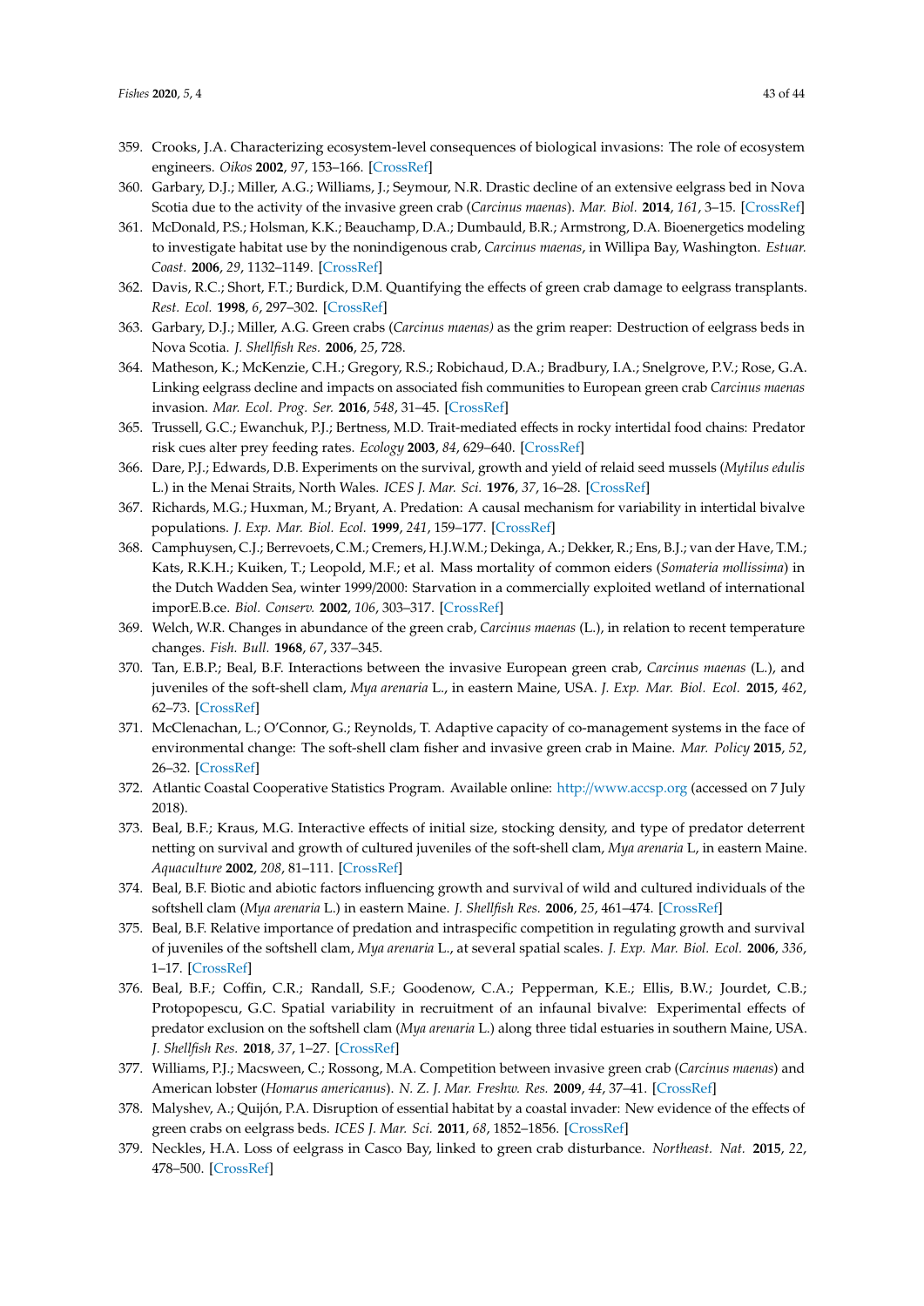359. Crooks, J.A. Characterizing ecosystem-level consequences of biological invasions: The role of ecosystem engineers. *Oikos* **2002**, *97*, 153–166. [CrossRef]
360. Garbary, D.J.; Miller, A.G.; Williams, J.; Seymour, N.R. Drastic decline of an extensive eelgrass bed in Nova Scotia due to the activity of the invasive green crab (*Carcinus maenas*). *Mar. Biol.* **2014**, *161*, 3–15. [CrossRef]
361. McDonald, P.S.; Holsman, K.K.; Beauchamp, D.A.; Dumbauld, B.R.; Armstrong, D.A. Bioenergetics modeling to investigate habitat use by the nonindigenous crab, *Carcinus maenas*, in Willipa Bay, Washington. *Estuar. Coast.* **2006**, *29*, 1132–1149. [CrossRef]
362. Davis, R.C.; Short, F.T.; Burdick, D.M. Quantifying the effects of green crab damage to eelgrass transplants. *Rest. Ecol.* **1998**, *6*, 297–302. [CrossRef]
363. Garbary, D.J.; Miller, A.G. Green crabs (*Carcinus maenas)* as the grim reaper: Destruction of eelgrass beds in Nova Scotia. *J. Shellfish Res.* **2006**, *25*, 728.
364. Matheson, K.; McKenzie, C.H.; Gregory, R.S.; Robichaud, D.A.; Bradbury, I.A.; Snelgrove, P.V.; Rose, G.A. Linking eelgrass decline and impacts on associated fish communities to European green crab *Carcinus maenas* invasion. *Mar. Ecol. Prog. Ser.* **2016**, *548*, 31–45. [CrossRef]
365. Trussell, G.C.; Ewanchuk, P.J.; Bertness, M.D. Trait-mediated effects in rocky intertidal food chains: Predator risk cues alter prey feeding rates. *Ecology* **2003**, *84*, 629–640. [CrossRef]
366. Dare, P.J.; Edwards, D.B. Experiments on the survival, growth and yield of relaid seed mussels (*Mytilus edulis* L.) in the Menai Straits, North Wales. *ICES J. Mar. Sci.* **1976**, *37*, 16–28. [CrossRef]
367. Richards, M.G.; Huxman, M.; Bryant, A. Predation: A causal mechanism for variability in intertidal bivalve populations. *J. Exp. Mar. Biol. Ecol.* **1999**, *241*, 159–177. [CrossRef]
368. Camphuysen, C.J.; Berrevoets, C.M.; Cremers, H.J.W.M.; Dekinga, A.; Dekker, R.; Ens, B.J.; van der Have, T.M.; Kats, R.K.H.; Kuiken, T.; Leopold, M.F.; et al. Mass mortality of common eiders (*Somateria mollissima*) in the Dutch Wadden Sea, winter 1999/2000: Starvation in a commercially exploited wetland of international imporE.B.ce. *Biol. Conserv.* **2002**, *106*, 303–317. [CrossRef]
369. Welch, W.R. Changes in abundance of the green crab, *Carcinus maenas* (L.), in relation to recent temperature changes. *Fish. Bull.* **1968**, *67*, 337–345.
370. Tan, E.B.P.; Beal, B.F. Interactions between the invasive European green crab, *Carcinus maenas* (L.), and juveniles of the soft-shell clam, *Mya arenaria* L., in eastern Maine, USA. *J. Exp. Mar. Biol. Ecol.* **2015**, *462*, 62–73. [CrossRef]
371. McClenachan, L.; O'Connor, G.; Reynolds, T. Adaptive capacity of co-management systems in the face of environmental change: The soft-shell clam fisher and invasive green crab in Maine. *Mar. Policy* **2015**, *52*, 26–32. [CrossRef]
372. Atlantic Coastal Cooperative Statistics Program. Available online: http://www.accsp.org (accessed on 7 July 2018).
373. Beal, B.F.; Kraus, M.G. Interactive effects of initial size, stocking density, and type of predator deterrent netting on survival and growth of cultured juveniles of the soft-shell clam, *Mya arenaria* L, in eastern Maine. *Aquaculture* **2002**, *208*, 81–111. [CrossRef]
374. Beal, B.F. Biotic and abiotic factors influencing growth and survival of wild and cultured individuals of the softshell clam (*Mya arenaria* L.) in eastern Maine. *J. Shellfish Res.* **2006**, *25*, 461–474. [CrossRef]
375. Beal, B.F. Relative importance of predation and intraspecific competition in regulating growth and survival of juveniles of the softshell clam, *Mya arenaria* L., at several spatial scales. *J. Exp. Mar. Biol. Ecol.* **2006**, *336*, 1–17. [CrossRef]
376. Beal, B.F.; Coffin, C.R.; Randall, S.F.; Goodenow, C.A.; Pepperman, K.E.; Ellis, B.W.; Jourdet, C.B.; Protopopescu, G.C. Spatial variability in recruitment of an infaunal bivalve: Experimental effects of predator exclusion on the softshell clam (*Mya arenaria* L.) along three tidal estuaries in southern Maine, USA. *J. Shellfish Res.* **2018**, *37*, 1–27. [CrossRef]
377. Williams, P.J.; Macsween, C.; Rossong, M.A. Competition between invasive green crab (*Carcinus maenas*) and American lobster (*Homarus americanus*). *N. Z. J. Mar. Freshw. Res.* **2009**, *44*, 37–41. [CrossRef]
378. Malyshev, A.; Quijón, P.A. Disruption of essential habitat by a coastal invader: New evidence of the effects of green crabs on eelgrass beds. *ICES J. Mar. Sci.* **2011**, *68*, 1852–1856. [CrossRef]
379. Neckles, H.A. Loss of eelgrass in Casco Bay, linked to green crab disturbance. *Northeast. Nat.* **2015**, *22*, 478–500. [CrossRef]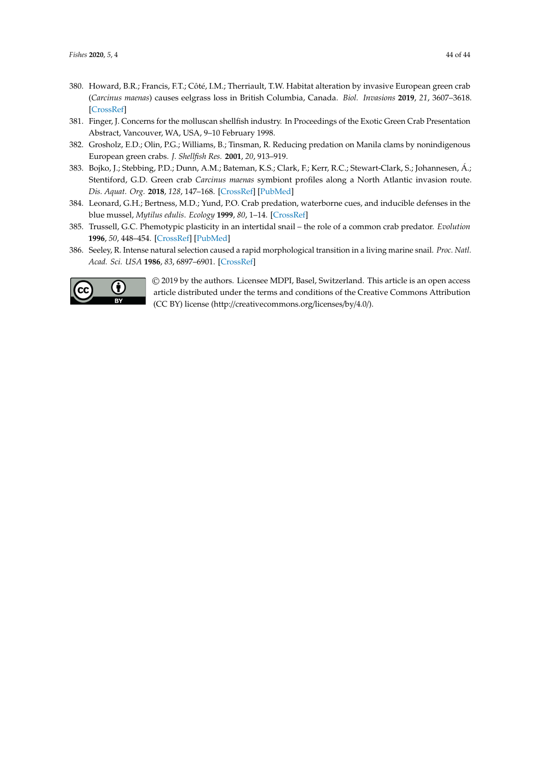380. Howard, B.R.; Francis, F.T.; Côté, I.M.; Therriault, T.W. Habitat alteration by invasive European green crab (*Carcinus maenas*) causes eelgrass loss in British Columbia, Canada. *Biol. Invasions* **2019**, *21*, 3607–3618. [CrossRef]
381. Finger, J. Concerns for the molluscan shellfish industry. In Proceedings of the Exotic Green Crab Presentation Abstract, Vancouver, WA, USA, 9–10 February 1998.
382. Grosholz, E.D.; Olin, P.G.; Williams, B.; Tinsman, R. Reducing predation on Manila clams by nonindigenous European green crabs. *J. Shellfish Res.* **2001**, *20*, 913–919.
383. Bojko, J.; Stebbing, P.D.; Dunn, A.M.; Bateman, K.S.; Clark, F.; Kerr, R.C.; Stewart-Clark, S.; Johannesen, Á.; Stentiford, G.D. Green crab *Carcinus maenas* symbiont profiles along a North Atlantic invasion route. *Dis. Aquat. Org.* **2018**, *128*, 147–168. [CrossRef] [PubMed]
384. Leonard, G.H.; Bertness, M.D.; Yund, P.O. Crab predation, waterborne cues, and inducible defenses in the blue mussel, *Mytilus edulis*. *Ecology* **1999**, *80*, 1–14. [CrossRef]
385. Trussell, G.C. Phemotypic plasticity in an intertidal snail – the role of a common crab predator. *Evolution* **1996**, *50*, 448–454. [CrossRef] [PubMed]
386. Seeley, R. Intense natural selection caused a rapid morphological transition in a living marine snail. *Proc. Natl. Acad. Sci. USA* **1986**, *83*, 6897–6901. [CrossRef]

© 2019 by the authors. Licensee MDPI, Basel, Switzerland. This article is an open access article distributed under the terms and conditions of the Creative Commons Attribution (CC BY) license (http://creativecommons.org/licenses/by/4.0/).